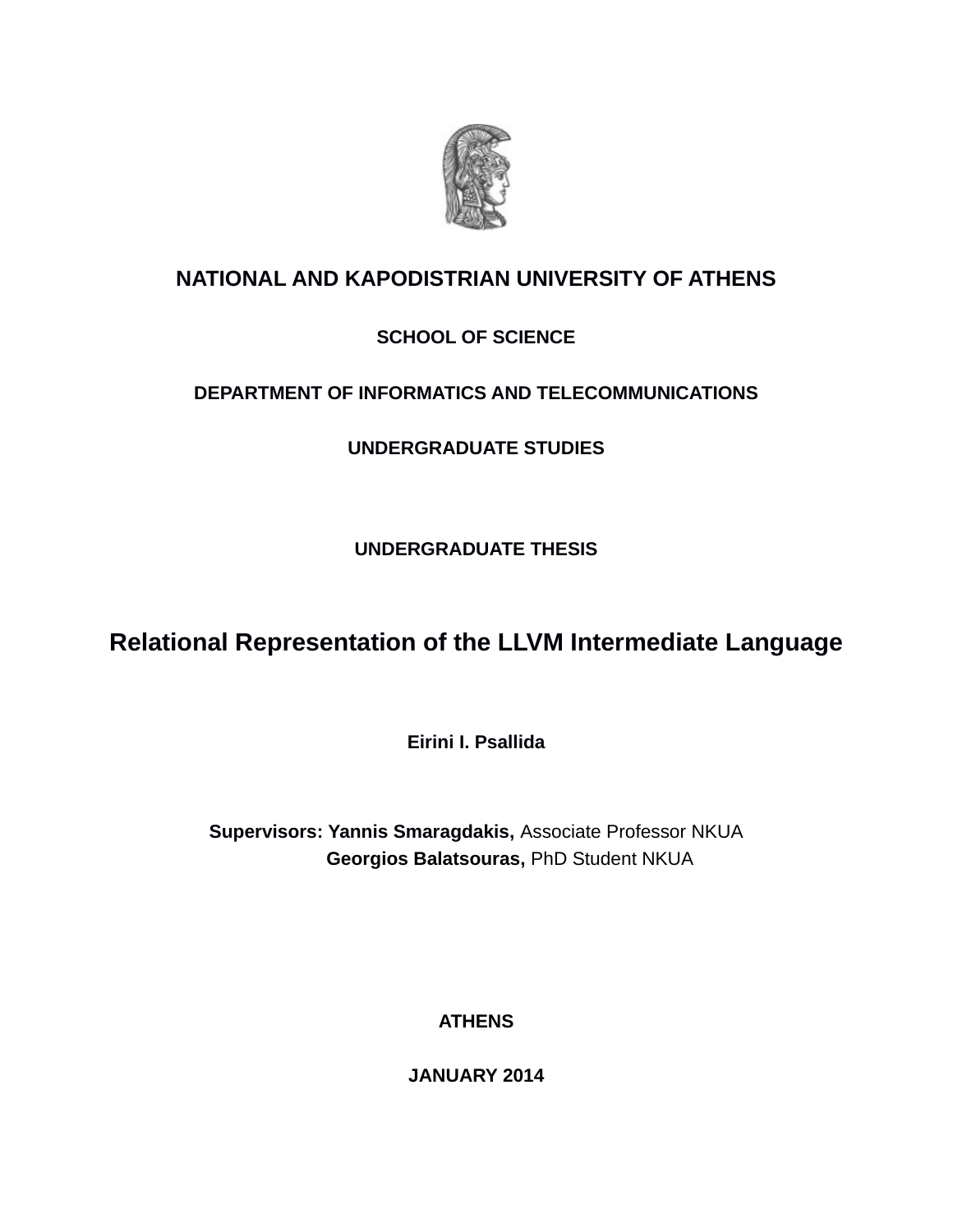**NATIONAL AND KAPODISTRIAN UNIVERSITY OF ATHENS**

**SCHOOL OF SCIENCE**

**DEPARTMENT OF INFORMATICS AND TELECOMMUNICATIONS**

**UNDERGRADUATE STUDIES**

**UNDERGRADUATE THESIS**

# Relational Representation of the LLVM Intermediate Language

**Eirini I. Psallida**

**Supervisors: Yannis Smaragdakis,** Associate Professor NKUA
**Georgios Balatsouras,** PhD Student NKUA

**ATHENS**

**JANUARY 2014**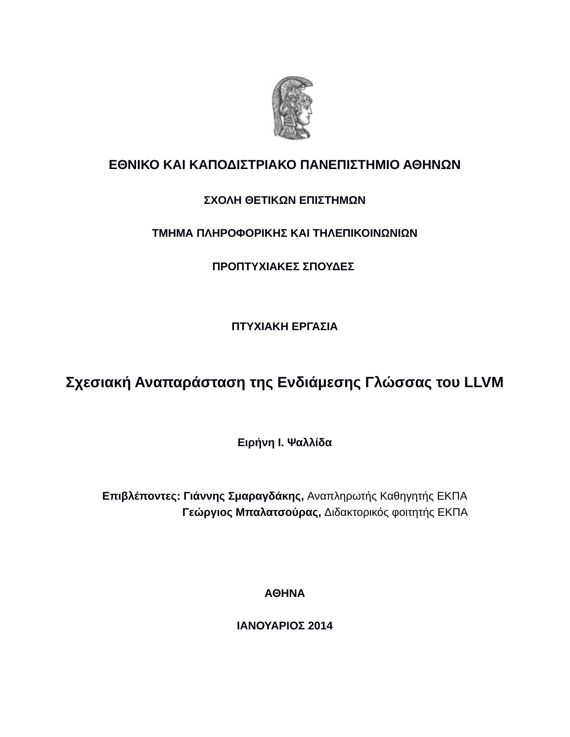**ΕΘΝΙΚΟ ΚΑΙ ΚΑΠΟΔΙΣΤΡΙΑΚΟ ΠΑΝΕΠΙΣΤΗΜΙΟ ΑΘΗΝΩΝ**

**ΣΧΟΛΗ ΘΕΤΙΚΩΝ ΕΠΙΣΤΗΜΩΝ**

**ΤΜΗΜΑ ΠΛΗΡΟΦΟΡΙΚΗΣ ΚΑΙ ΤΗΛΕΠΙΚΟΙΝΩΝΙΩΝ**

**ΠΡΟΠΤΥΧΙΑΚΕΣ ΣΠΟΥΔΕΣ**

**ΠΤΥΧΙΑΚΗ ΕΡΓΑΣΙΑ**

# Σχεσιακή Αναπαράσταση της Ενδιάμεσης Γλώσσας του LLVM

**Ειρήνη Ι. Ψαλλίδα**

**Επιβλέποντες: Γιάννης Σμαραγδάκης,** Αναπληρωτής Καθηγητής ΕΚΠΑ
**Γεώργιος Μπαλατσούρας,** Διδακτορικός φοιτητής ΕΚΠΑ

**ΑΘΗΝΑ**

**ΙΑΝΟΥΑΡΙΟΣ 2014**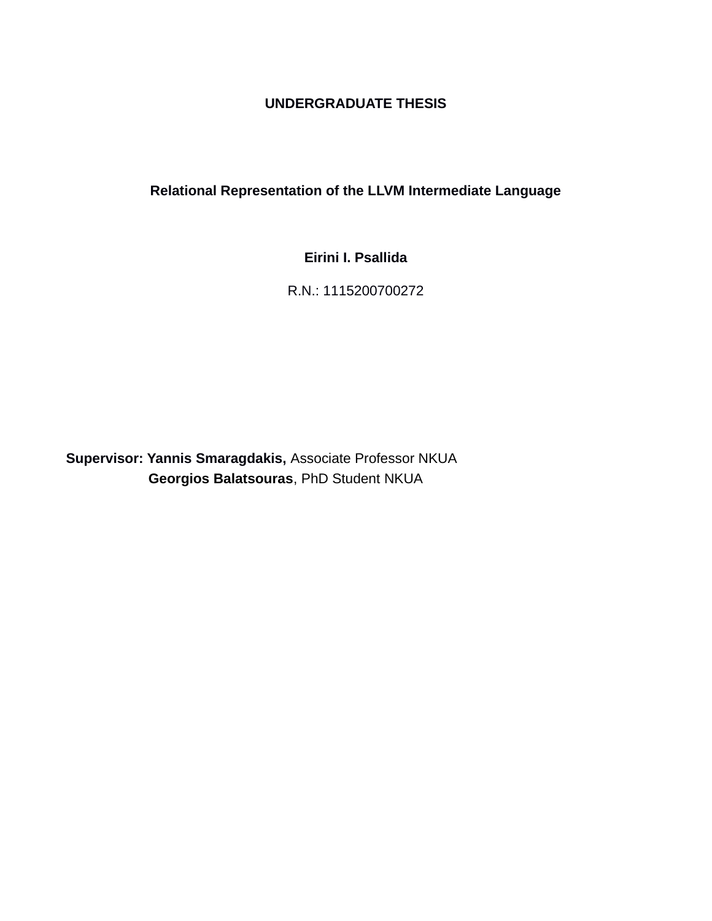**UNDERGRADUATE THESIS**

**Relational Representation of the LLVM Intermediate Language**

**Eirini I. Psallida**

R.N.: 1115200700272

**Supervisor: Yannis Smaragdakis,** Associate Professor NKUA
**Georgios Balatsouras**, PhD Student NKUA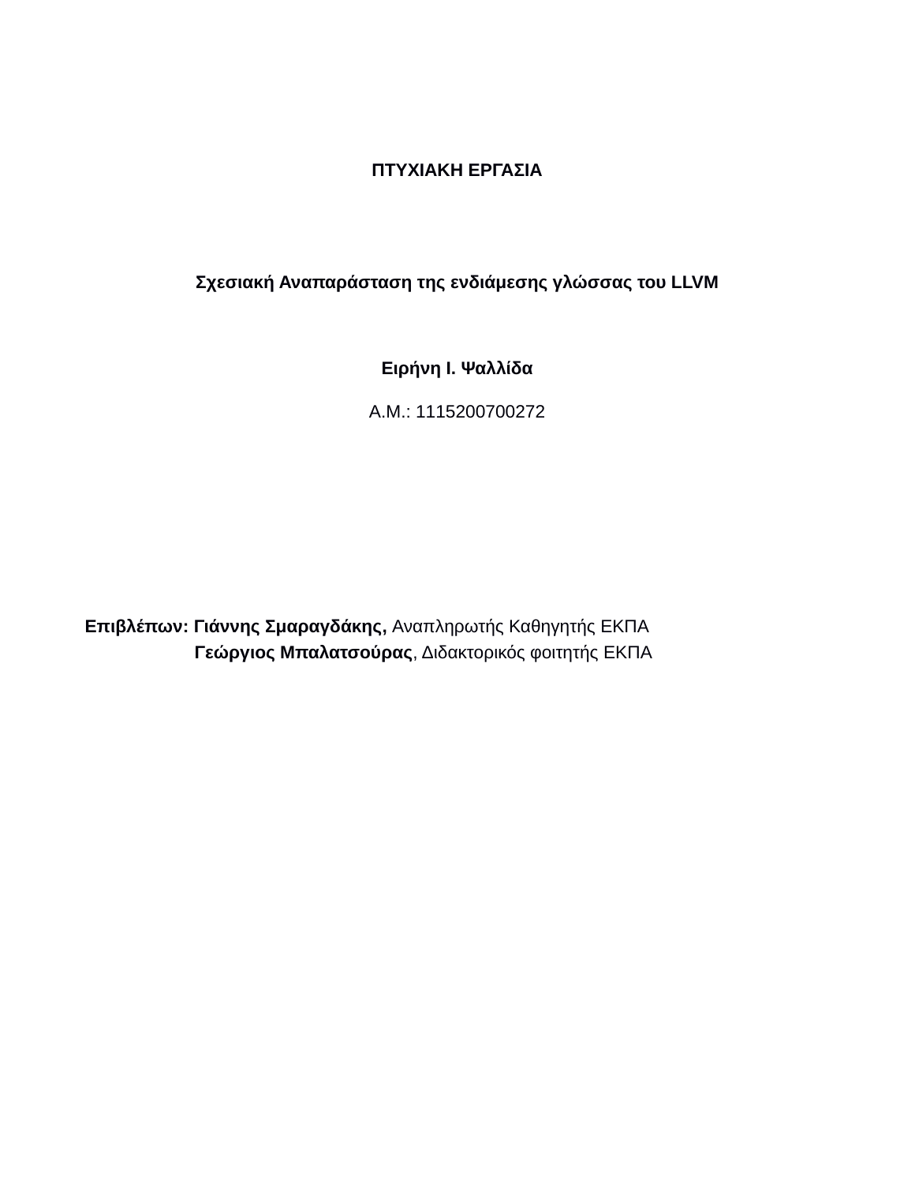**ΠΤΥΧΙΑΚΗ ΕΡΓΑΣΙΑ**

**Σχεσιακή Αναπαράσταση της ενδιάμεσης γλώσσας του LLVM**

**Ειρήνη Ι. Ψαλλίδα**

Α.Μ.: 1115200700272

**Επιβλέπων: Γιάννης Σμαραγδάκης,** Αναπληρωτής Καθηγητής ΕΚΠΑ
**Γεώργιος Μπαλατσούρας**, Διδακτορικός φοιτητής ΕΚΠΑ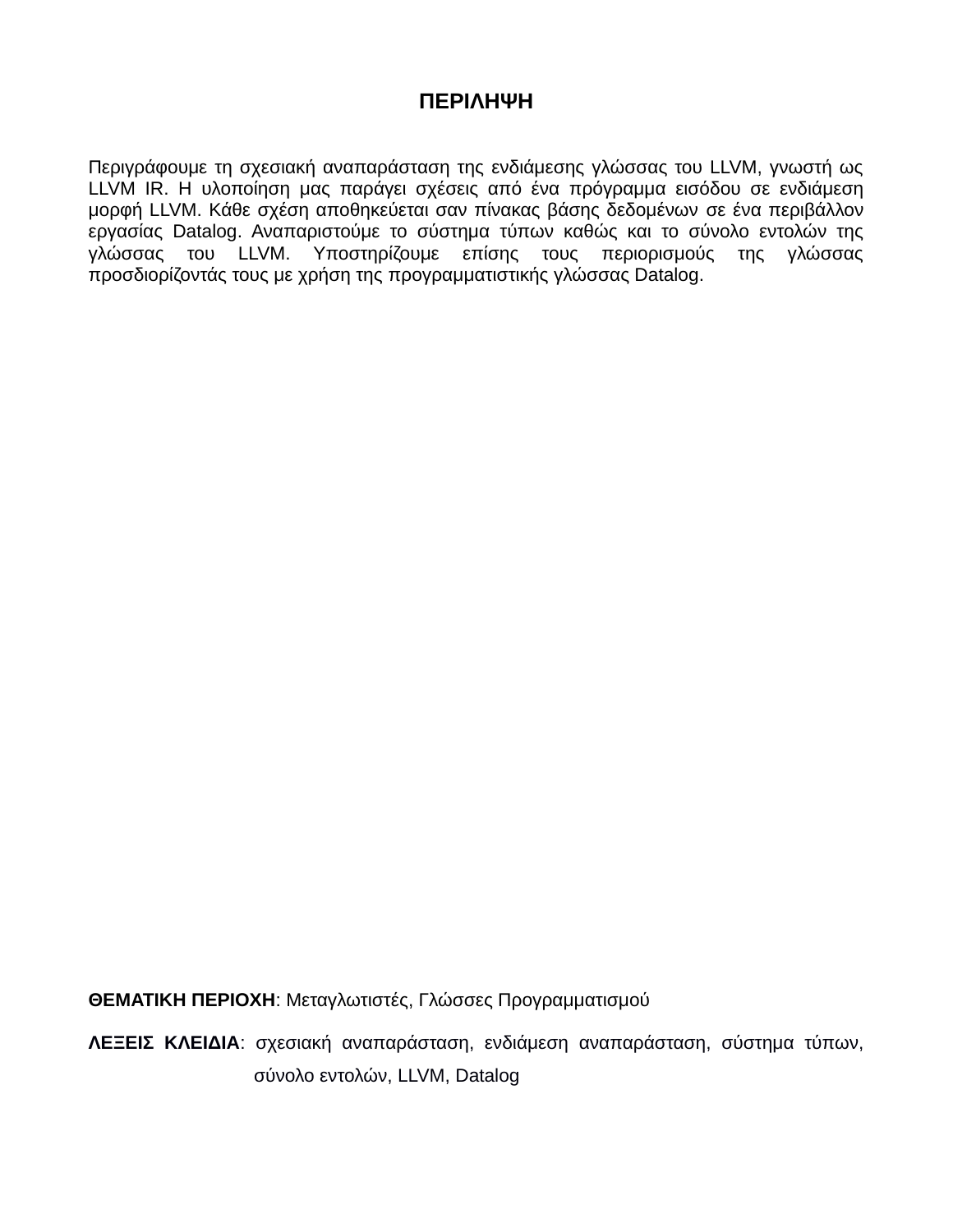# ΠΕΡΙΛΗΨΗ

Περιγράφουμε τη σχεσιακή αναπαράσταση της ενδιάμεσης γλώσσας του LLVM, γνωστή ως LLVM IR. Η υλοποίηση μας παράγει σχέσεις από ένα πρόγραμμα εισόδου σε ενδιάμεση μορφή LLVM. Κάθε σχέση αποθηκεύεται σαν πίνακας βάσης δεδομένων σε ένα περιβάλλον εργασίας Datalog. Αναπαριστούμε το σύστημα τύπων καθώς και το σύνολο εντολών της γλώσσας του LLVM. Υποστηρίζουμε επίσης τους περιορισμούς της γλώσσας προσδιορίζοντάς τους με χρήση της προγραμματιστικής γλώσσας Datalog.

**ΘΕΜΑΤΙΚΗ ΠΕΡΙΟΧΗ**: Μεταγλωττιστές, Γλώσσες Προγραμματισμού

**ΛΕΞΕΙΣ ΚΛΕΙΔΙΑ**: σχεσιακή αναπαράσταση, ενδιάμεση αναπαράσταση, σύστημα τύπων, σύνολο εντολών, LLVM, Datalog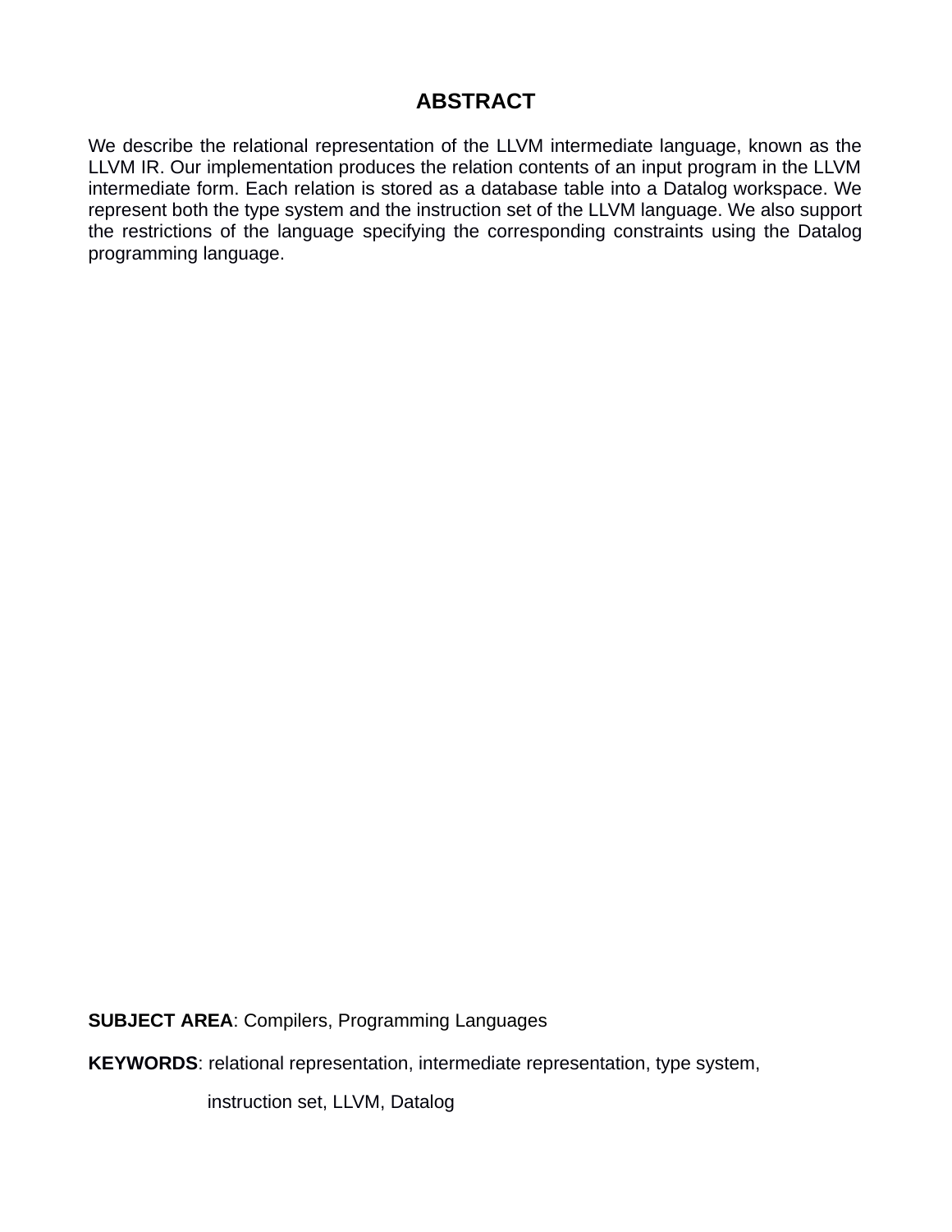# ABSTRACT

We describe the relational representation of the LLVM intermediate language, known as the LLVM IR. Our implementation produces the relation contents of an input program in the LLVM intermediate form. Each relation is stored as a database table into a Datalog workspace. We represent both the type system and the instruction set of the LLVM language. We also support the restrictions of the language specifying the corresponding constraints using the Datalog programming language.

**SUBJECT AREA**: Compilers, Programming Languages

**KEYWORDS**: relational representation, intermediate representation, type system, instruction set, LLVM, Datalog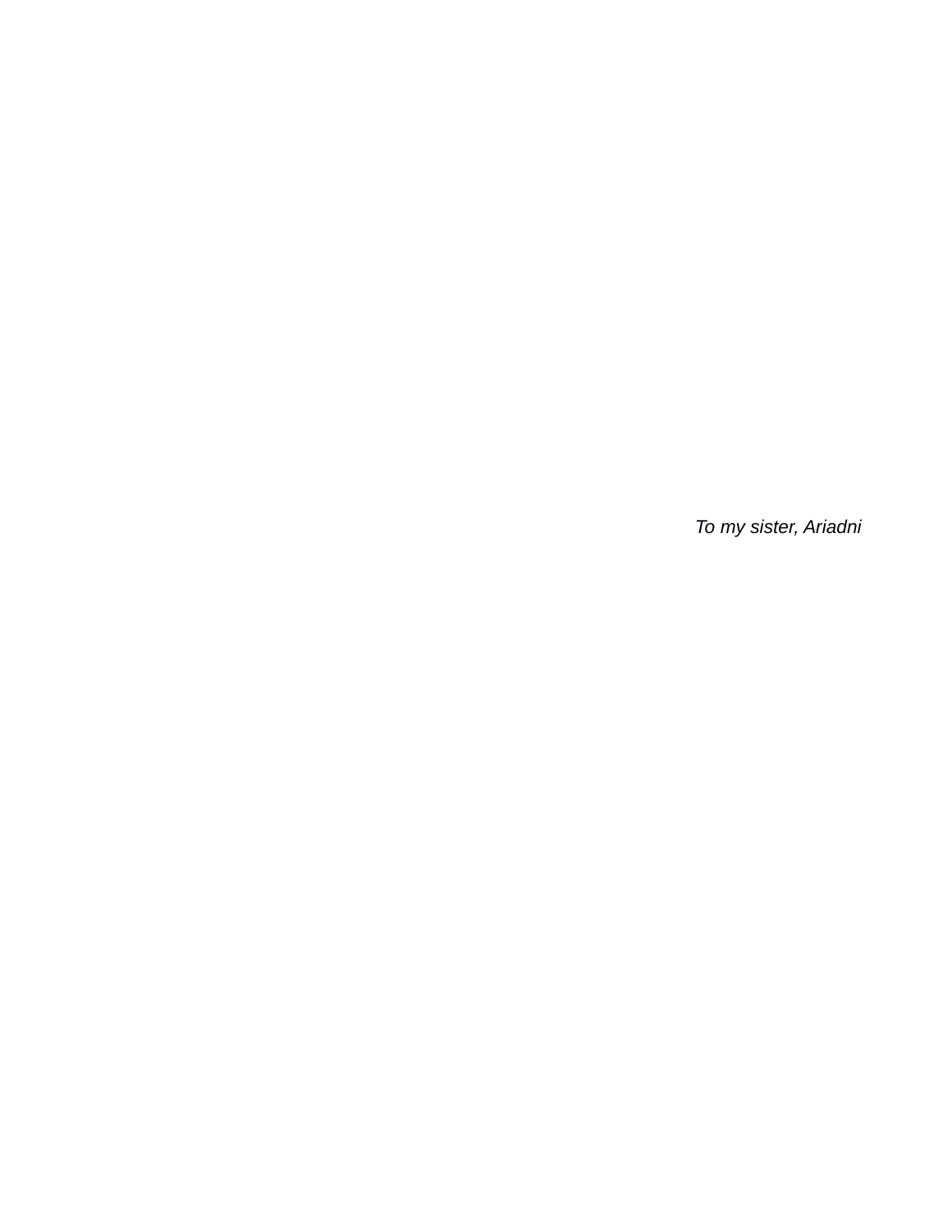*To my sister, Ariadni*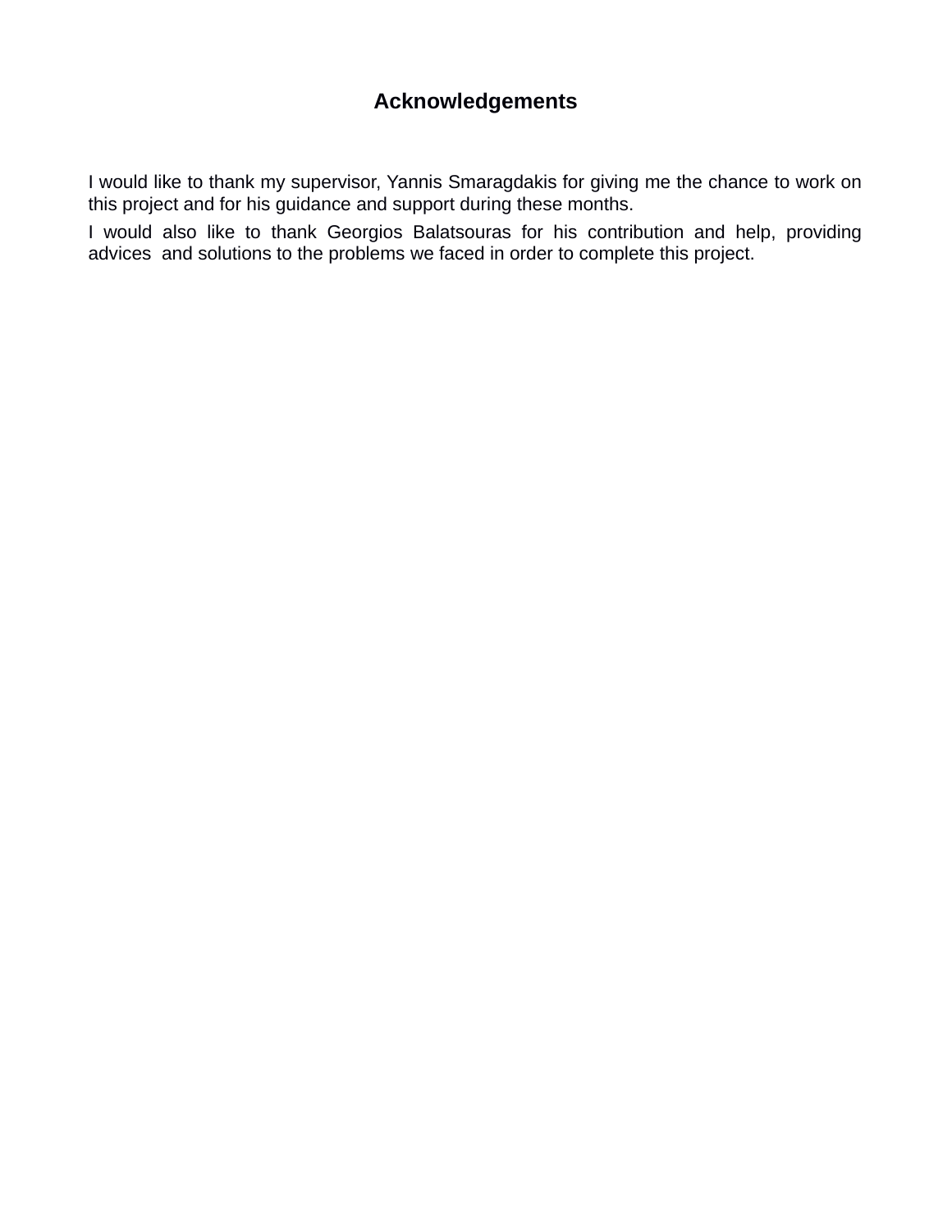# Acknowledgements

I would like to thank my supervisor, Yannis Smaragdakis for giving me the chance to work on this project and for his guidance and support during these months.

I would also like to thank Georgios Balatsouras for his contribution and help, providing advices and solutions to the problems we faced in order to complete this project.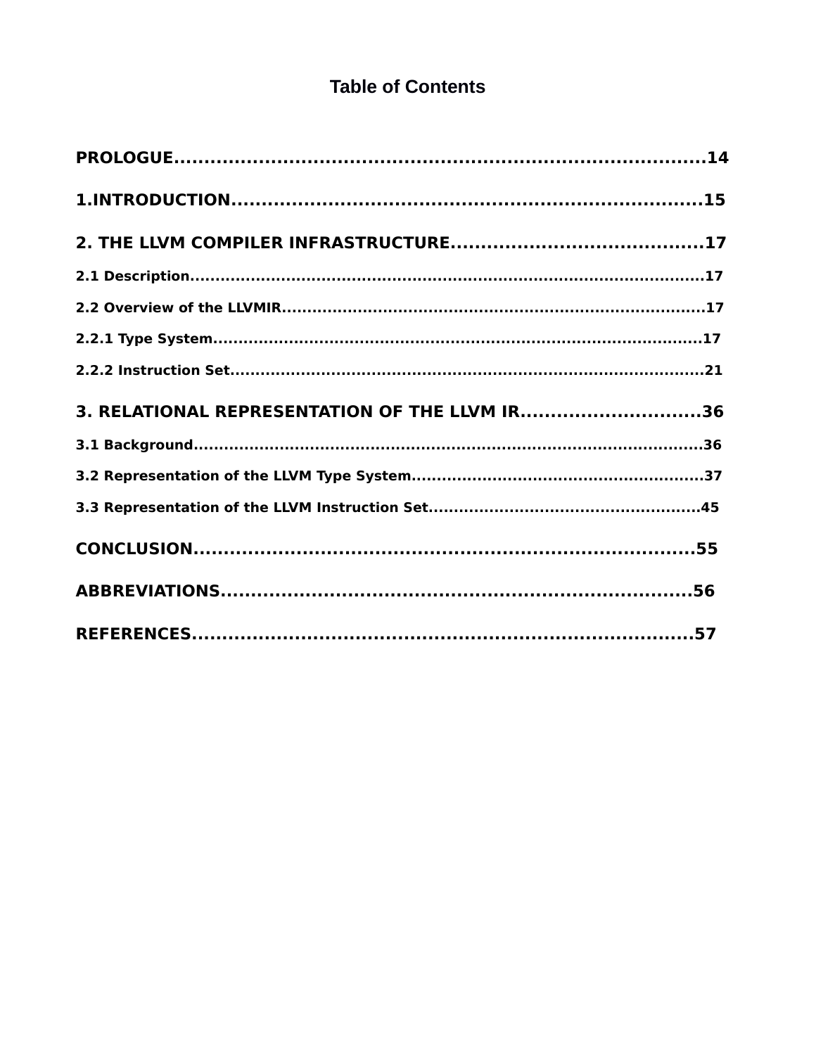# Table of Contents

**PROLOGUE..........................................................................................14**

**1.INTRODUCTION...............................................................................15**

**2. THE LLVM COMPILER INFRASTRUCTURE.........................................17**

**2.1 Description.........................................................................................................17**

**2.2 Overview of the LLVMIR...................................................................................17**

**2.2.1 Type System.................................................................................................17**

**2.2.2 Instruction Set.............................................................................................21**

**3. RELATIONAL REPRESENTATION OF THE LLVM IR..............................36**

**3.1 Background.......................................................................................................36**

**3.2 Representation of the LLVM Type System.........................................................37**

**3.3 Representation of the LLVM Instruction Set.....................................................45**

**CONCLUSION.......................................................................................55**

**ABBREVIATIONS.................................................................................56**

**REFERENCES......................................................................................57**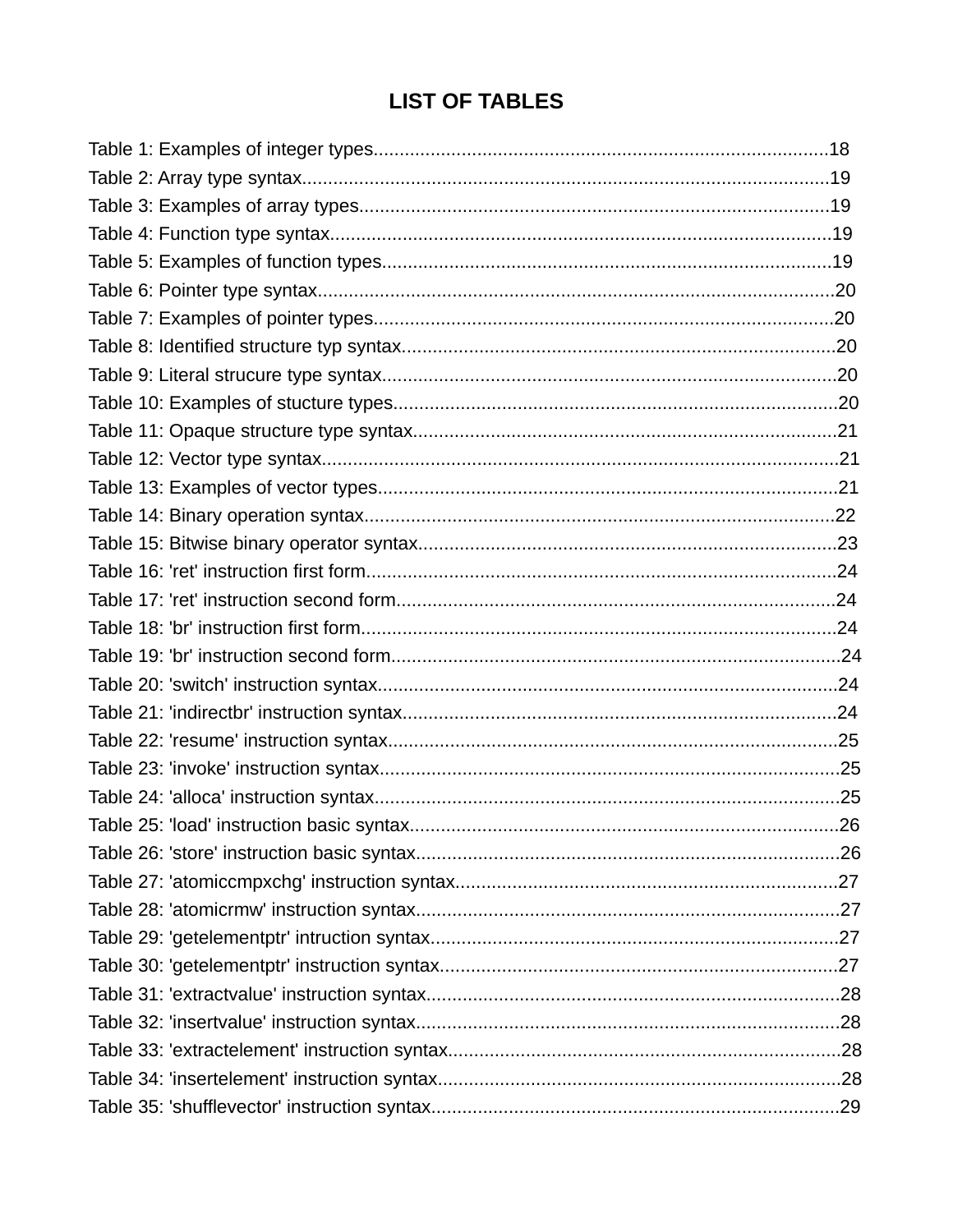# LIST OF TABLES

Table 1: Examples of integer types........................................................................................18
Table 2: Array type syntax......................................................................................................19
Table 3: Examples of array types...........................................................................................19
Table 4: Function type syntax.................................................................................................19
Table 5: Examples of function types.......................................................................................19
Table 6: Pointer type syntax....................................................................................................20
Table 7: Examples of pointer types.........................................................................................20
Table 8: Identified structure typ syntax....................................................................................20
Table 9: Literal strucure type syntax........................................................................................20
Table 10: Examples of stucture types.....................................................................................20
Table 11: Opaque structure type syntax..................................................................................21
Table 12: Vector type syntax....................................................................................................21
Table 13: Examples of vector types.........................................................................................21
Table 14: Binary operation syntax...........................................................................................22
Table 15: Bitwise binary operator syntax.................................................................................23
Table 16: 'ret' instruction first form...........................................................................................24
Table 17: 'ret' instruction second form.....................................................................................24
Table 18: 'br' instruction first form............................................................................................24
Table 19: 'br' instruction second form......................................................................................24
Table 20: 'switch' instruction syntax.........................................................................................24
Table 21: 'indirectbr' instruction syntax....................................................................................24
Table 22: 'resume' instruction syntax.......................................................................................25
Table 23: 'invoke' instruction syntax.........................................................................................25
Table 24: 'alloca' instruction syntax..........................................................................................25
Table 25: 'load' instruction basic syntax...................................................................................26
Table 26: 'store' instruction basic syntax..................................................................................26
Table 27: 'atomiccmpxchg' instruction syntax..........................................................................27
Table 28: 'atomicrmw' instruction syntax..................................................................................27
Table 29: 'getelementptr' intruction syntax...............................................................................27
Table 30: 'getelementptr' instruction syntax.............................................................................27
Table 31: 'extractvalue' instruction syntax................................................................................28
Table 32: 'insertvalue' instruction syntax..................................................................................28
Table 33: 'extractelement' instruction syntax............................................................................28
Table 34: 'insertelement' instruction syntax..............................................................................28
Table 35: 'shufflevector' instruction syntax...............................................................................29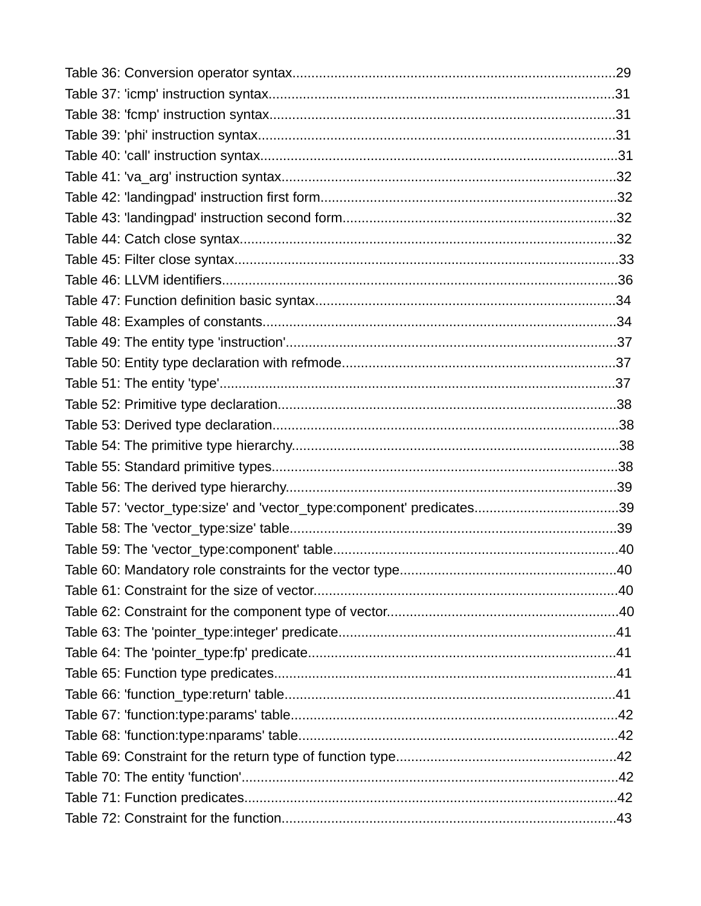Table 36: Conversion operator syntax....................................................................................29
Table 37: 'icmp' instruction syntax..........................................................................................31
Table 38: 'fcmp' instruction syntax..........................................................................................31
Table 39: 'phi' instruction syntax.............................................................................................31
Table 40: 'call' instruction syntax.............................................................................................31
Table 41: 'va_arg' instruction syntax.......................................................................................32
Table 42: 'landingpad' instruction first form.............................................................................32
Table 43: 'landingpad' instruction second form.......................................................................32
Table 44: Catch close syntax..................................................................................................32
Table 45: Filter close syntax....................................................................................................33
Table 46: LLVM identifiers.......................................................................................................36
Table 47: Function definition basic syntax..............................................................................34
Table 48: Examples of constants............................................................................................34
Table 49: The entity type 'instruction'......................................................................................37
Table 50: Entity type declaration with refmode.......................................................................37
Table 51: The entity 'type'.......................................................................................................37
Table 52: Primitive type declaration........................................................................................38
Table 53: Derived type declaration..........................................................................................38
Table 54: The primitive type hierarchy.....................................................................................38
Table 55: Standard primitive types..........................................................................................38
Table 56: The derived type hierarchy......................................................................................39
Table 57: 'vector_type:size' and 'vector_type:component' predicates......................................39
Table 58: The 'vector_type:size' table.....................................................................................39
Table 59: The 'vector_type:component' table.........................................................................40
Table 60: Mandatory role constraints for the vector type........................................................40
Table 61: Constraint for the size of vector...............................................................................40
Table 62: Constraint for the component type of vector............................................................40
Table 63: The 'pointer_type:integer' predicate........................................................................41
Table 64: The 'pointer_type:fp' predicate................................................................................41
Table 65: Function type predicates.........................................................................................41
Table 66: 'function_type:return' table......................................................................................41
Table 67: 'function:type:params' table.....................................................................................42
Table 68: 'function:type:nparams' table...................................................................................42
Table 69: Constraint for the return type of function type.........................................................42
Table 70: The entity 'function'.................................................................................................42
Table 71: Function predicates.................................................................................................42
Table 72: Constraint for the function.......................................................................................43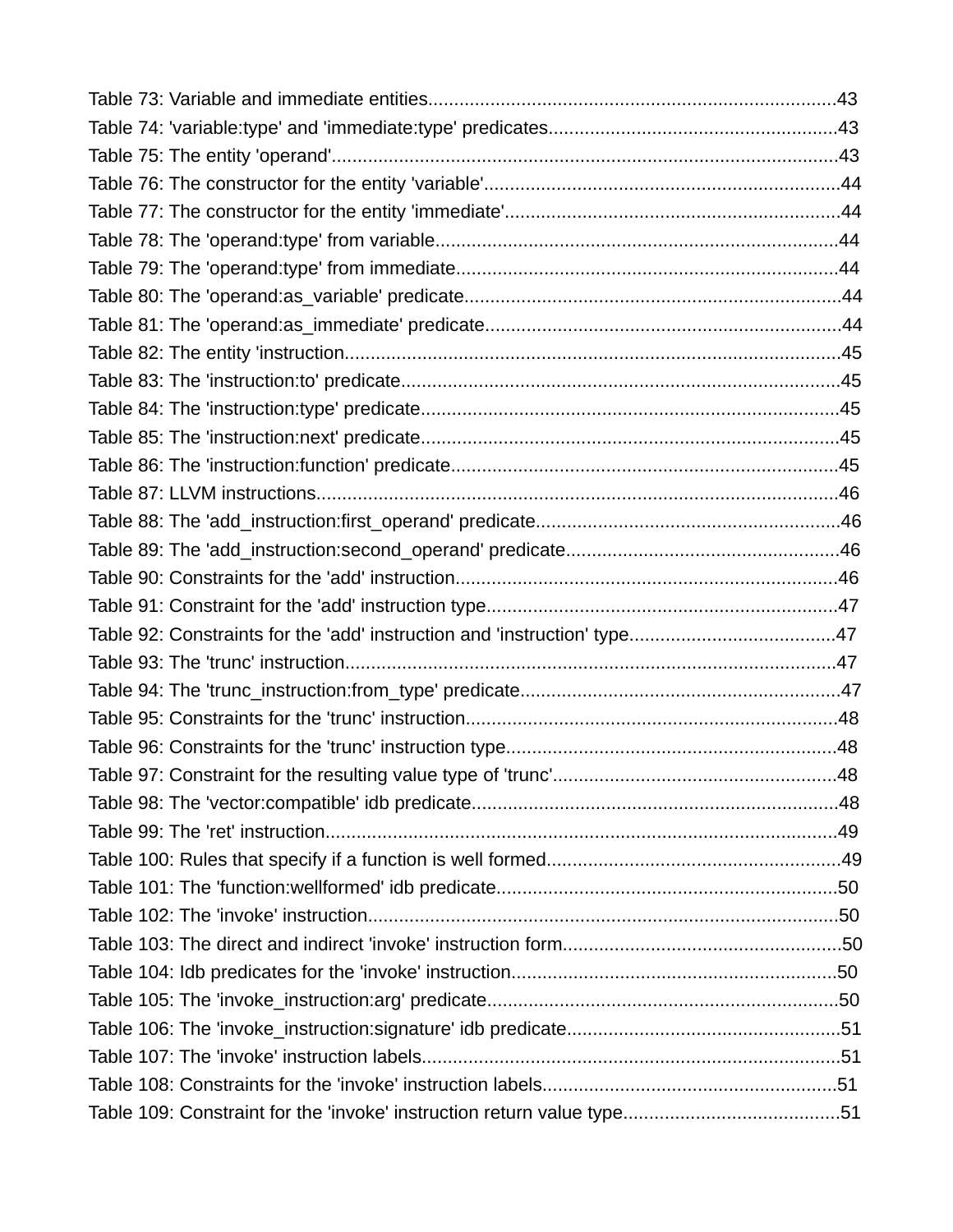Table 73: Variable and immediate entities..............................................................................43

Table 74: 'variable:type' and 'immediate:type' predicates.......................................................43

Table 75: The entity 'operand'.................................................................................................43

Table 76: The constructor for the entity 'variable'....................................................................44

Table 77: The constructor for the entity 'immediate'................................................................44

Table 78: The 'operand:type' from variable............................................................................44

Table 79: The 'operand:type' from immediate........................................................................44

Table 80: The 'operand:as_variable' predicate........................................................................44

Table 81: The 'operand:as_immediate' predicate....................................................................44

Table 82: The entity 'instruction...............................................................................................45

Table 83: The 'instruction:to' predicate....................................................................................45

Table 84: The 'instruction:type' predicate................................................................................45

Table 85: The 'instruction:next' predicate................................................................................45

Table 86: The 'instruction:function' predicate..........................................................................45

Table 87: LLVM instructions....................................................................................................46

Table 88: The 'add_instruction:first_operand' predicate..........................................................46

Table 89: The 'add_instruction:second_operand' predicate....................................................46

Table 90: Constraints for the 'add' instruction.........................................................................46

Table 91: Constraint for the 'add' instruction type...................................................................47

Table 92: Constraints for the 'add' instruction and 'instruction' type........................................47

Table 93: The 'trunc' instruction..............................................................................................47

Table 94: The 'trunc_instruction:from_type' predicate.............................................................47

Table 95: Constraints for the 'trunc' instruction.......................................................................48

Table 96: Constraints for the 'trunc' instruction type...............................................................48

Table 97: Constraint for the resulting value type of 'trunc'......................................................48

Table 98: The 'vector:compatible' idb predicate......................................................................48

Table 99: The 'ret' instruction..................................................................................................49

Table 100: Rules that specify if a function is well formed........................................................49

Table 101: The 'function:wellformed' idb predicate.................................................................50

Table 102: The 'invoke' instruction..........................................................................................50

Table 103: The direct and indirect 'invoke' instruction form.....................................................50

Table 104: Idb predicates for the 'invoke' instruction...............................................................50

Table 105: The 'invoke_instruction:arg' predicate...................................................................50

Table 106: The 'invoke_instruction:signature' idb predicate....................................................51

Table 107: The 'invoke' instruction labels................................................................................51

Table 108: Constraints for the 'invoke' instruction labels........................................................51

Table 109: Constraint for the 'invoke' instruction return value type.........................................51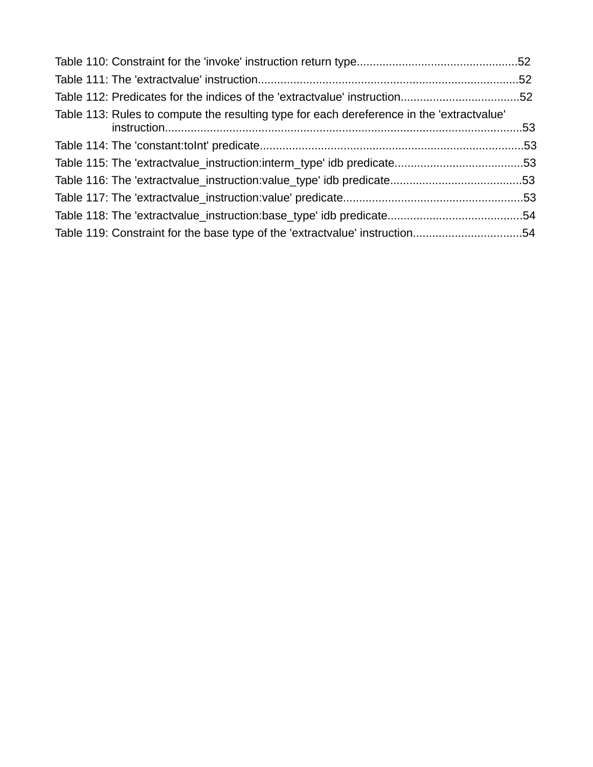Table 110: Constraint for the 'invoke' instruction return type..................................................52

Table 111: The 'extractvalue' instruction.................................................................................52

Table 112: Predicates for the indices of the 'extractvalue' instruction.....................................52

Table 113: Rules to compute the resulting type for each dereference in the 'extractvalue' instruction...............................................................................................................53

Table 114: The 'constant:toInt' predicate..................................................................................53

Table 115: The 'extractvalue_instruction:interm_type' idb predicate........................................53

Table 116: The 'extractvalue_instruction:value_type' idb predicate.........................................53

Table 117: The 'extractvalue_instruction:value' predicate........................................................53

Table 118: The 'extractvalue_instruction:base_type' idb predicate..........................................54

Table 119: Constraint for the base type of the 'extractvalue' instruction..................................54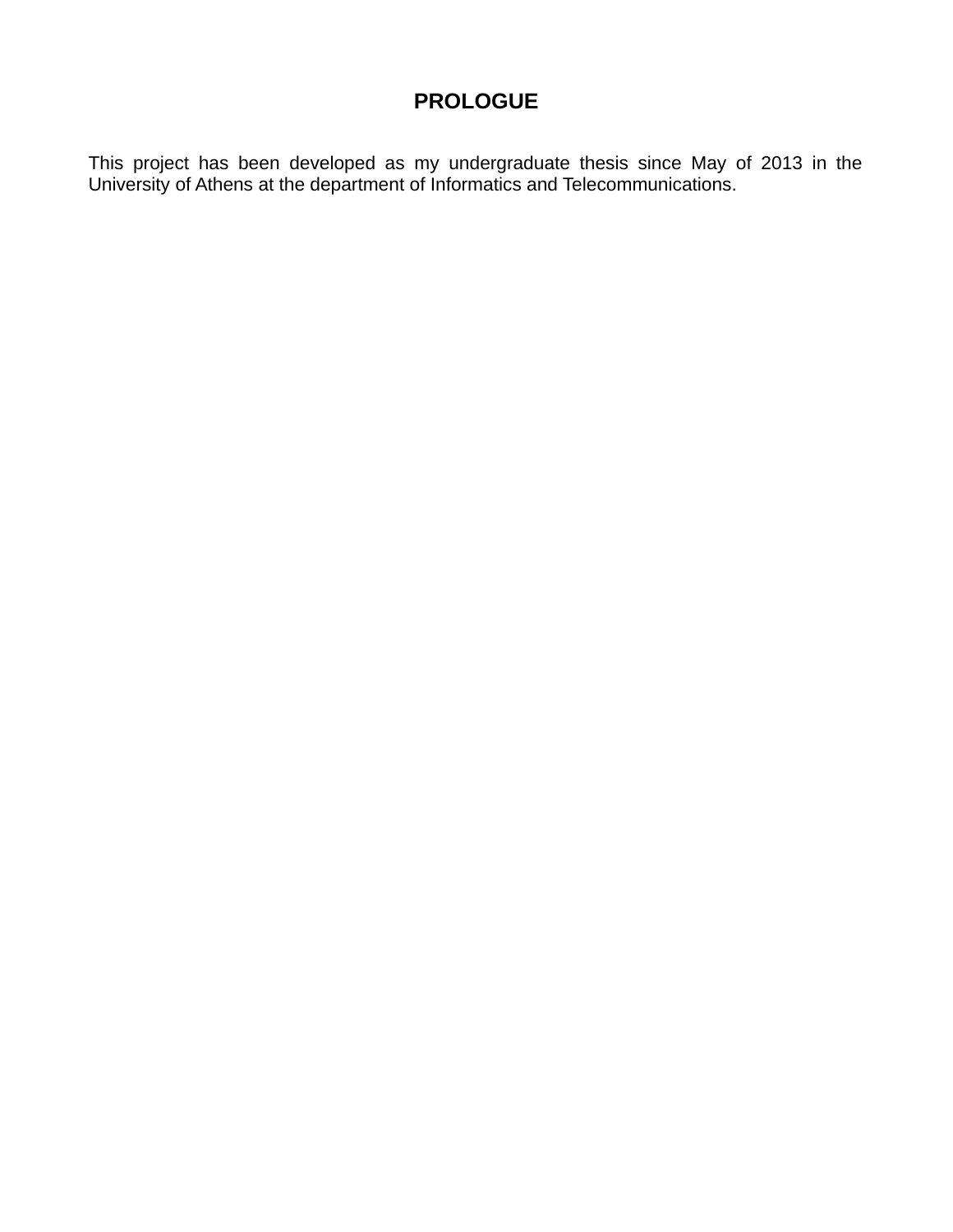# PROLOGUE

This project has been developed as my undergraduate thesis since May of 2013 in the University of Athens at the department of Informatics and Telecommunications.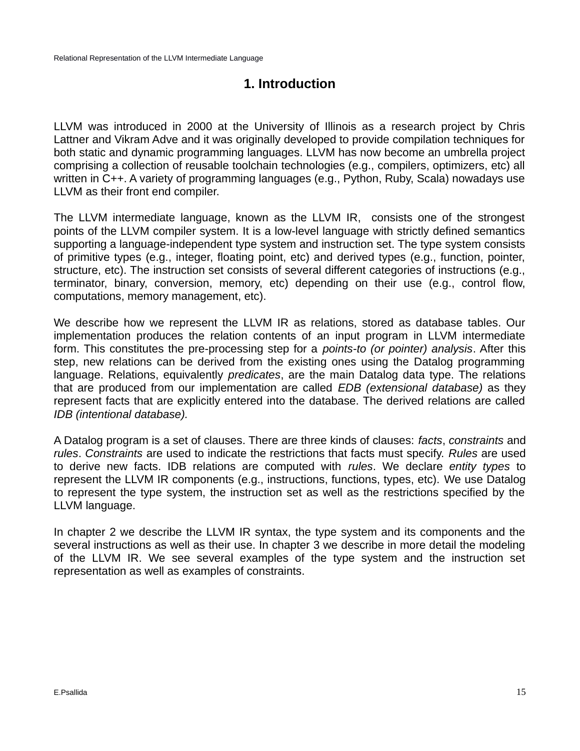# 1. Introduction

LLVM was introduced in 2000 at the University of Illinois as a research project by Chris Lattner and Vikram Adve and it was originally developed to provide compilation techniques for both static and dynamic programming languages. LLVM has now become an umbrella project comprising a collection of reusable toolchain technologies (e.g., compilers, optimizers, etc) all written in C++. A variety of programming languages (e.g., Python, Ruby, Scala) nowadays use LLVM as their front end compiler.

The LLVM intermediate language, known as the LLVM IR, consists one of the strongest points of the LLVM compiler system. It is a low-level language with strictly defined semantics supporting a language-independent type system and instruction set. The type system consists of primitive types (e.g., integer, floating point, etc) and derived types (e.g., function, pointer, structure, etc). The instruction set consists of several different categories of instructions (e.g., terminator, binary, conversion, memory, etc) depending on their use (e.g., control flow, computations, memory management, etc).

We describe how we represent the LLVM IR as relations, stored as database tables. Our implementation produces the relation contents of an input program in LLVM intermediate form. This constitutes the pre-processing step for a *points-to (or pointer) analysis*. After this step, new relations can be derived from the existing ones using the Datalog programming language. Relations, equivalently *predicates*, are the main Datalog data type. The relations that are produced from our implementation are called *EDB (extensional database)* as they represent facts that are explicitly entered into the database. The derived relations are called *IDB (intentional database).*

A Datalog program is a set of clauses. There are three kinds of clauses: *facts*, *constraints* and *rules*. *Constraints* are used to indicate the restrictions that facts must specify. *Rules* are used to derive new facts. IDB relations are computed with *rules*. We declare *entity types* to represent the LLVM IR components (e.g., instructions, functions, types, etc). We use Datalog to represent the type system, the instruction set as well as the restrictions specified by the LLVM language.

In chapter 2 we describe the LLVM IR syntax, the type system and its components and the several instructions as well as their use. In chapter 3 we describe in more detail the modeling of the LLVM IR. We see several examples of the type system and the instruction set representation as well as examples of constraints.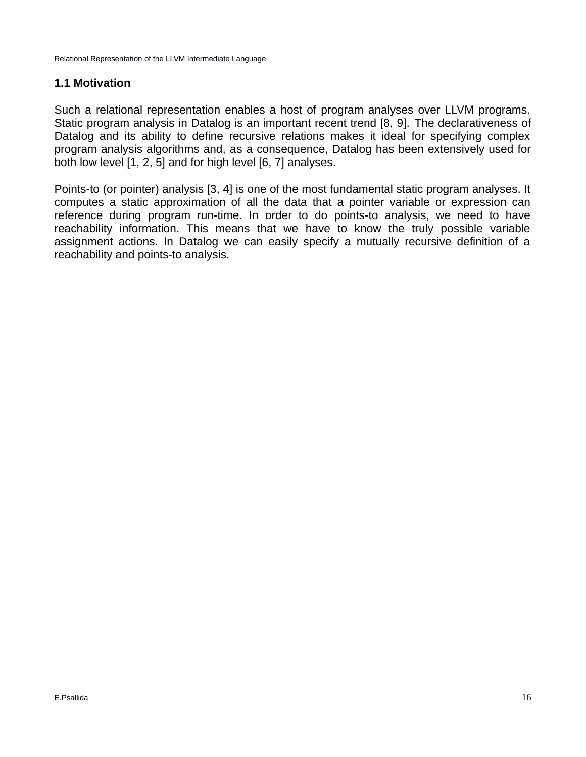## 1.1 Motivation

Such a relational representation enables a host of program analyses over LLVM programs. Static program analysis in Datalog is an important recent trend [8, 9]. The declarativeness of Datalog and its ability to define recursive relations makes it ideal for specifying complex program analysis algorithms and, as a consequence, Datalog has been extensively used for both low level [1, 2, 5] and for high level [6, 7] analyses.

Points-to (or pointer) analysis [3, 4] is one of the most fundamental static program analyses. It computes a static approximation of all the data that a pointer variable or expression can reference during program run-time. In order to do points-to analysis, we need to have reachability information. This means that we have to know the truly possible variable assignment actions. In Datalog we can easily specify a mutually recursive definition of a reachability and points-to analysis.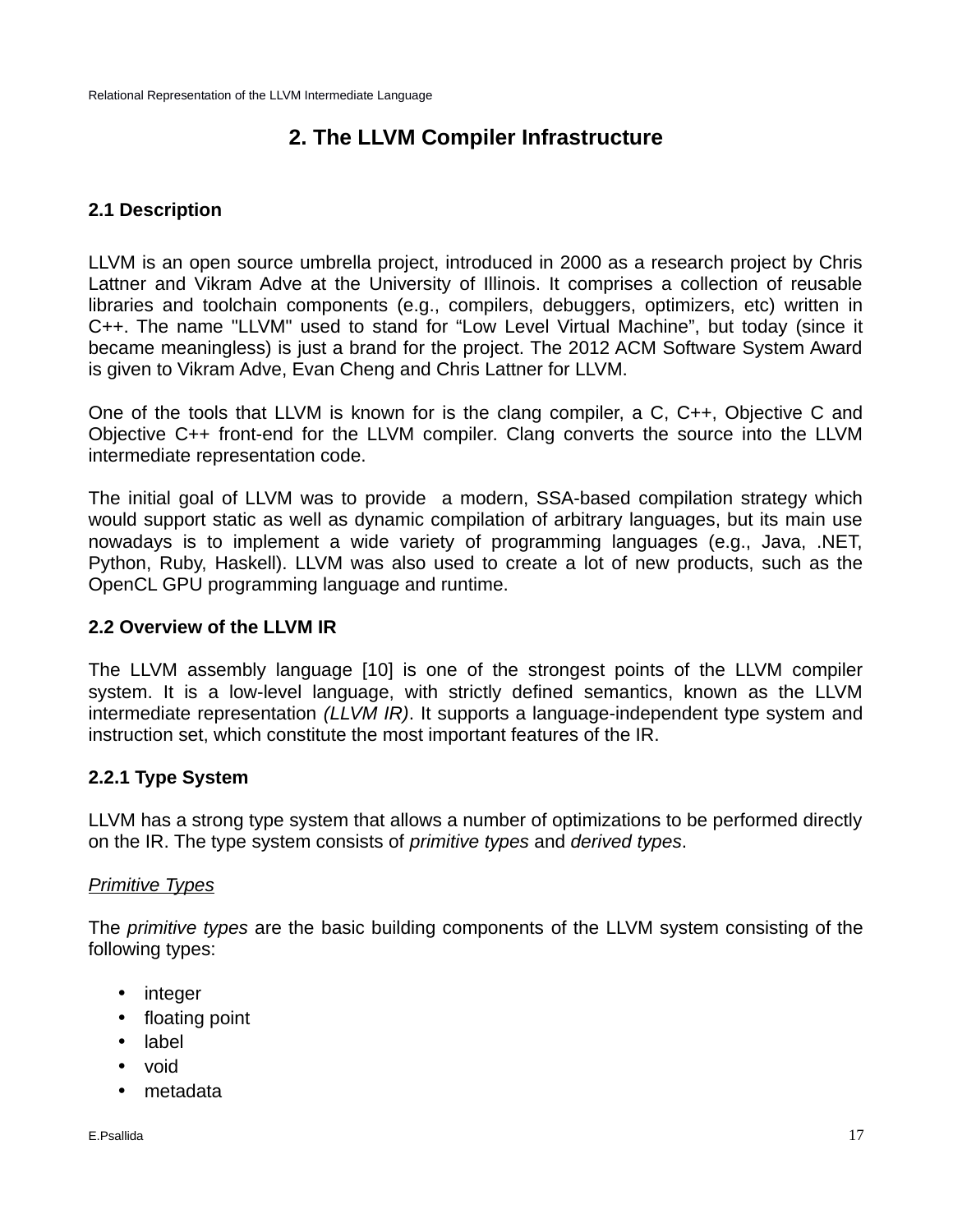# 2. The LLVM Compiler Infrastructure

## 2.1 Description

LLVM is an open source umbrella project, introduced in 2000 as a research project by Chris Lattner and Vikram Adve at the University of Illinois. It comprises a collection of reusable libraries and toolchain components (e.g., compilers, debuggers, optimizers, etc) written in C++. The name "LLVM" used to stand for “Low Level Virtual Machine”, but today (since it became meaningless) is just a brand for the project. The 2012 ACM Software System Award is given to Vikram Adve, Evan Cheng and Chris Lattner for LLVM.

One of the tools that LLVM is known for is the clang compiler, a C, C++, Objective C and Objective C++ front-end for the LLVM compiler. Clang converts the source into the LLVM intermediate representation code.

The initial goal of LLVM was to provide a modern, SSA-based compilation strategy which would support static as well as dynamic compilation of arbitrary languages, but its main use nowadays is to implement a wide variety of programming languages (e.g., Java, .NET, Python, Ruby, Haskell). LLVM was also used to create a lot of new products, such as the OpenCL GPU programming language and runtime.

## 2.2 Overview of the LLVM IR

The LLVM assembly language [10] is one of the strongest points of the LLVM compiler system. It is a low-level language, with strictly defined semantics, known as the LLVM intermediate representation *(LLVM IR)*. It supports a language-independent type system and instruction set, which constitute the most important features of the IR.

### 2.2.1 Type System

LLVM has a strong type system that allows a number of optimizations to be performed directly on the IR. The type system consists of *primitive types* and *derived types*.

<u>*Primitive Types*</u>

The *primitive types* are the basic building components of the LLVM system consisting of the following types:

- integer
- floating point
- label
- void
- metadata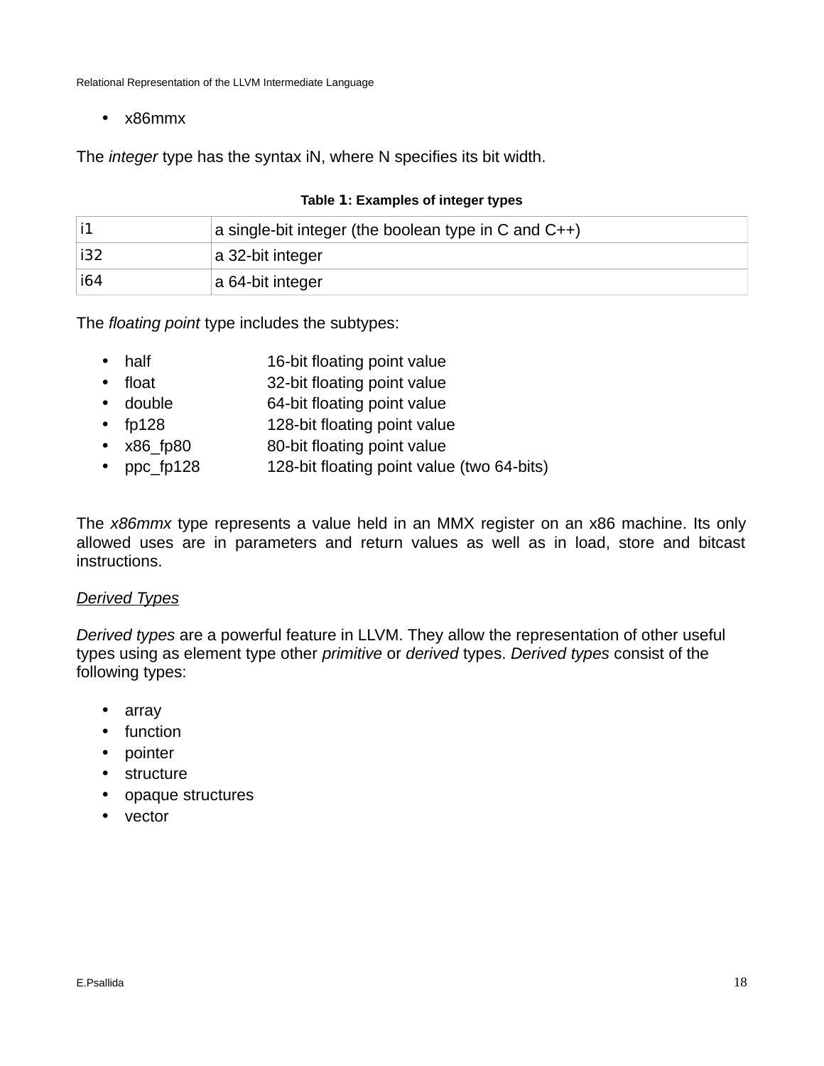- x86mmx

The *integer* type has the syntax iN, where N specifies its bit width.

**Table 1: Examples of integer types**

| | |
|---|---|
| i1 | a single-bit integer (the boolean type in C and C++) |
| i32 | a 32-bit integer |
| i64 | a 64-bit integer |

The *floating point* type includes the subtypes:

- half 16-bit floating point value
- float 32-bit floating point value
- double 64-bit floating point value
- fp128 128-bit floating point value
- x86_fp80 80-bit floating point value
- ppc_fp128 128-bit floating point value (two 64-bits)

The *x86mmx* type represents a value held in an MMX register on an x86 machine. Its only allowed uses are in parameters and return values as well as in load, store and bitcast instructions.

*Derived Types*

*Derived types* are a powerful feature in LLVM. They allow the representation of other useful types using as element type other *primitive* or *derived* types. *Derived types* consist of the following types:

- array
- function
- pointer
- structure
- opaque structures
- vector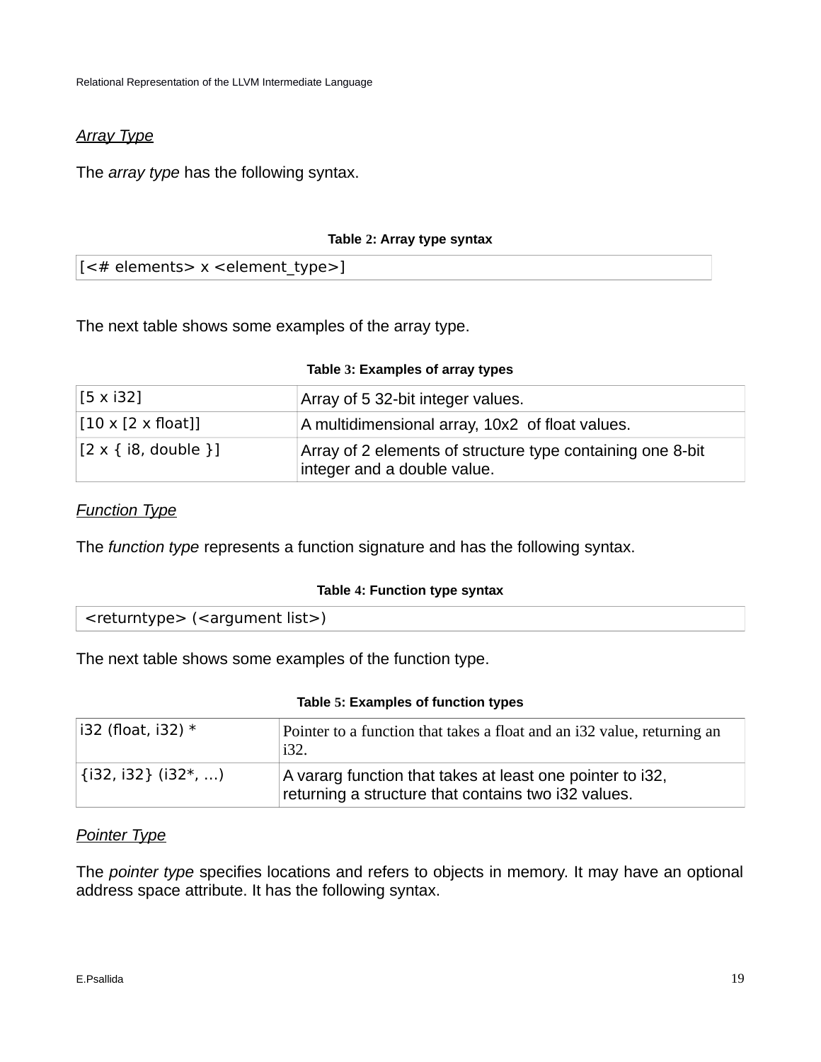*Array Type*

The *array type* has the following syntax.

**Table 2: Array type syntax**

| [<# elements> x <element_type>] |
|---|

The next table shows some examples of the array type.

**Table 3: Examples of array types**

| | |
|---|---|
| [5 x i32] | Array of 5 32-bit integer values. |
| [10 x [2 x float]] | A multidimensional array, 10x2 of float values. |
| [2 x { i8, double }] | Array of 2 elements of structure type containing one 8-bit integer and a double value. |

*Function Type*

The *function type* represents a function signature and has the following syntax.

**Table 4: Function type syntax**

| <returntype> (<argument list>) |
|---|

The next table shows some examples of the function type.

**Table 5: Examples of function types**

| | |
|---|---|
| i32 (float, i32) * | Pointer to a function that takes a float and an i32 value, returning an i32. |
| {i32, i32} (i32*, ...) | A vararg function that takes at least one pointer to i32, returning a structure that contains two i32 values. |

*Pointer Type*

The *pointer type* specifies locations and refers to objects in memory. It may have an optional address space attribute. It has the following syntax.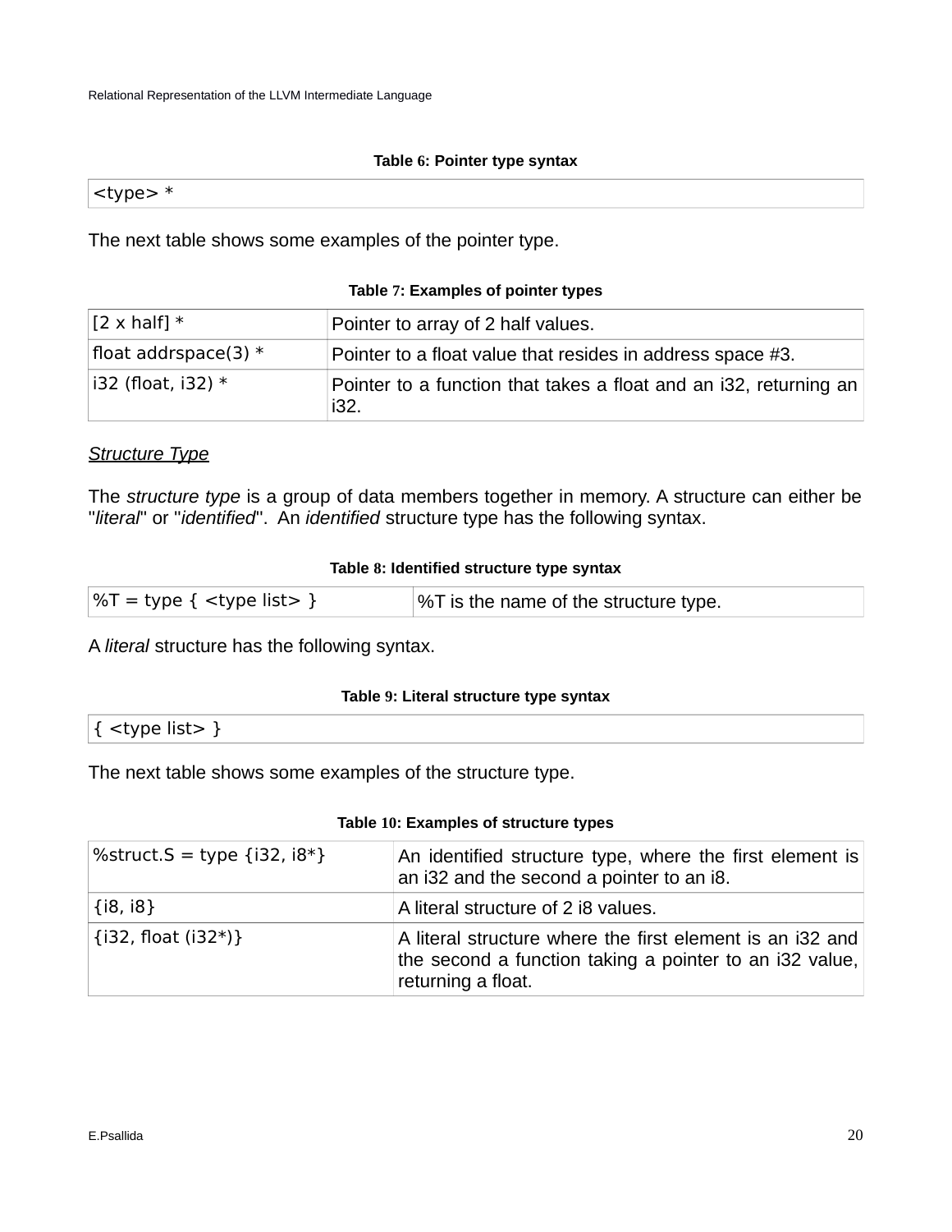**Table 6: Pointer type syntax**

| <type> * |
|---|

The next table shows some examples of the pointer type.

**Table 7: Examples of pointer types**

| | |
|---|---|
| [2 x half] * | Pointer to array of 2 half values. |
| float addrspace(3) * | Pointer to a float value that resides in address space #3. |
| i32 (float, i32) * | Pointer to a function that takes a float and an i32, returning an i32. |

*Structure Type*

The *structure type* is a group of data members together in memory. A structure can either be "*literal*" or "*identified*". An *identified* structure type has the following syntax.

**Table 8: Identified structure type syntax**

| | |
|---|---|
| %T = type { <type list> } | %T is the name of the structure type. |

A *literal* structure has the following syntax.

**Table 9: Literal structure type syntax**

| { <type list> } |
|---|

The next table shows some examples of the structure type.

**Table 10: Examples of structure types**

| | |
|---|---|
| %struct.S = type {i32, i8*} | An identified structure type, where the first element is an i32 and the second a pointer to an i8. |
| {i8, i8} | A literal structure of 2 i8 values. |
| {i32, float (i32*)} | A literal structure where the first element is an i32 and the second a function taking a pointer to an i32 value, returning a float. |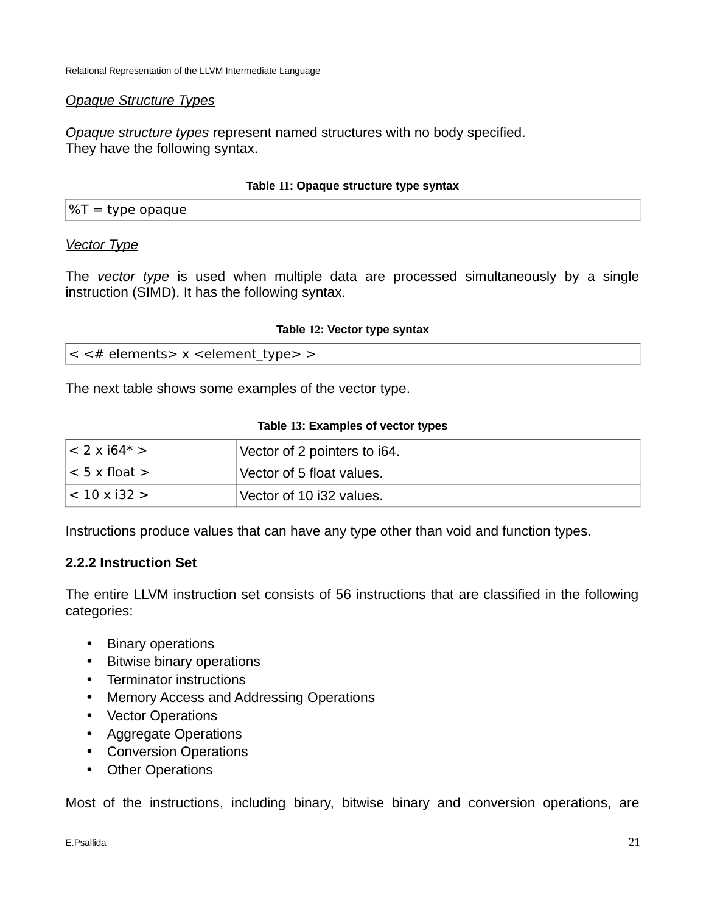*Opaque Structure Types*

*Opaque structure types* represent named structures with no body specified. They have the following syntax.

**Table 11: Opaque structure type syntax**

```
%T = type opaque
```

*Vector Type*

The *vector type* is used when multiple data are processed simultaneously by a single instruction (SIMD). It has the following syntax.

**Table 12: Vector type syntax**

```
< <# elements> x <element_type> >
```

The next table shows some examples of the vector type.

**Table 13: Examples of vector types**

| | |
|---|---|
| < 2 x i64* > | Vector of 2 pointers to i64. |
| < 5 x float > | Vector of 5 float values. |
| < 10 x i32 > | Vector of 10 i32 values. |

Instructions produce values that can have any type other than void and function types.

### 2.2.2 Instruction Set

The entire LLVM instruction set consists of 56 instructions that are classified in the following categories:

- Binary operations
- Bitwise binary operations
- Terminator instructions
- Memory Access and Addressing Operations
- Vector Operations
- Aggregate Operations
- Conversion Operations
- Other Operations

Most of the instructions, including binary, bitwise binary and conversion operations, are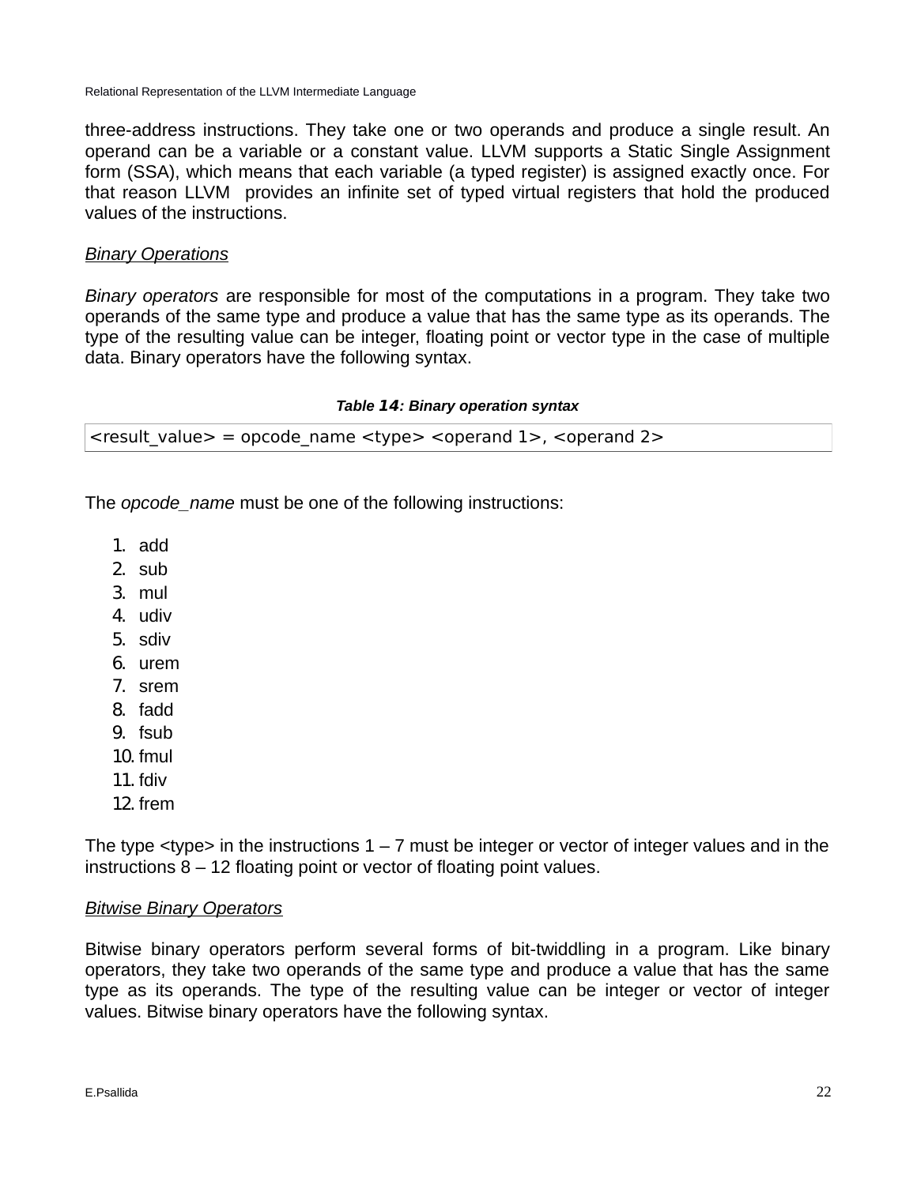three-address instructions. They take one or two operands and produce a single result. An operand can be a variable or a constant value. LLVM supports a Static Single Assignment form (SSA), which means that each variable (a typed register) is assigned exactly once. For that reason LLVM provides an infinite set of typed virtual registers that hold the produced values of the instructions.

*Binary Operations*

*Binary operators* are responsible for most of the computations in a program. They take two operands of the same type and produce a value that has the same type as its operands. The type of the resulting value can be integer, floating point or vector type in the case of multiple data. Binary operators have the following syntax.

***Table 14: Binary operation syntax***

| <result_value> = opcode_name <type> <operand 1>, <operand 2> |
|---|

The *opcode_name* must be one of the following instructions:

1. add
2. sub
3. mul
4. udiv
5. sdiv
6. urem
7. srem
8. fadd
9. fsub
10. fmul
11. fdiv
12. frem

The type <type> in the instructions 1 – 7 must be integer or vector of integer values and in the instructions 8 – 12 floating point or vector of floating point values.

*Bitwise Binary Operators*

Bitwise binary operators perform several forms of bit-twiddling in a program. Like binary operators, they take two operands of the same type and produce a value that has the same type as its operands. The type of the resulting value can be integer or vector of integer values. Bitwise binary operators have the following syntax.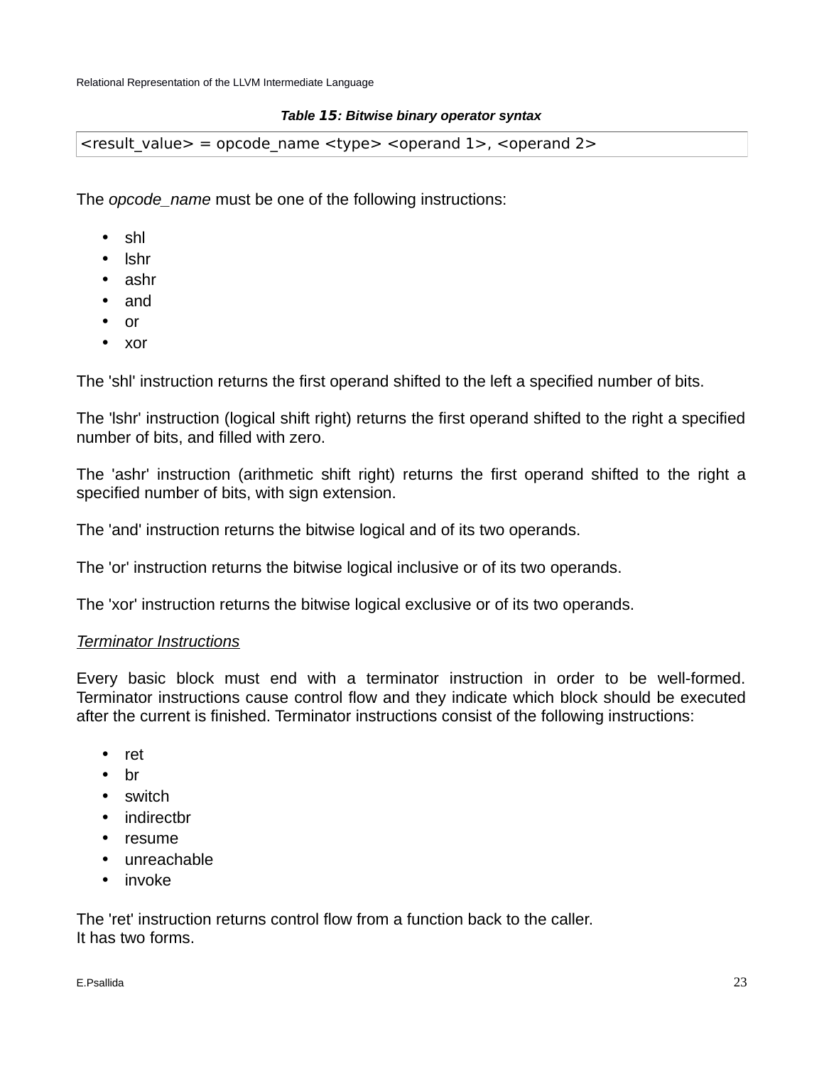**Table 15: Bitwise binary operator syntax**

```
<result_value> = opcode_name <type> <operand 1>, <operand 2>
```

The *opcode_name* must be one of the following instructions:

- shl
- lshr
- ashr
- and
- or
- xor

The 'shl' instruction returns the first operand shifted to the left a specified number of bits.

The 'lshr' instruction (logical shift right) returns the first operand shifted to the right a specified number of bits, and filled with zero.

The 'ashr' instruction (arithmetic shift right) returns the first operand shifted to the right a specified number of bits, with sign extension.

The 'and' instruction returns the bitwise logical and of its two operands.

The 'or' instruction returns the bitwise logical inclusive or of its two operands.

The 'xor' instruction returns the bitwise logical exclusive or of its two operands.

*Terminator Instructions*

Every basic block must end with a terminator instruction in order to be well-formed. Terminator instructions cause control flow and they indicate which block should be executed after the current is finished. Terminator instructions consist of the following instructions:

- ret
- br
- switch
- indirectbr
- resume
- unreachable
- invoke

The 'ret' instruction returns control flow from a function back to the caller.
It has two forms.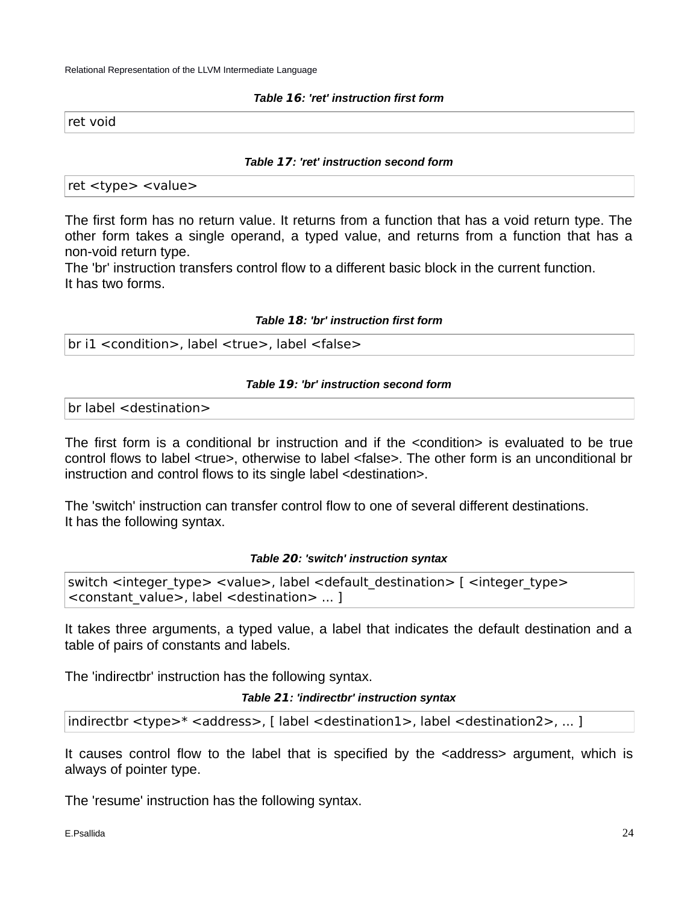*Table 16: 'ret' instruction first form*

```
ret void
```

*Table 17: 'ret' instruction second form*

```
ret <type> <value>
```

The first form has no return value. It returns from a function that has a void return type. The other form takes a single operand, a typed value, and returns from a function that has a non-void return type.
The 'br' instruction transfers control flow to a different basic block in the current function.
It has two forms.

*Table 18: 'br' instruction first form*

```
br i1 <condition>, label <true>, label <false>
```

*Table 19: 'br' instruction second form*

```
br label <destination>
```

The first form is a conditional br instruction and if the <condition> is evaluated to be true control flows to label <true>, otherwise to label <false>. The other form is an unconditional br instruction and control flows to its single label <destination>.

The 'switch' instruction can transfer control flow to one of several different destinations.
It has the following syntax.

*Table 20: 'switch' instruction syntax*

```
switch <integer_type> <value>, label <default_destination> [ <integer_type>
<constant_value>, label <destination> ... ]
```

It takes three arguments, a typed value, a label that indicates the default destination and a table of pairs of constants and labels.

The 'indirectbr' instruction has the following syntax.

*Table 21: 'indirectbr' instruction syntax*

```
indirectbr <type>* <address>, [ label <destination1>, label <destination2>, ... ]
```

It causes control flow to the label that is specified by the <address> argument, which is always of pointer type.

The 'resume' instruction has the following syntax.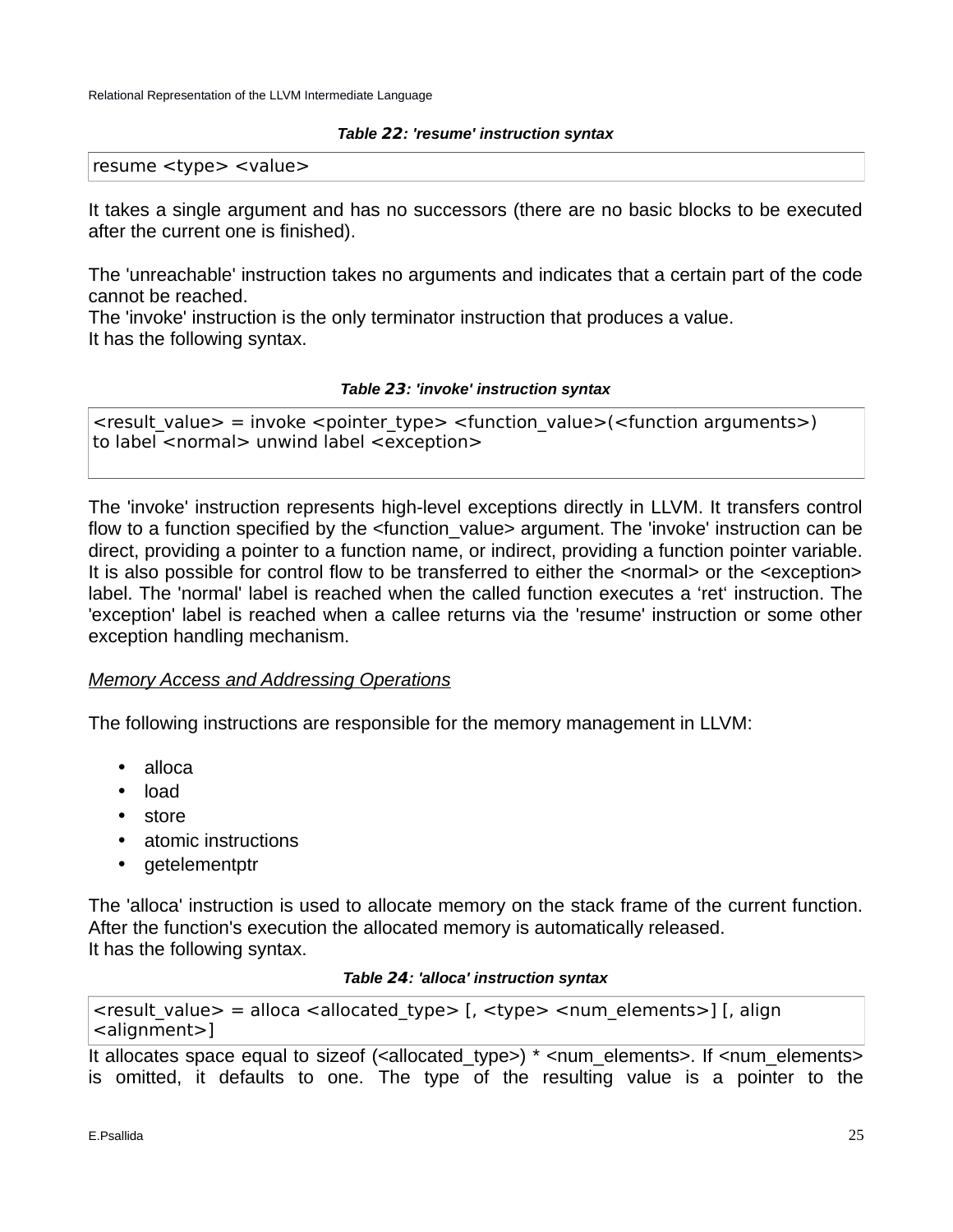**Table 22: 'resume' instruction syntax**

```
resume <type> <value>
```

It takes a single argument and has no successors (there are no basic blocks to be executed after the current one is finished).

The 'unreachable' instruction takes no arguments and indicates that a certain part of the code cannot be reached.
The 'invoke' instruction is the only terminator instruction that produces a value.
It has the following syntax.

**Table 23: 'invoke' instruction syntax**

```
<result_value> = invoke <pointer_type> <function_value>(<function arguments>)
to label <normal> unwind label <exception>
```

The 'invoke' instruction represents high-level exceptions directly in LLVM. It transfers control flow to a function specified by the <function_value> argument. The 'invoke' instruction can be direct, providing a pointer to a function name, or indirect, providing a function pointer variable. It is also possible for control flow to be transferred to either the <normal> or the <exception> label. The 'normal' label is reached when the called function executes a 'ret' instruction. The 'exception' label is reached when a callee returns via the 'resume' instruction or some other exception handling mechanism.

*Memory Access and Addressing Operations*

The following instructions are responsible for the memory management in LLVM:

- alloca
- load
- store
- atomic instructions
- getelementptr

The 'alloca' instruction is used to allocate memory on the stack frame of the current function. After the function's execution the allocated memory is automatically released.
It has the following syntax.

**Table 24: 'alloca' instruction syntax**

```
<result_value> = alloca <allocated_type> [, <type> <num_elements>] [, align
<alignment>]
```

It allocates space equal to sizeof (<allocated_type>) * <num_elements>. If <num_elements> is omitted, it defaults to one. The type of the resulting value is a pointer to the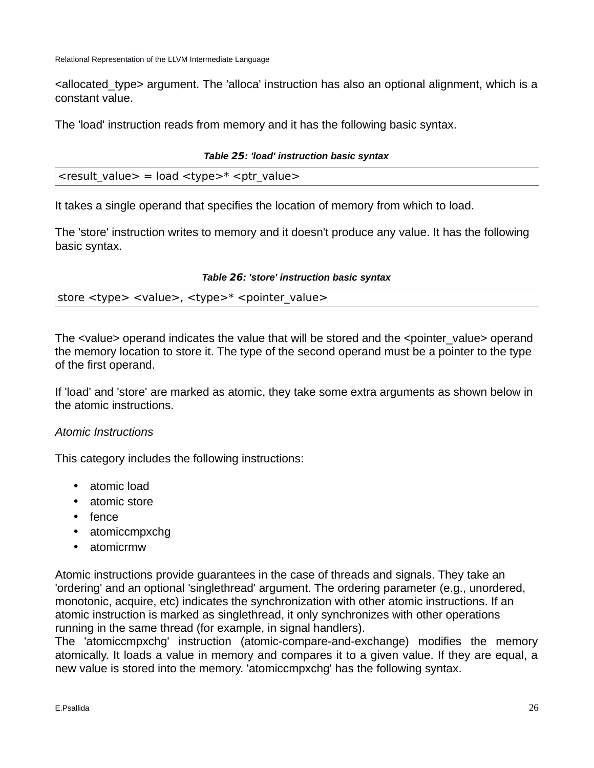<allocated_type> argument. The 'alloca' instruction has also an optional alignment, which is a constant value.

The 'load' instruction reads from memory and it has the following basic syntax.

***Table 25: 'load' instruction basic syntax***

```
<result_value> = load <type>* <ptr_value>
```

It takes a single operand that specifies the location of memory from which to load.

The 'store' instruction writes to memory and it doesn't produce any value. It has the following basic syntax.

***Table 26: 'store' instruction basic syntax***

```
store <type> <value>, <type>* <pointer_value>
```

The <value> operand indicates the value that will be stored and the <pointer_value> operand the memory location to store it. The type of the second operand must be a pointer to the type of the first operand.

If 'load' and 'store' are marked as atomic, they take some extra arguments as shown below in the atomic instructions.

*Atomic Instructions*

This category includes the following instructions:

- atomic load
- atomic store
- fence
- atomiccmpxchg
- atomicrmw

Atomic instructions provide guarantees in the case of threads and signals. They take an 'ordering' and an optional 'singlethread' argument. The ordering parameter (e.g., unordered, monotonic, acquire, etc) indicates the synchronization with other atomic instructions. If an atomic instruction is marked as singlethread, it only synchronizes with other operations running in the same thread (for example, in signal handlers).
The 'atomiccmpxchg' instruction (atomic-compare-and-exchange) modifies the memory atomically. It loads a value in memory and compares it to a given value. If they are equal, a new value is stored into the memory. 'atomiccmpxchg' has the following syntax.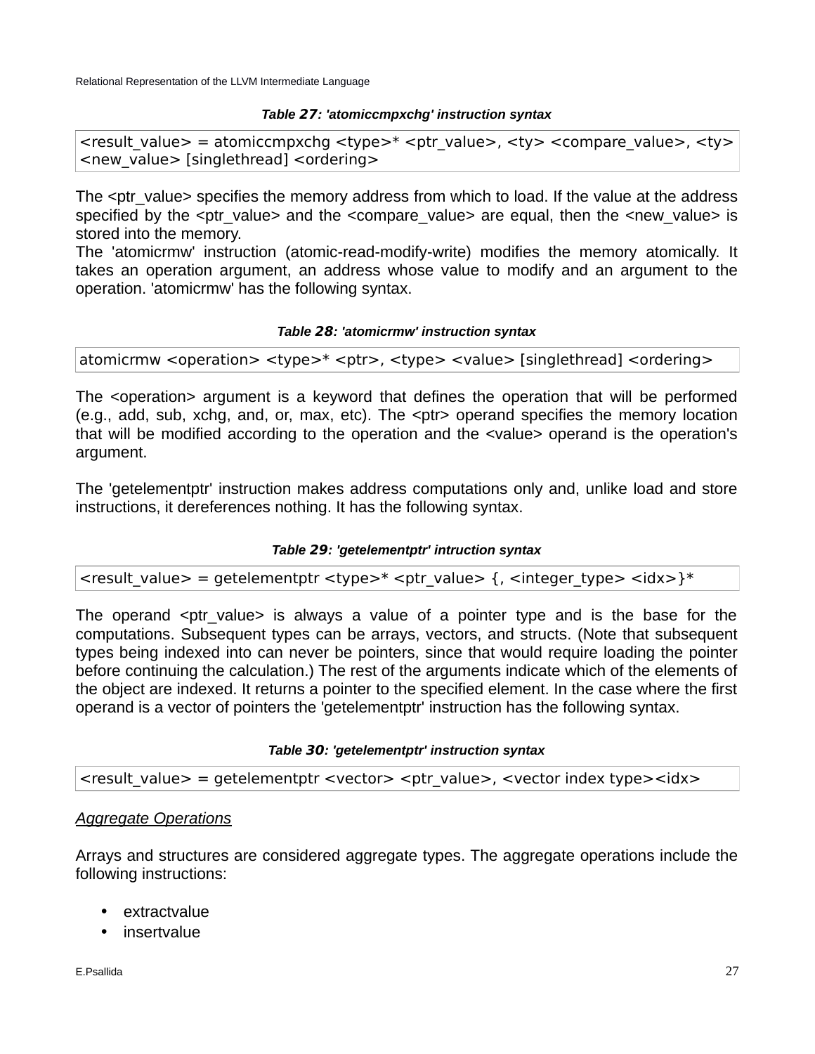***Table 27: 'atomiccmpxchg' instruction syntax***

```
<result_value> = atomiccmpxchg <type>* <ptr_value>, <ty> <compare_value>, <ty> <new_value> [singlethread] <ordering>
```

The <ptr_value> specifies the memory address from which to load. If the value at the address specified by the <ptr_value> and the <compare_value> are equal, then the <new_value> is stored into the memory.
The 'atomicrmw' instruction (atomic-read-modify-write) modifies the memory atomically. It takes an operation argument, an address whose value to modify and an argument to the operation. 'atomicrmw' has the following syntax.

***Table 28: 'atomicrmw' instruction syntax***

```
atomicrmw <operation> <type>* <ptr>, <type> <value> [singlethread] <ordering>
```

The <operation> argument is a keyword that defines the operation that will be performed (e.g., add, sub, xchg, and, or, max, etc). The <ptr> operand specifies the memory location that will be modified according to the operation and the <value> operand is the operation's argument.

The 'getelementptr' instruction makes address computations only and, unlike load and store instructions, it dereferences nothing. It has the following syntax.

***Table 29: 'getelementptr' intruction syntax***

```
<result_value> = getelementptr <type>* <ptr_value> {, <integer_type> <idx>}*
```

The operand <ptr_value> is always a value of a pointer type and is the base for the computations. Subsequent types can be arrays, vectors, and structs. (Note that subsequent types being indexed into can never be pointers, since that would require loading the pointer before continuing the calculation.) The rest of the arguments indicate which of the elements of the object are indexed. It returns a pointer to the specified element. In the case where the first operand is a vector of pointers the 'getelementptr' instruction has the following syntax.

***Table 30: 'getelementptr' instruction syntax***

```
<result_value> = getelementptr <vector> <ptr_value>, <vector index type><idx>
```

*Aggregate Operations*

Arrays and structures are considered aggregate types. The aggregate operations include the following instructions:

- extractvalue
- insertvalue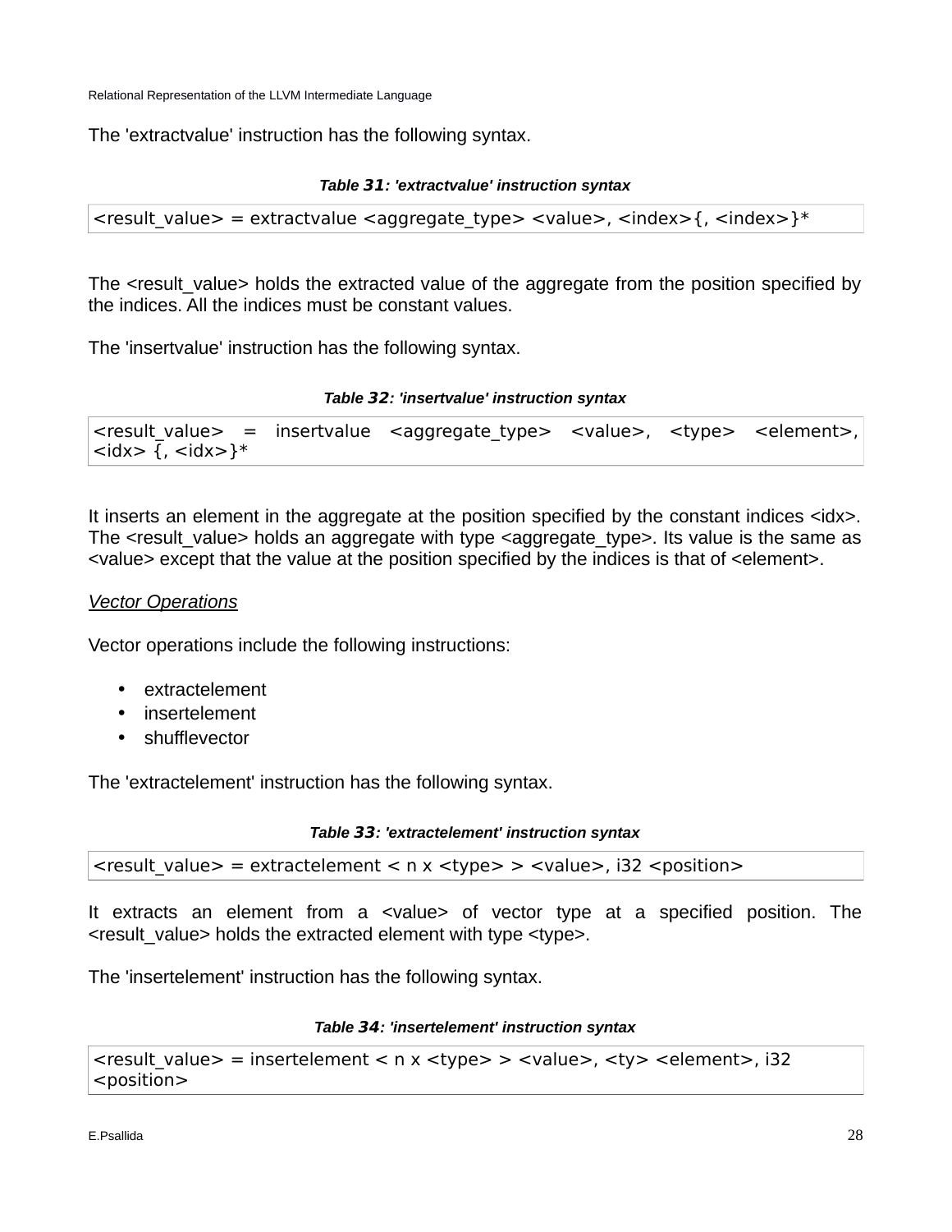The 'extractvalue' instruction has the following syntax.

***Table 31: 'extractvalue' instruction syntax***

```
<result_value> = extractvalue <aggregate_type> <value>, <index>{, <index>}*
```

The <result_value> holds the extracted value of the aggregate from the position specified by the indices. All the indices must be constant values.

The 'insertvalue' instruction has the following syntax.

***Table 32: 'insertvalue' instruction syntax***

```
<result_value> = insertvalue <aggregate_type> <value>, <type> <element>, <idx> {, <idx>}*
```

It inserts an element in the aggregate at the position specified by the constant indices <idx>. The <result_value> holds an aggregate with type <aggregate_type>. Its value is the same as <value> except that the value at the position specified by the indices is that of <element>.

*Vector Operations*

Vector operations include the following instructions:

- extractelement
- insertelement
- shufflevector

The 'extractelement' instruction has the following syntax.

***Table 33: 'extractelement' instruction syntax***

```
<result_value> = extractelement < n x <type> > <value>, i32 <position>
```

It extracts an element from a <value> of vector type at a specified position. The <result_value> holds the extracted element with type <type>.

The 'insertelement' instruction has the following syntax.

***Table 34: 'insertelement' instruction syntax***

```
<result_value> = insertelement < n x <type> > <value>, <ty> <element>, i32 <position>
```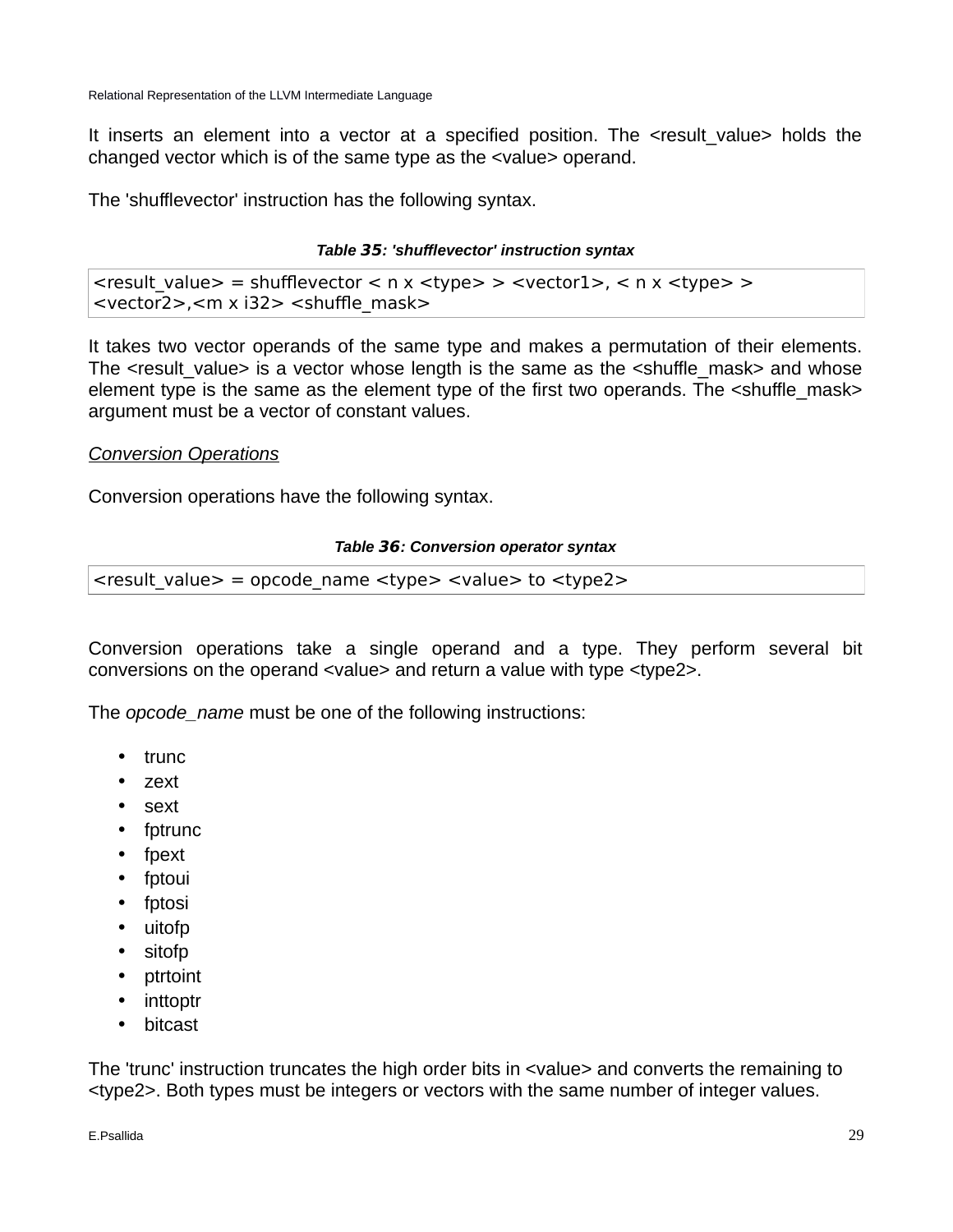It inserts an element into a vector at a specified position. The <result_value> holds the changed vector which is of the same type as the <value> operand.

The 'shufflevector' instruction has the following syntax.

***Table 35: 'shufflevector' instruction syntax***

| <result_value> = shufflevector < n x <type> > <vector1>, < n x <type> > <vector2>,<m x i32> <shuffle_mask> |
|---|

It takes two vector operands of the same type and makes a permutation of their elements. The <result_value> is a vector whose length is the same as the <shuffle_mask> and whose element type is the same as the element type of the first two operands. The <shuffle_mask> argument must be a vector of constant values.

*Conversion Operations*

Conversion operations have the following syntax.

***Table 36: Conversion operator syntax***

| <result_value> = opcode_name <type> <value> to <type2> |
|---|

Conversion operations take a single operand and a type. They perform several bit conversions on the operand <value> and return a value with type <type2>.

The *opcode_name* must be one of the following instructions:

- trunc
- zext
- sext
- fptrunc
- fpext
- fptoui
- fptosi
- uitofp
- sitofp
- ptrtoint
- inttoptr
- bitcast

The 'trunc' instruction truncates the high order bits in <value> and converts the remaining to <type2>. Both types must be integers or vectors with the same number of integer values.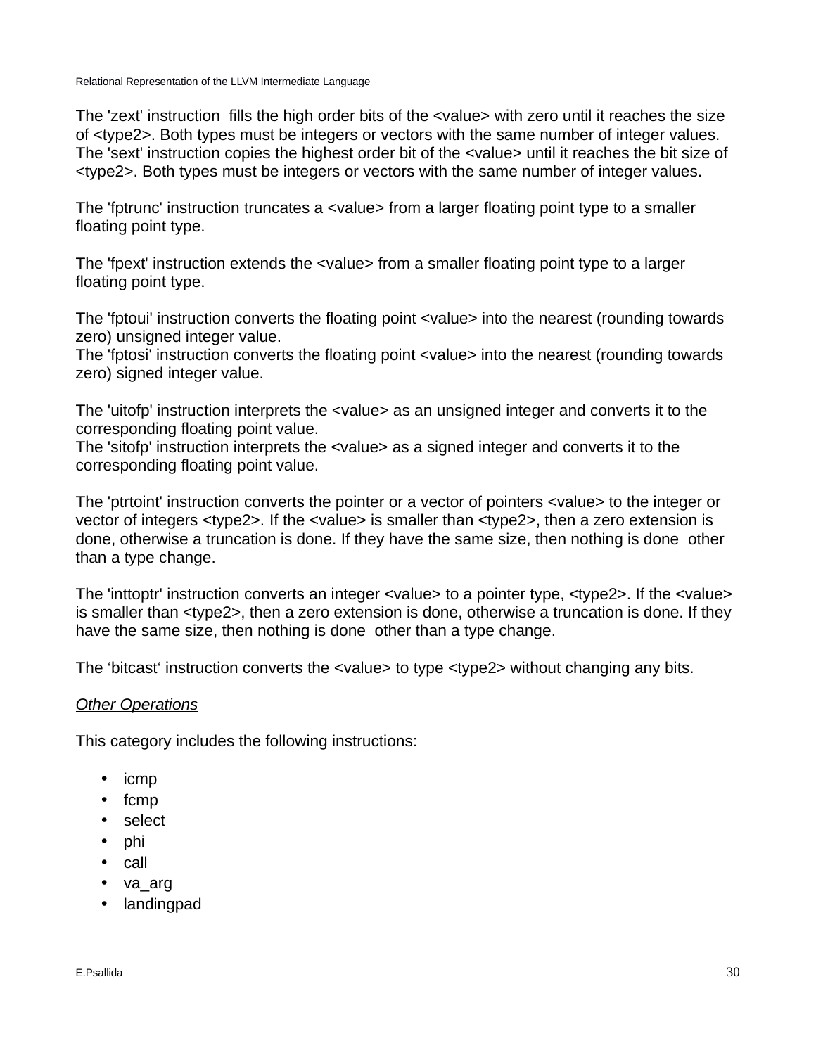The 'zext' instruction fills the high order bits of the <value> with zero until it reaches the size of <type2>. Both types must be integers or vectors with the same number of integer values.
The 'sext' instruction copies the highest order bit of the <value> until it reaches the bit size of <type2>. Both types must be integers or vectors with the same number of integer values.

The 'fptrunc' instruction truncates a <value> from a larger floating point type to a smaller floating point type.

The 'fpext' instruction extends the <value> from a smaller floating point type to a larger floating point type.

The 'fptoui' instruction converts the floating point <value> into the nearest (rounding towards zero) unsigned integer value.
The 'fptosi' instruction converts the floating point <value> into the nearest (rounding towards zero) signed integer value.

The 'uitofp' instruction interprets the <value> as an unsigned integer and converts it to the corresponding floating point value.
The 'sitofp' instruction interprets the <value> as a signed integer and converts it to the corresponding floating point value.

The 'ptrtoint' instruction converts the pointer or a vector of pointers <value> to the integer or vector of integers <type2>. If the <value> is smaller than <type2>, then a zero extension is done, otherwise a truncation is done. If they have the same size, then nothing is done other than a type change.

The 'inttoptr' instruction converts an integer <value> to a pointer type, <type2>. If the <value> is smaller than <type2>, then a zero extension is done, otherwise a truncation is done. If they have the same size, then nothing is done other than a type change.

The 'bitcast' instruction converts the <value> to type <type2> without changing any bits.

*Other Operations*

This category includes the following instructions:

- icmp
- fcmp
- select
- phi
- call
- va_arg
- landingpad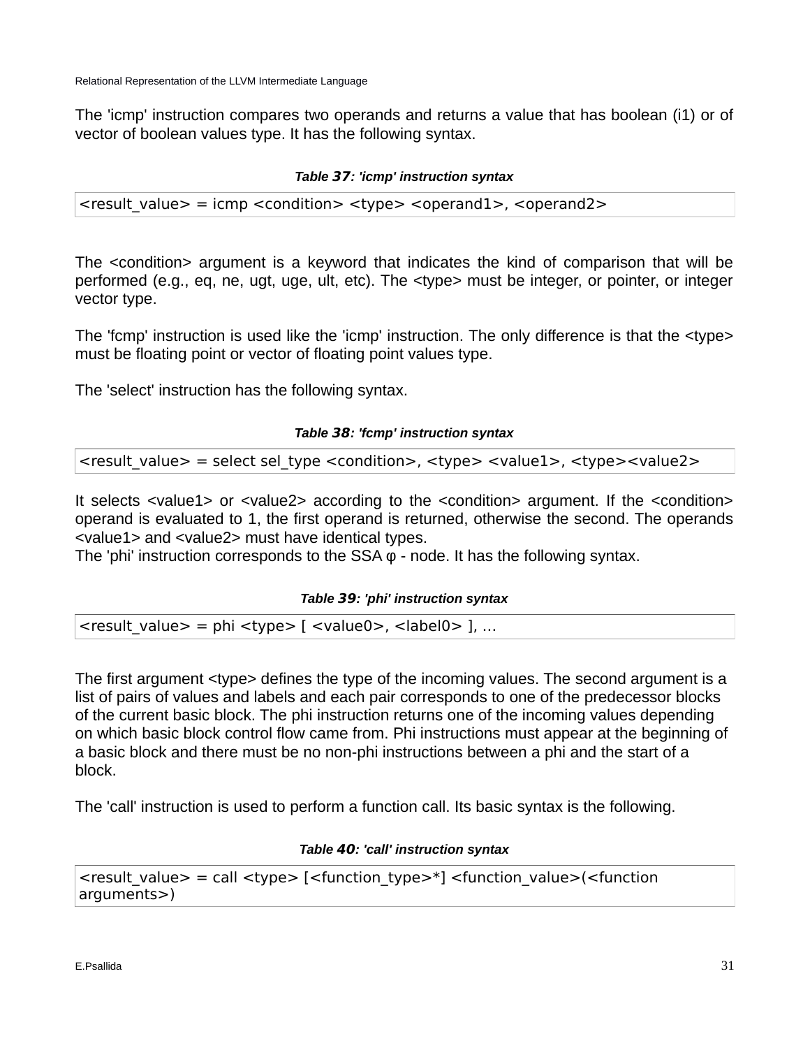The 'icmp' instruction compares two operands and returns a value that has boolean (i1) or of vector of boolean values type. It has the following syntax.

***Table 37: 'icmp' instruction syntax***

```
<result_value> = icmp <condition> <type> <operand1>, <operand2>
```

The <condition> argument is a keyword that indicates the kind of comparison that will be performed (e.g., eq, ne, ugt, uge, ult, etc). The <type> must be integer, or pointer, or integer vector type.

The 'fcmp' instruction is used like the 'icmp' instruction. The only difference is that the <type> must be floating point or vector of floating point values type.

The 'select' instruction has the following syntax.

***Table 38: 'fcmp' instruction syntax***

```
<result_value> = select sel_type <condition>, <type> <value1>, <type><value2>
```

It selects <value1> or <value2> according to the <condition> argument. If the <condition> operand is evaluated to 1, the first operand is returned, otherwise the second. The operands <value1> and <value2> must have identical types.
The 'phi' instruction corresponds to the SSA φ - node. It has the following syntax.

***Table 39: 'phi' instruction syntax***

```
<result_value> = phi <type> [ <value0>, <label0> ], ...
```

The first argument <type> defines the type of the incoming values. The second argument is a list of pairs of values and labels and each pair corresponds to one of the predecessor blocks of the current basic block. The phi instruction returns one of the incoming values depending on which basic block control flow came from. Phi instructions must appear at the beginning of a basic block and there must be no non-phi instructions between a phi and the start of a block.

The 'call' instruction is used to perform a function call. Its basic syntax is the following.

***Table 40: 'call' instruction syntax***

```
<result_value> = call <type> [<function_type>*] <function_value>(<function
arguments>)
```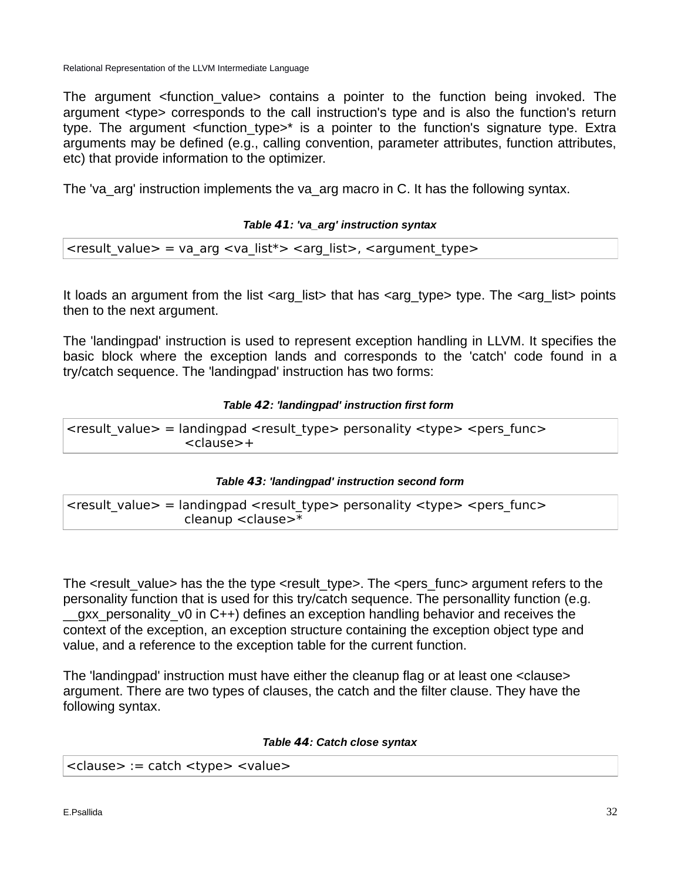The argument <function_value> contains a pointer to the function being invoked. The argument <type> corresponds to the call instruction's type and is also the function's return type. The argument <function_type>* is a pointer to the function's signature type. Extra arguments may be defined (e.g., calling convention, parameter attributes, function attributes, etc) that provide information to the optimizer.

The 'va_arg' instruction implements the va_arg macro in C. It has the following syntax.

***Table 41: 'va_arg' instruction syntax***

```
<result_value> = va_arg <va_list*> <arg_list>, <argument_type>
```

It loads an argument from the list <arg_list> that has <arg_type> type. The <arg_list> points then to the next argument.

The 'landingpad' instruction is used to represent exception handling in LLVM. It specifies the basic block where the exception lands and corresponds to the 'catch' code found in a try/catch sequence. The 'landingpad' instruction has two forms:

***Table 42: 'landingpad' instruction first form***

```
<result_value> = landingpad <result_type> personality <type> <pers_func>
                   <clause>+
```

***Table 43: 'landingpad' instruction second form***

```
<result_value> = landingpad <result_type> personality <type> <pers_func>
                   cleanup <clause>*
```

The <result_value> has the the type <result_type>. The <pers_func> argument refers to the personality function that is used for this try/catch sequence. The personallity function (e.g. __gxx_personality_v0 in C++) defines an exception handling behavior and receives the context of the exception, an exception structure containing the exception object type and value, and a reference to the exception table for the current function.

The 'landingpad' instruction must have either the cleanup flag or at least one <clause> argument. There are two types of clauses, the catch and the filter clause. They have the following syntax.

***Table 44: Catch close syntax***

```
<clause> := catch <type> <value>
```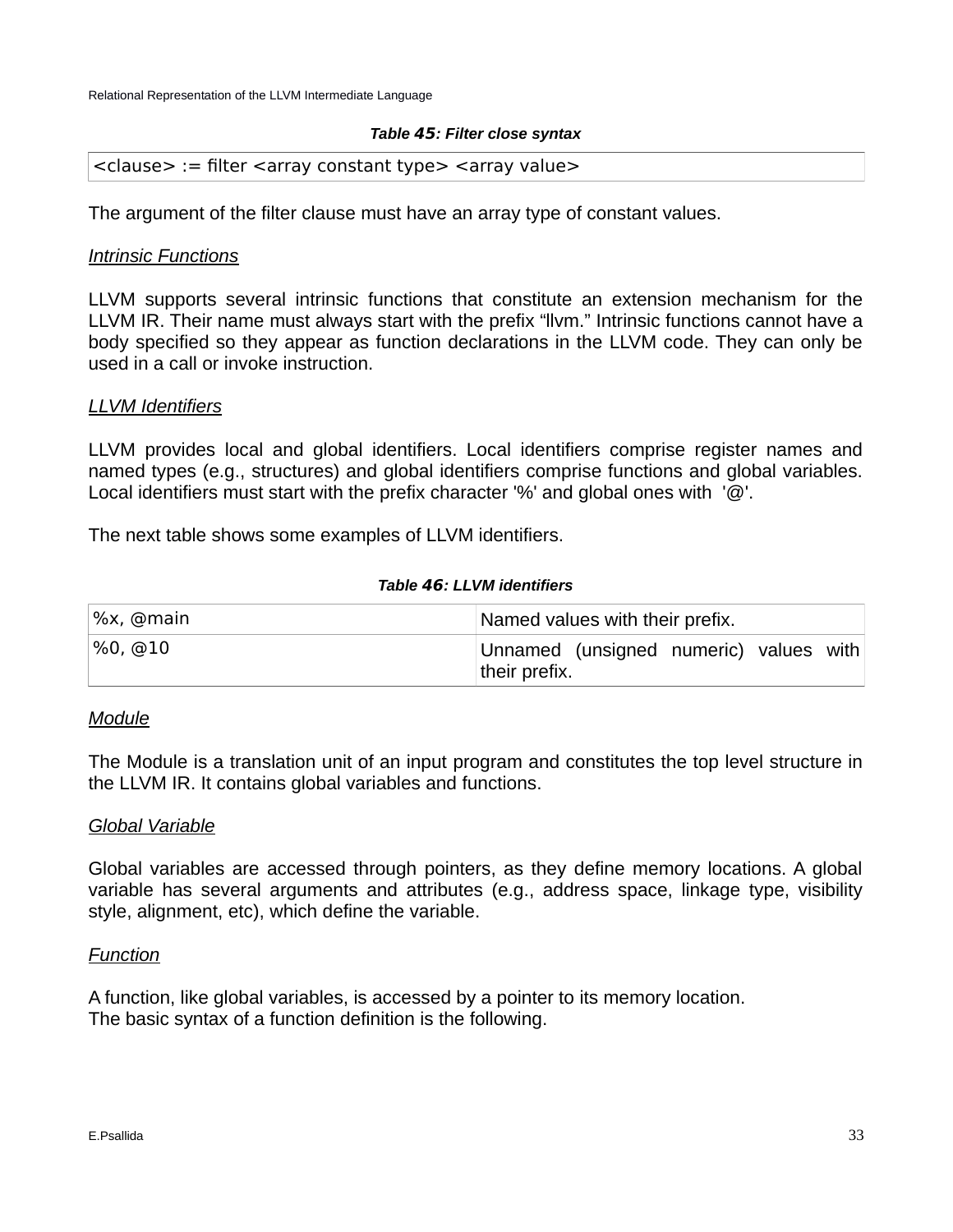**Table 45: Filter close syntax**

| <clause> := filter <array constant type> <array value> |
|---|

The argument of the filter clause must have an array type of constant values.

*Intrinsic Functions*

LLVM supports several intrinsic functions that constitute an extension mechanism for the LLVM IR. Their name must always start with the prefix "llvm." Intrinsic functions cannot have a body specified so they appear as function declarations in the LLVM code. They can only be used in a call or invoke instruction.

*LLVM Identifiers*

LLVM provides local and global identifiers. Local identifiers comprise register names and named types (e.g., structures) and global identifiers comprise functions and global variables. Local identifiers must start with the prefix character '%' and global ones with '@'.

The next table shows some examples of LLVM identifiers.

**Table 46: LLVM identifiers**

| | |
|---|---|
| %x, @main | Named values with their prefix. |
| %0, @10 | Unnamed (unsigned numeric) values with their prefix. |

*Module*

The Module is a translation unit of an input program and constitutes the top level structure in the LLVM IR. It contains global variables and functions.

*Global Variable*

Global variables are accessed through pointers, as they define memory locations. A global variable has several arguments and attributes (e.g., address space, linkage type, visibility style, alignment, etc), which define the variable.

*Function*

A function, like global variables, is accessed by a pointer to its memory location.
The basic syntax of a function definition is the following.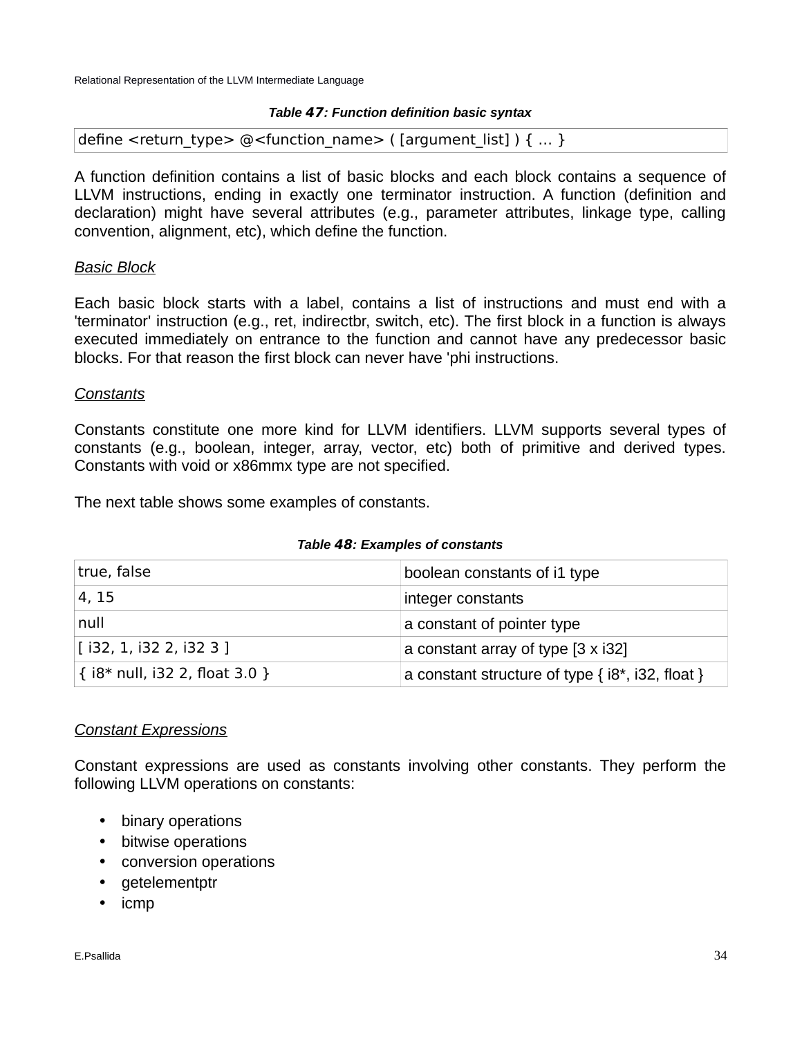**Table 47: Function definition basic syntax**

| define <return_type> @<function_name> ( [argument_list] ) { ... } |
|---|

A function definition contains a list of basic blocks and each block contains a sequence of LLVM instructions, ending in exactly one terminator instruction. A function (definition and declaration) might have several attributes (e.g., parameter attributes, linkage type, calling convention, alignment, etc), which define the function.

*Basic Block*

Each basic block starts with a label, contains a list of instructions and must end with a 'terminator' instruction (e.g., ret, indirectbr, switch, etc). The first block in a function is always executed immediately on entrance to the function and cannot have any predecessor basic blocks. For that reason the first block can never have 'phi instructions.

*Constants*

Constants constitute one more kind for LLVM identifiers. LLVM supports several types of constants (e.g., boolean, integer, array, vector, etc) both of primitive and derived types. Constants with void or x86mmx type are not specified.

The next table shows some examples of constants.

**Table 48: Examples of constants**

| | |
|---|---|
| true, false | boolean constants of i1 type |
| 4, 15 | integer constants |
| null | a constant of pointer type |
| [ i32, 1, i32 2, i32 3 ] | a constant array of type [3 x i32] |
| { i8* null, i32 2, float 3.0 } | a constant structure of type { i8*, i32, float } |

*Constant Expressions*

Constant expressions are used as constants involving other constants. They perform the following LLVM operations on constants:

- binary operations
- bitwise operations
- conversion operations
- getelementptr
- icmp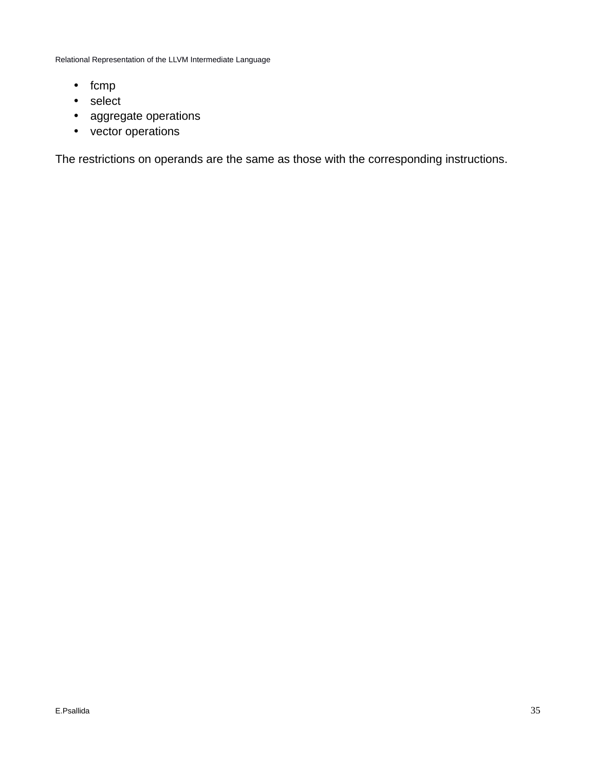- fcmp
- select
- aggregate operations
- vector operations

The restrictions on operands are the same as those with the corresponding instructions.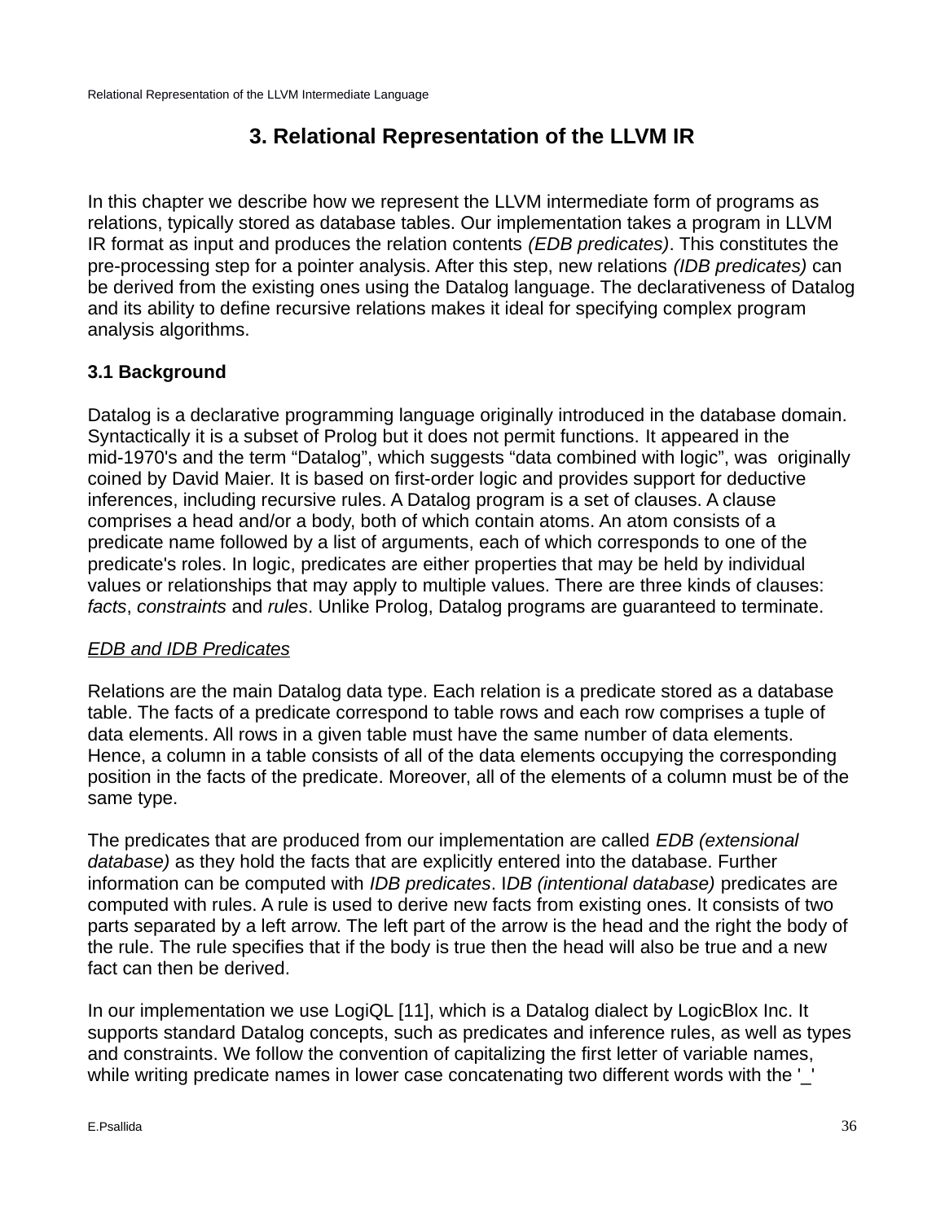## 3. Relational Representation of the LLVM IR

In this chapter we describe how we represent the LLVM intermediate form of programs as relations, typically stored as database tables. Our implementation takes a program in LLVM IR format as input and produces the relation contents *(EDB predicates)*. This constitutes the pre-processing step for a pointer analysis. After this step, new relations *(IDB predicates)* can be derived from the existing ones using the Datalog language. The declarativeness of Datalog and its ability to define recursive relations makes it ideal for specifying complex program analysis algorithms.

### 3.1 Background

Datalog is a declarative programming language originally introduced in the database domain. Syntactically it is a subset of Prolog but it does not permit functions. It appeared in the mid-1970's and the term “Datalog”, which suggests “data combined with logic”, was originally coined by David Maier. It is based on first-order logic and provides support for deductive inferences, including recursive rules. A Datalog program is a set of clauses. A clause comprises a head and/or a body, both of which contain atoms. An atom consists of a predicate name followed by a list of arguments, each of which corresponds to one of the predicate's roles. In logic, predicates are either properties that may be held by individual values or relationships that may apply to multiple values. There are three kinds of clauses: *facts*, *constraints* and *rules*. Unlike Prolog, Datalog programs are guaranteed to terminate.

*EDB and IDB Predicates*

Relations are the main Datalog data type. Each relation is a predicate stored as a database table. The facts of a predicate correspond to table rows and each row comprises a tuple of data elements. All rows in a given table must have the same number of data elements. Hence, a column in a table consists of all of the data elements occupying the corresponding position in the facts of the predicate. Moreover, all of the elements of a column must be of the same type.

The predicates that are produced from our implementation are called *EDB (extensional database)* as they hold the facts that are explicitly entered into the database. Further information can be computed with *IDB predicates*. I*DB (intentional database)* predicates are computed with rules. A rule is used to derive new facts from existing ones. It consists of two parts separated by a left arrow. The left part of the arrow is the head and the right the body of the rule. The rule specifies that if the body is true then the head will also be true and a new fact can then be derived.

In our implementation we use LogiQL [11], which is a Datalog dialect by LogicBlox Inc. It supports standard Datalog concepts, such as predicates and inference rules, as well as types and constraints. We follow the convention of capitalizing the first letter of variable names, while writing predicate names in lower case concatenating two different words with the '_'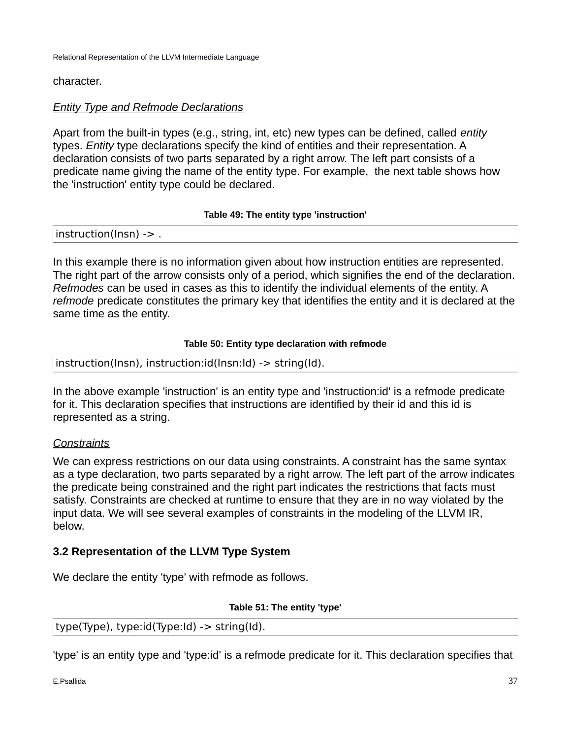character.

*Entity Type and Refmode Declarations*

Apart from the built-in types (e.g., string, int, etc) new types can be defined, called *entity* types. *Entity* type declarations specify the kind of entities and their representation. A declaration consists of two parts separated by a right arrow. The left part consists of a predicate name giving the name of the entity type. For example, the next table shows how the 'instruction' entity type could be declared.

**Table 49: The entity type 'instruction'**

```
instruction(Insn) -> .
```

In this example there is no information given about how instruction entities are represented. The right part of the arrow consists only of a period, which signifies the end of the declaration. *Refmodes* can be used in cases as this to identify the individual elements of the entity. A *refmode* predicate constitutes the primary key that identifies the entity and it is declared at the same time as the entity.

**Table 50: Entity type declaration with refmode**

```
instruction(Insn), instruction:id(Insn:Id) -> string(Id).
```

In the above example 'instruction' is an entity type and 'instruction:id' is a refmode predicate for it. This declaration specifies that instructions are identified by their id and this id is represented as a string.

*Constraints*

We can express restrictions on our data using constraints. A constraint has the same syntax as a type declaration, two parts separated by a right arrow. The left part of the arrow indicates the predicate being constrained and the right part indicates the restrictions that facts must satisfy. Constraints are checked at runtime to ensure that they are in no way violated by the input data. We will see several examples of constraints in the modeling of the LLVM IR, below.

### 3.2 Representation of the LLVM Type System

We declare the entity 'type' with refmode as follows.

**Table 51: The entity 'type'**

```
type(Type), type:id(Type:Id) -> string(Id).
```

'type' is an entity type and 'type:id' is a refmode predicate for it. This declaration specifies that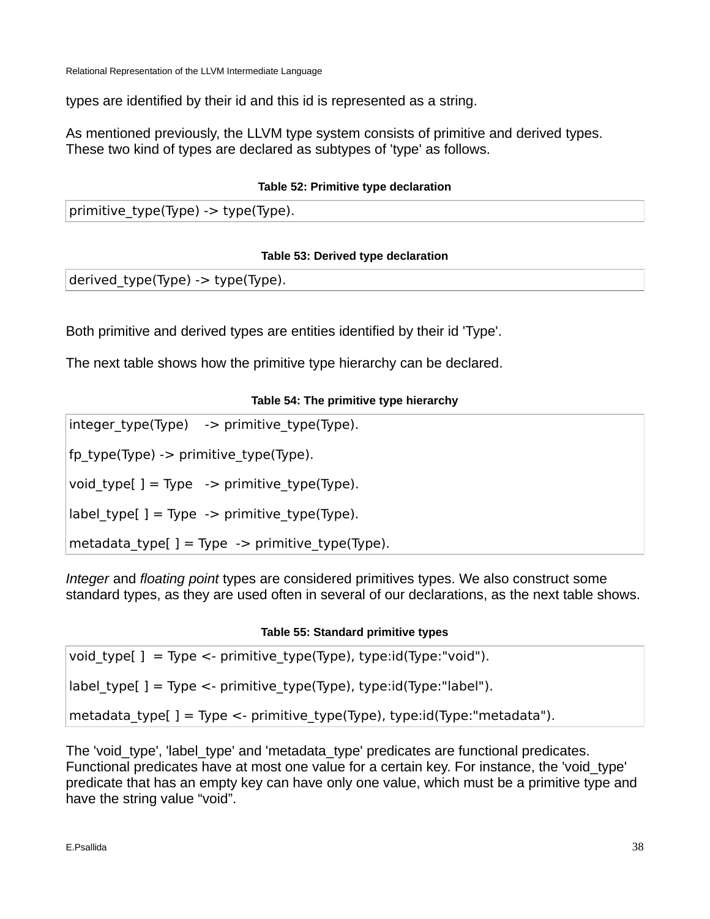types are identified by their id and this id is represented as a string.

As mentioned previously, the LLVM type system consists of primitive and derived types. These two kind of types are declared as subtypes of 'type' as follows.

**Table 52: Primitive type declaration**

```
primitive_type(Type) -> type(Type).
```

**Table 53: Derived type declaration**

```
derived_type(Type) -> type(Type).
```

Both primitive and derived types are entities identified by their id 'Type'.

The next table shows how the primitive type hierarchy can be declared.

**Table 54: The primitive type hierarchy**

```
integer_type(Type)    -> primitive_type(Type).

fp_type(Type) -> primitive_type(Type).

void_type[ ] = Type   -> primitive_type(Type).

label_type[ ] = Type  -> primitive_type(Type).

metadata_type[ ] = Type  -> primitive_type(Type).
```

*Integer* and *floating point* types are considered primitives types. We also construct some standard types, as they are used often in several of our declarations, as the next table shows.

**Table 55: Standard primitive types**

```
void_type[ ]  = Type <- primitive_type(Type), type:id(Type:"void").

label_type[ ] = Type <- primitive_type(Type), type:id(Type:"label").

metadata_type[ ] = Type <- primitive_type(Type), type:id(Type:"metadata").
```

The 'void_type', 'label_type' and 'metadata_type' predicates are functional predicates. Functional predicates have at most one value for a certain key. For instance, the 'void_type' predicate that has an empty key can have only one value, which must be a primitive type and have the string value “void”.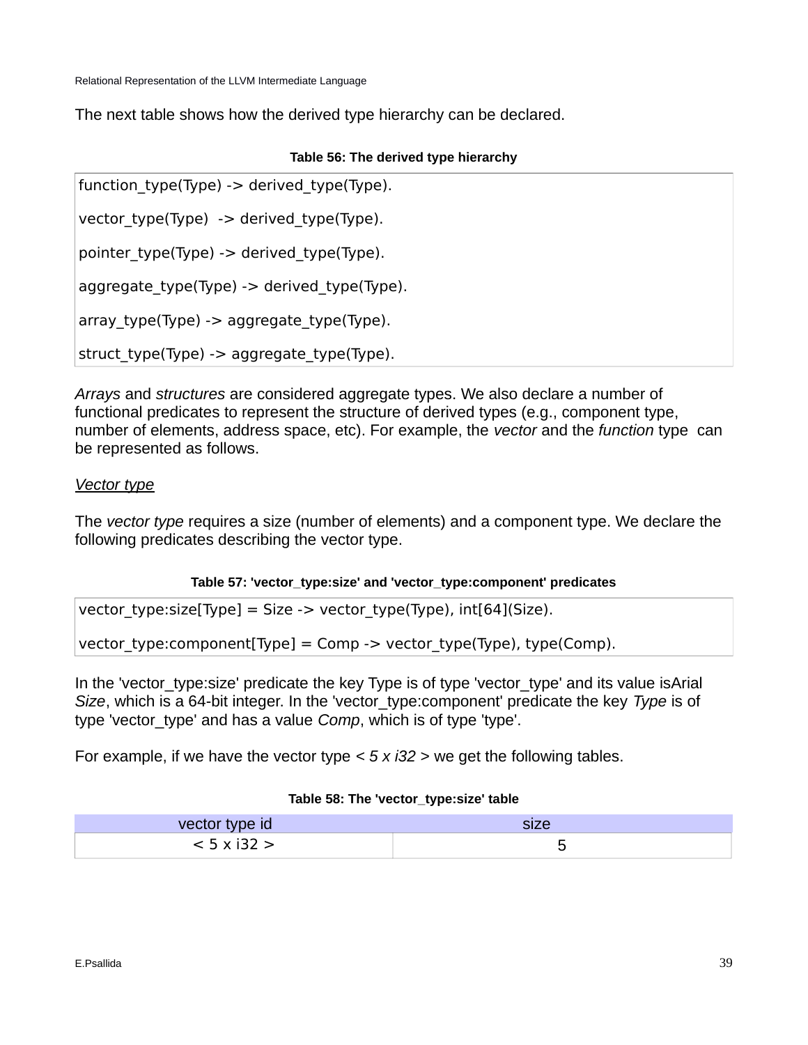The next table shows how the derived type hierarchy can be declared.

**Table 56: The derived type hierarchy**

```
function_type(Type) -> derived_type(Type).

vector_type(Type)  -> derived_type(Type).

pointer_type(Type) -> derived_type(Type).

aggregate_type(Type) -> derived_type(Type).

array_type(Type) -> aggregate_type(Type).

struct_type(Type) -> aggregate_type(Type).
```

*Arrays* and *structures* are considered aggregate types. We also declare a number of functional predicates to represent the structure of derived types (e.g., component type, number of elements, address space, etc). For example, the *vector* and the *function* type can be represented as follows.

*Vector type*

The *vector type* requires a size (number of elements) and a component type. We declare the following predicates describing the vector type.

**Table 57: 'vector_type:size' and 'vector_type:component' predicates**

```
vector_type:size[Type] = Size -> vector_type(Type), int[64](Size).

vector_type:component[Type] = Comp -> vector_type(Type), type(Comp).
```

In the 'vector_type:size' predicate the key Type is of type 'vector_type' and its value isArial *Size*, which is a 64-bit integer. In the 'vector_type:component' predicate the key *Type* is of type 'vector_type' and has a value *Comp*, which is of type 'type'.

For example, if we have the vector type *< 5 x i32 >* we get the following tables.

**Table 58: The 'vector_type:size' table**

| vector type id | size |
| --- | --- |
| < 5 x i32 > | 5 |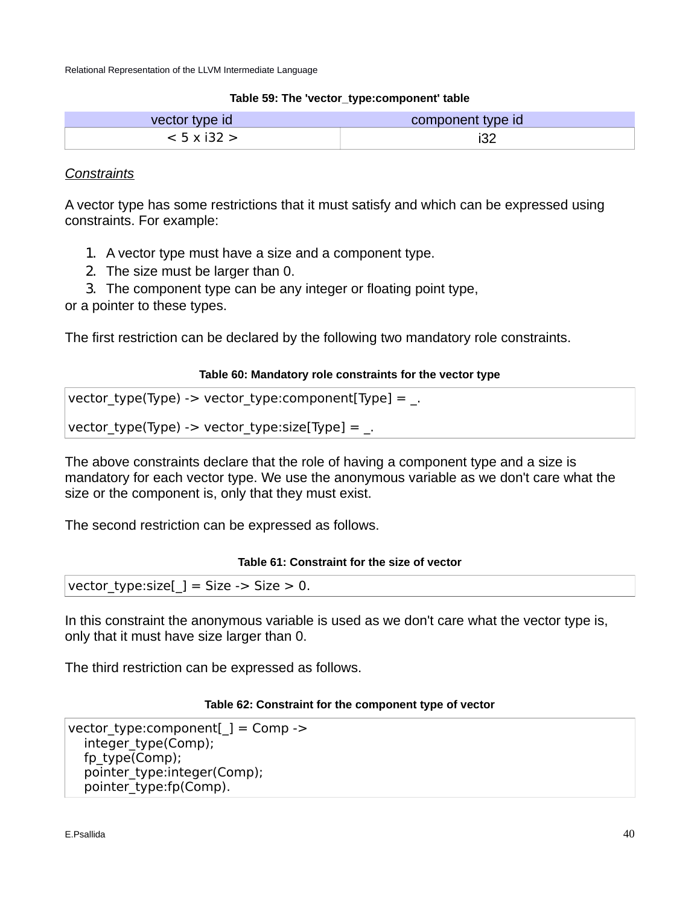**Table 59: The 'vector_type:component' table**

| vector type id | component type id |
| --- | --- |
| < 5 x i32 > | i32 |

*Constraints*

A vector type has some restrictions that it must satisfy and which can be expressed using constraints. For example:

1. A vector type must have a size and a component type.
2. The size must be larger than 0.
3. The component type can be any integer or floating point type,

or a pointer to these types.

The first restriction can be declared by the following two mandatory role constraints.

**Table 60: Mandatory role constraints for the vector type**

```
vector_type(Type) -> vector_type:component[Type] = _.

vector_type(Type) -> vector_type:size[Type] = _.
```

The above constraints declare that the role of having a component type and a size is mandatory for each vector type. We use the anonymous variable as we don't care what the size or the component is, only that they must exist.

The second restriction can be expressed as follows.

**Table 61: Constraint for the size of vector**

```
vector_type:size[_] = Size -> Size > 0.
```

In this constraint the anonymous variable is used as we don't care what the vector type is, only that it must have size larger than 0.

The third restriction can be expressed as follows.

**Table 62: Constraint for the component type of vector**

```
vector_type:component[_] = Comp ->
   integer_type(Comp);
   fp_type(Comp);
   pointer_type:integer(Comp);
   pointer_type:fp(Comp).
```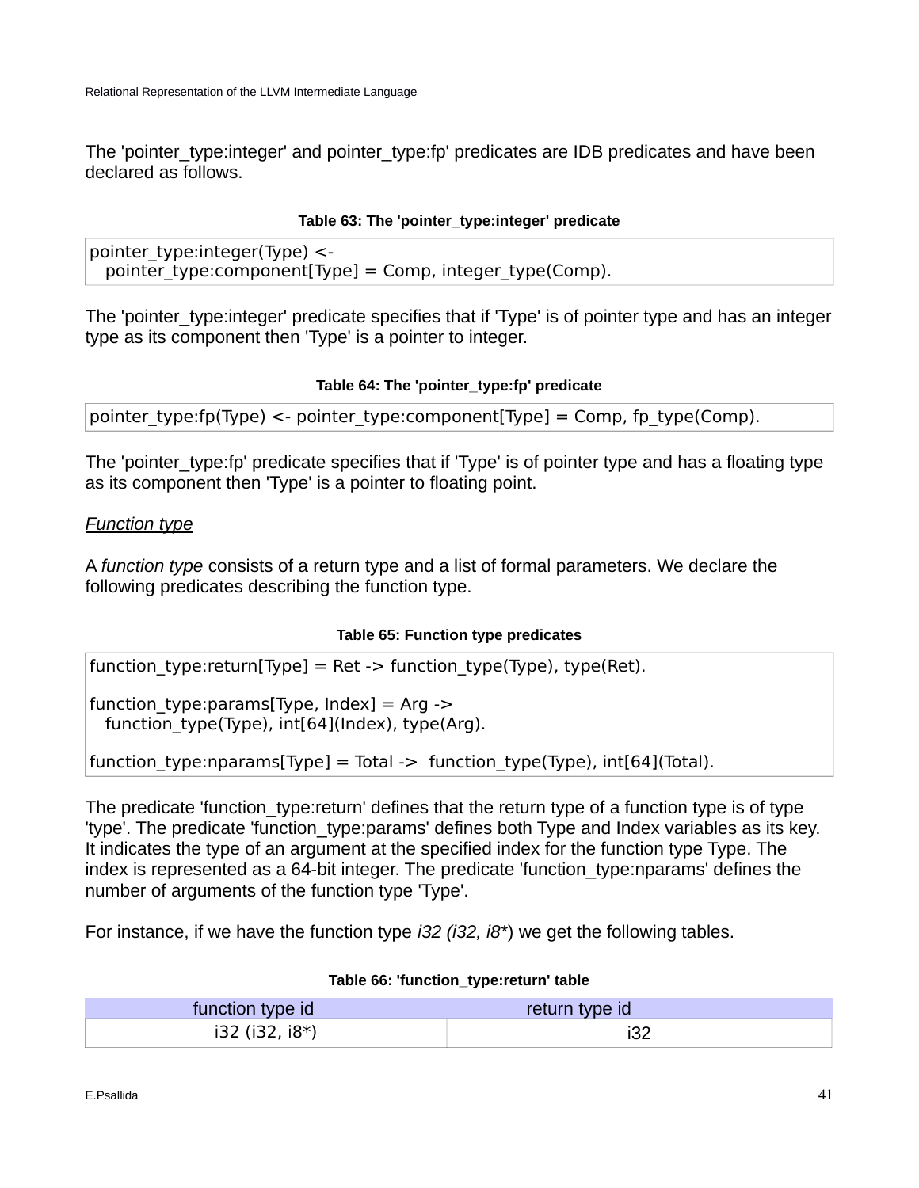The 'pointer_type:integer' and pointer_type:fp' predicates are IDB predicates and have been declared as follows.

**Table 63: The 'pointer_type:integer' predicate**

```
pointer_type:integer(Type) <-
   pointer_type:component[Type] = Comp, integer_type(Comp).
```

The 'pointer_type:integer' predicate specifies that if 'Type' is of pointer type and has an integer type as its component then 'Type' is a pointer to integer.

**Table 64: The 'pointer_type:fp' predicate**

```
pointer_type:fp(Type) <- pointer_type:component[Type] = Comp, fp_type(Comp).
```

The 'pointer_type:fp' predicate specifies that if 'Type' is of pointer type and has a floating type as its component then 'Type' is a pointer to floating point.

*Function type*

A *function type* consists of a return type and a list of formal parameters. We declare the following predicates describing the function type.

**Table 65: Function type predicates**

```
function_type:return[Type] = Ret -> function_type(Type), type(Ret).

function_type:params[Type, Index] = Arg ->
   function_type(Type), int[64](Index), type(Arg).

function_type:nparams[Type] = Total ->  function_type(Type), int[64](Total).
```

The predicate 'function_type:return' defines that the return type of a function type is of type 'type'. The predicate 'function_type:params' defines both Type and Index variables as its key. It indicates the type of an argument at the specified index for the function type Type. The index is represented as a 64-bit integer. The predicate 'function_type:nparams' defines the number of arguments of the function type 'Type'.

For instance, if we have the function type *i32 (i32, i8\**) we get the following tables.

**Table 66: 'function_type:return' table**

| function type id | return type id |
|---|---|
| i32 (i32, i8*) | i32 |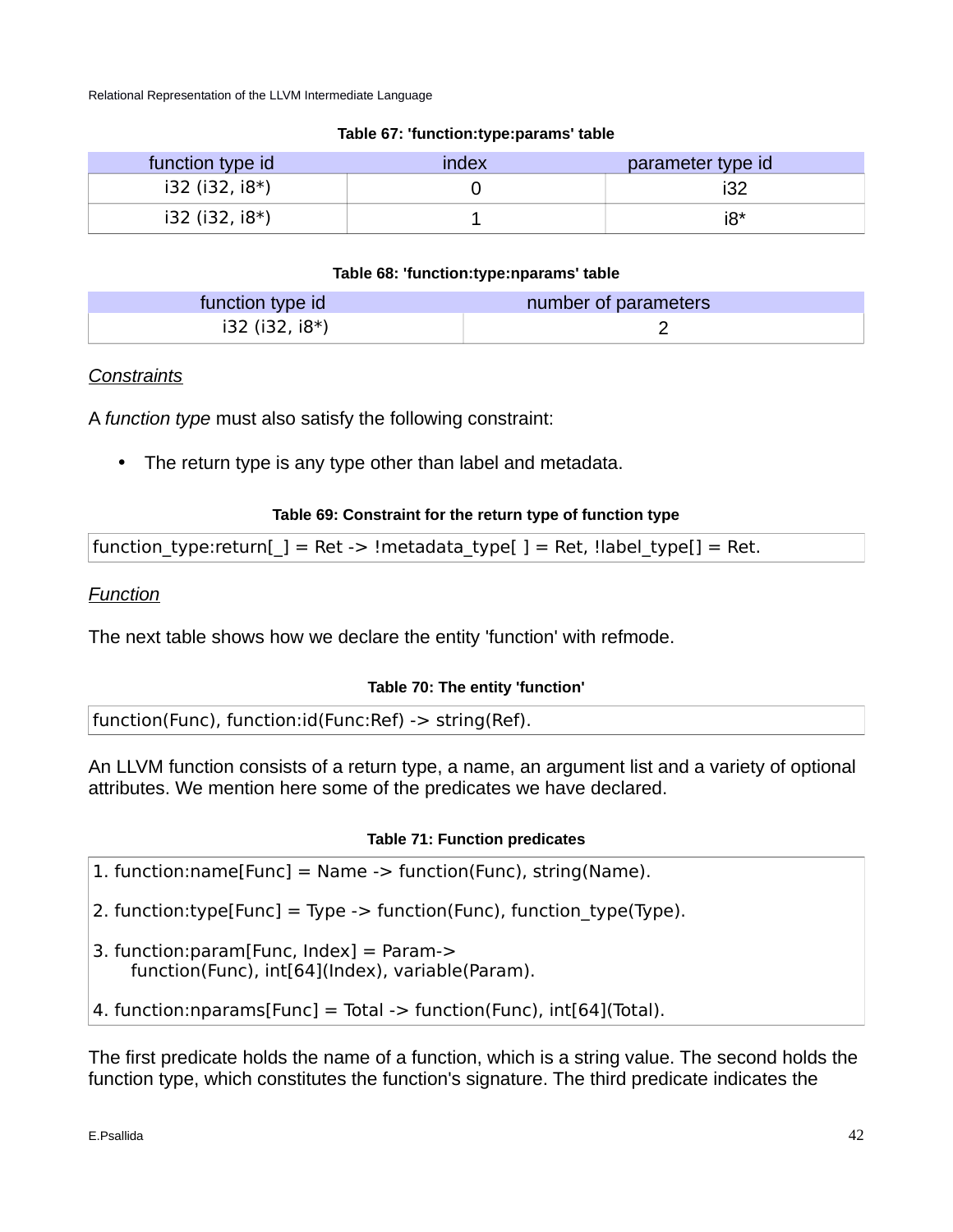**Table 67: 'function:type:params' table**

| function type id | index | parameter type id |
|---|---|---|
| i32 (i32, i8*) | 0 | i32 |
| i32 (i32, i8*) | 1 | i8* |

**Table 68: 'function:type:nparams' table**

| function type id | number of parameters |
|---|---|
| i32 (i32, i8*) | 2 |

*Constraints*

A *function type* must also satisfy the following constraint:

- The return type is any type other than label and metadata.

**Table 69: Constraint for the return type of function type**

```
function_type:return[_] = Ret -> !metadata_type[ ] = Ret, !label_type[] = Ret.
```

*Function*

The next table shows how we declare the entity 'function' with refmode.

**Table 70: The entity 'function'**

```
function(Func), function:id(Func:Ref) -> string(Ref).
```

An LLVM function consists of a return type, a name, an argument list and a variety of optional attributes. We mention here some of the predicates we have declared.

**Table 71: Function predicates**

```
1. function:name[Func] = Name -> function(Func), string(Name).

2. function:type[Func] = Type -> function(Func), function_type(Type).

3. function:param[Func, Index] = Param->
      function(Func), int[64](Index), variable(Param).

4. function:nparams[Func] = Total -> function(Func), int[64](Total).
```

The first predicate holds the name of a function, which is a string value. The second holds the function type, which constitutes the function's signature. The third predicate indicates the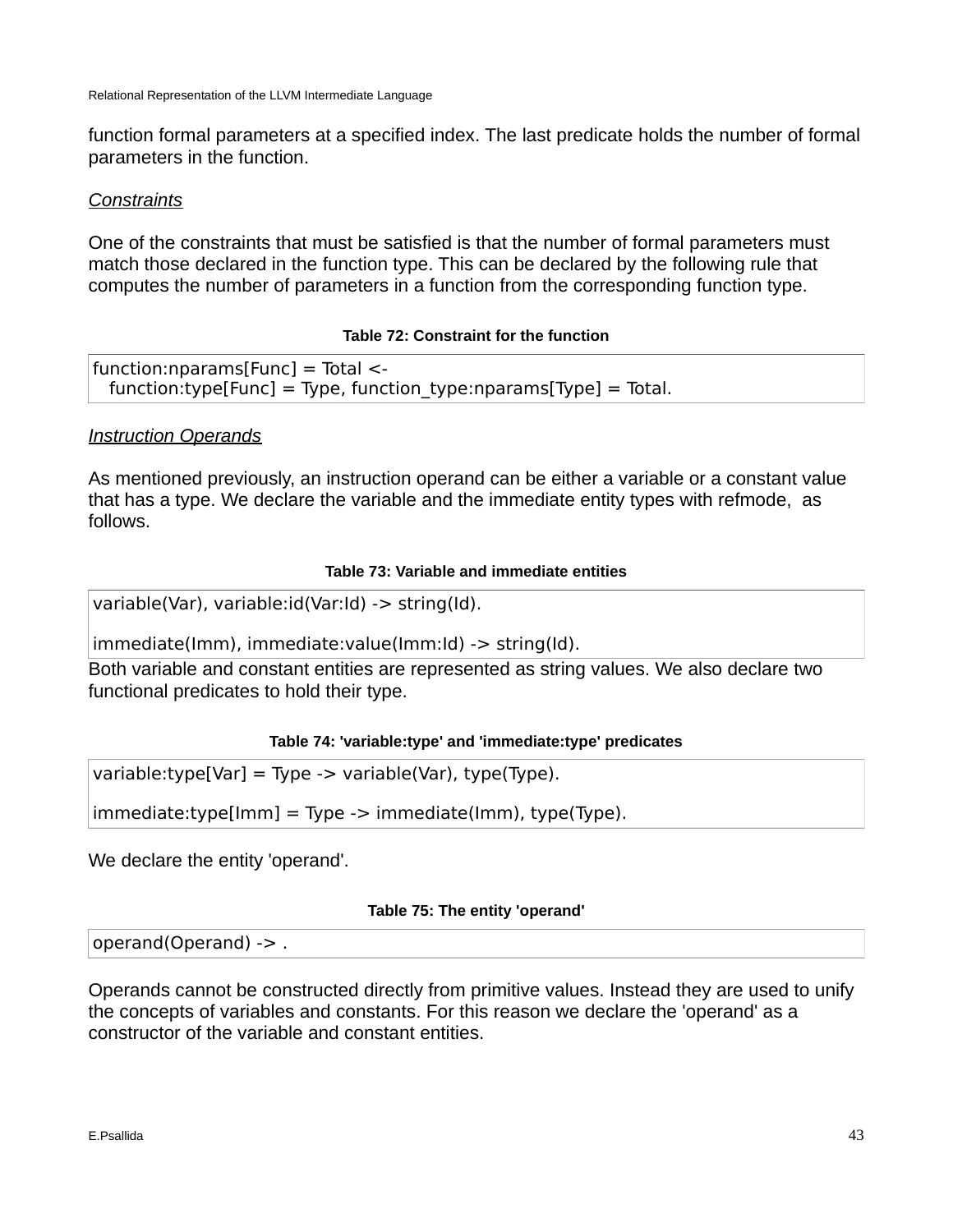function formal parameters at a specified index. The last predicate holds the number of formal parameters in the function.

*Constraints*

One of the constraints that must be satisfied is that the number of formal parameters must match those declared in the function type. This can be declared by the following rule that computes the number of parameters in a function from the corresponding function type.

**Table 72: Constraint for the function**

```
function:nparams[Func] = Total <-
   function:type[Func] = Type, function_type:nparams[Type] = Total.
```

*Instruction Operands*

As mentioned previously, an instruction operand can be either a variable or a constant value that has a type. We declare the variable and the immediate entity types with refmode, as follows.

**Table 73: Variable and immediate entities**

```
variable(Var), variable:id(Var:Id) -> string(Id).

immediate(Imm), immediate:value(Imm:Id) -> string(Id).
```

Both variable and constant entities are represented as string values. We also declare two functional predicates to hold their type.

**Table 74: 'variable:type' and 'immediate:type' predicates**

```
variable:type[Var] = Type -> variable(Var), type(Type).

immediate:type[Imm] = Type -> immediate(Imm), type(Type).
```

We declare the entity 'operand'.

**Table 75: The entity 'operand'**

```
operand(Operand) -> .
```

Operands cannot be constructed directly from primitive values. Instead they are used to unify the concepts of variables and constants. For this reason we declare the 'operand' as a constructor of the variable and constant entities.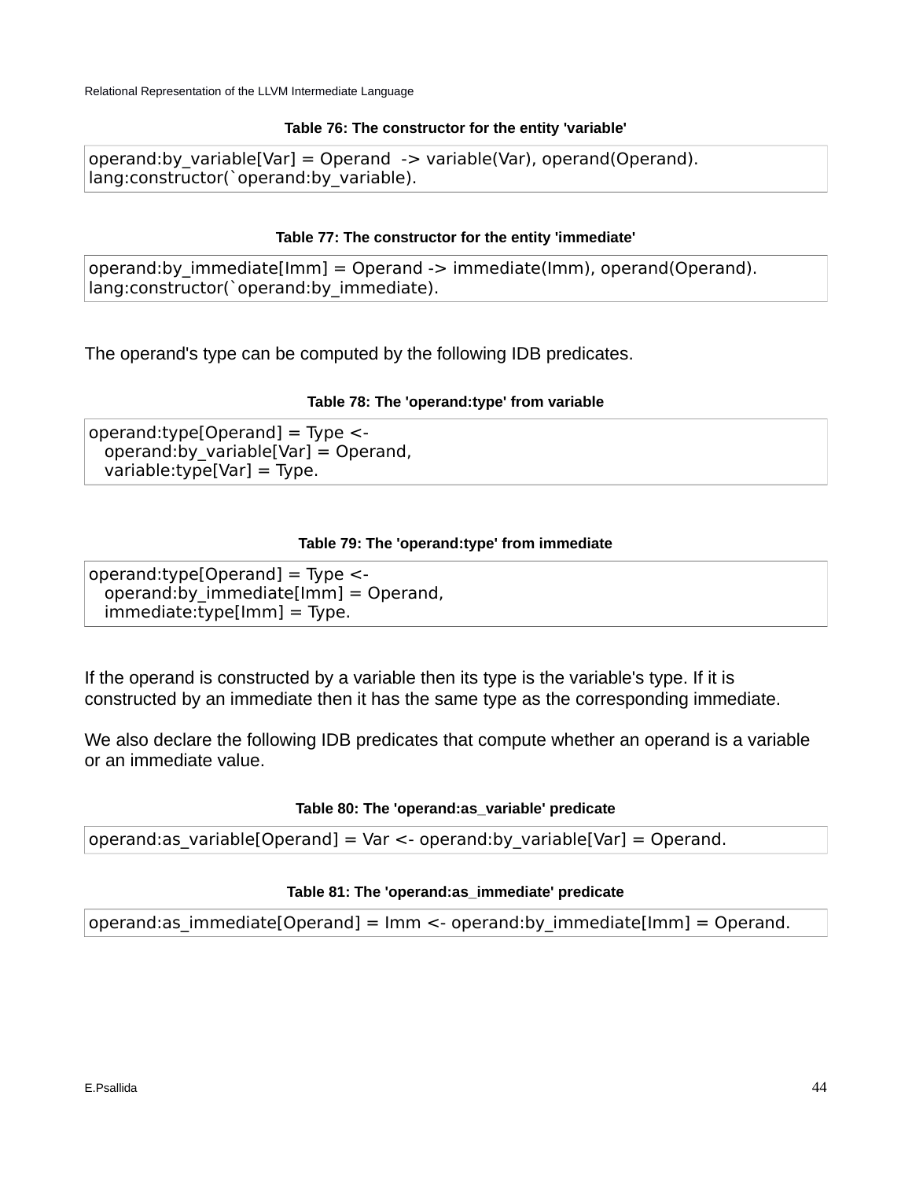**Table 76: The constructor for the entity 'variable'**

```
operand:by_variable[Var] = Operand  -> variable(Var), operand(Operand).
lang:constructor(`operand:by_variable).
```

**Table 77: The constructor for the entity 'immediate'**

```
operand:by_immediate[Imm] = Operand -> immediate(Imm), operand(Operand).
lang:constructor(`operand:by_immediate).
```

The operand's type can be computed by the following IDB predicates.

**Table 78: The 'operand:type' from variable**

```
operand:type[Operand] = Type <-
   operand:by_variable[Var] = Operand,
   variable:type[Var] = Type.
```

**Table 79: The 'operand:type' from immediate**

```
operand:type[Operand] = Type <-
   operand:by_immediate[Imm] = Operand,
   immediate:type[Imm] = Type.
```

If the operand is constructed by a variable then its type is the variable's type. If it is constructed by an immediate then it has the same type as the corresponding immediate.

We also declare the following IDB predicates that compute whether an operand is a variable or an immediate value.

**Table 80: The 'operand:as_variable' predicate**

```
operand:as_variable[Operand] = Var <- operand:by_variable[Var] = Operand.
```

**Table 81: The 'operand:as_immediate' predicate**

```
operand:as_immediate[Operand] = Imm <- operand:by_immediate[Imm] = Operand.
```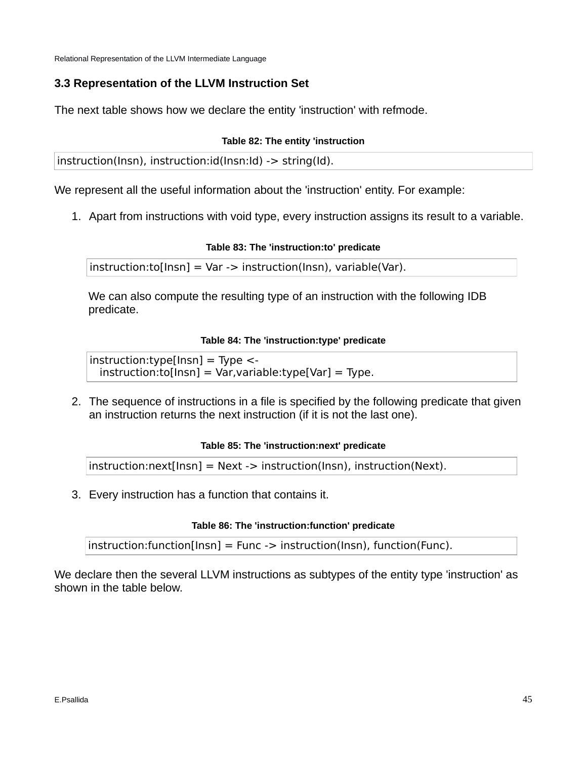### 3.3 Representation of the LLVM Instruction Set

The next table shows how we declare the entity 'instruction' with refmode.

**Table 82: The entity 'instruction**

```
instruction(Insn), instruction:id(Insn:Id) -> string(Id).
```

We represent all the useful information about the 'instruction' entity. For example:

1. Apart from instructions with void type, every instruction assigns its result to a variable.

   **Table 83: The 'instruction:to' predicate**

   ```
   instruction:to[Insn] = Var -> instruction(Insn), variable(Var).
   ```

   We can also compute the resulting type of an instruction with the following IDB predicate.

   **Table 84: The 'instruction:type' predicate**

   ```
   instruction:type[Insn] = Type <-
      instruction:to[Insn] = Var,variable:type[Var] = Type.
   ```

2. The sequence of instructions in a file is specified by the following predicate that given an instruction returns the next instruction (if it is not the last one).

   **Table 85: The 'instruction:next' predicate**

   ```
   instruction:next[Insn] = Next -> instruction(Insn), instruction(Next).
   ```

3. Every instruction has a function that contains it.

   **Table 86: The 'instruction:function' predicate**

   ```
   instruction:function[Insn] = Func -> instruction(Insn), function(Func).
   ```

We declare then the several LLVM instructions as subtypes of the entity type 'instruction' as shown in the table below.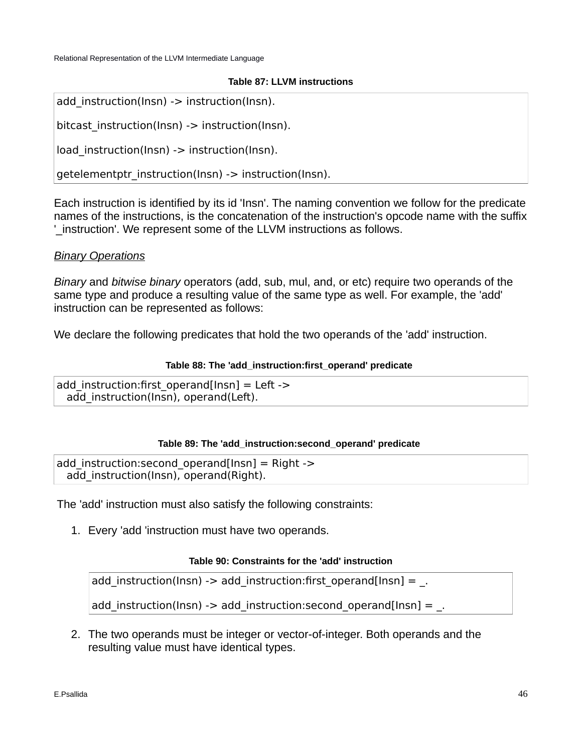**Table 87: LLVM instructions**

```
add_instruction(Insn) -> instruction(Insn).

bitcast_instruction(Insn) -> instruction(Insn).

load_instruction(Insn) -> instruction(Insn).

getelementptr_instruction(Insn) -> instruction(Insn).
```

Each instruction is identified by its id 'Insn'. The naming convention we follow for the predicate names of the instructions, is the concatenation of the instruction's opcode name with the suffix '_instruction'. We represent some of the LLVM instructions as follows.

*Binary Operations*

*Binary* and *bitwise binary* operators (add, sub, mul, and, or etc) require two operands of the same type and produce a resulting value of the same type as well. For example, the 'add' instruction can be represented as follows:

We declare the following predicates that hold the two operands of the 'add' instruction.

**Table 88: The 'add_instruction:first_operand' predicate**

```
add_instruction:first_operand[Insn] = Left ->
  add_instruction(Insn), operand(Left).
```

**Table 89: The 'add_instruction:second_operand' predicate**

```
add_instruction:second_operand[Insn] = Right ->
  add_instruction(Insn), operand(Right).
```

The 'add' instruction must also satisfy the following constraints:

1. Every 'add 'instruction must have two operands.

**Table 90: Constraints for the 'add' instruction**

```
add_instruction(Insn) -> add_instruction:first_operand[Insn] = _.

add_instruction(Insn) -> add_instruction:second_operand[Insn] = _.
```

2. The two operands must be integer or vector-of-integer. Both operands and the resulting value must have identical types.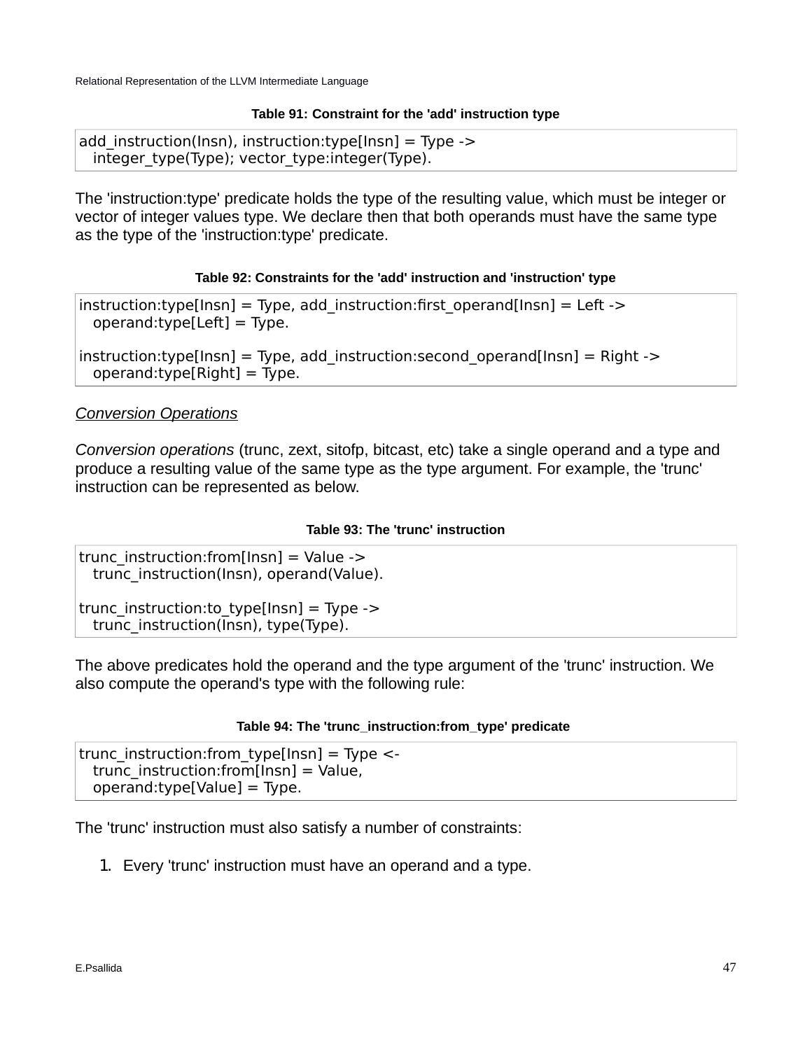**Table 91: Constraint for the 'add' instruction type**

```
add_instruction(Insn), instruction:type[Insn] = Type ->
  integer_type(Type); vector_type:integer(Type).
```

The 'instruction:type' predicate holds the type of the resulting value, which must be integer or vector of integer values type. We declare then that both operands must have the same type as the type of the 'instruction:type' predicate.

**Table 92: Constraints for the 'add' instruction and 'instruction' type**

```
instruction:type[Insn] = Type, add_instruction:first_operand[Insn] = Left ->
  operand:type[Left] = Type.

instruction:type[Insn] = Type, add_instruction:second_operand[Insn] = Right ->
  operand:type[Right] = Type.
```

*Conversion Operations*

*Conversion operations* (trunc, zext, sitofp, bitcast, etc) take a single operand and a type and produce a resulting value of the same type as the type argument. For example, the 'trunc' instruction can be represented as below.

**Table 93: The 'trunc' instruction**

```
trunc_instruction:from[Insn] = Value ->
  trunc_instruction(Insn), operand(Value).

trunc_instruction:to_type[Insn] = Type ->
  trunc_instruction(Insn), type(Type).
```

The above predicates hold the operand and the type argument of the 'trunc' instruction. We also compute the operand's type with the following rule:

**Table 94: The 'trunc_instruction:from_type' predicate**

```
trunc_instruction:from_type[Insn] = Type <-
  trunc_instruction:from[Insn] = Value,
  operand:type[Value] = Type.
```

The 'trunc' instruction must also satisfy a number of constraints:

1. Every 'trunc' instruction must have an operand and a type.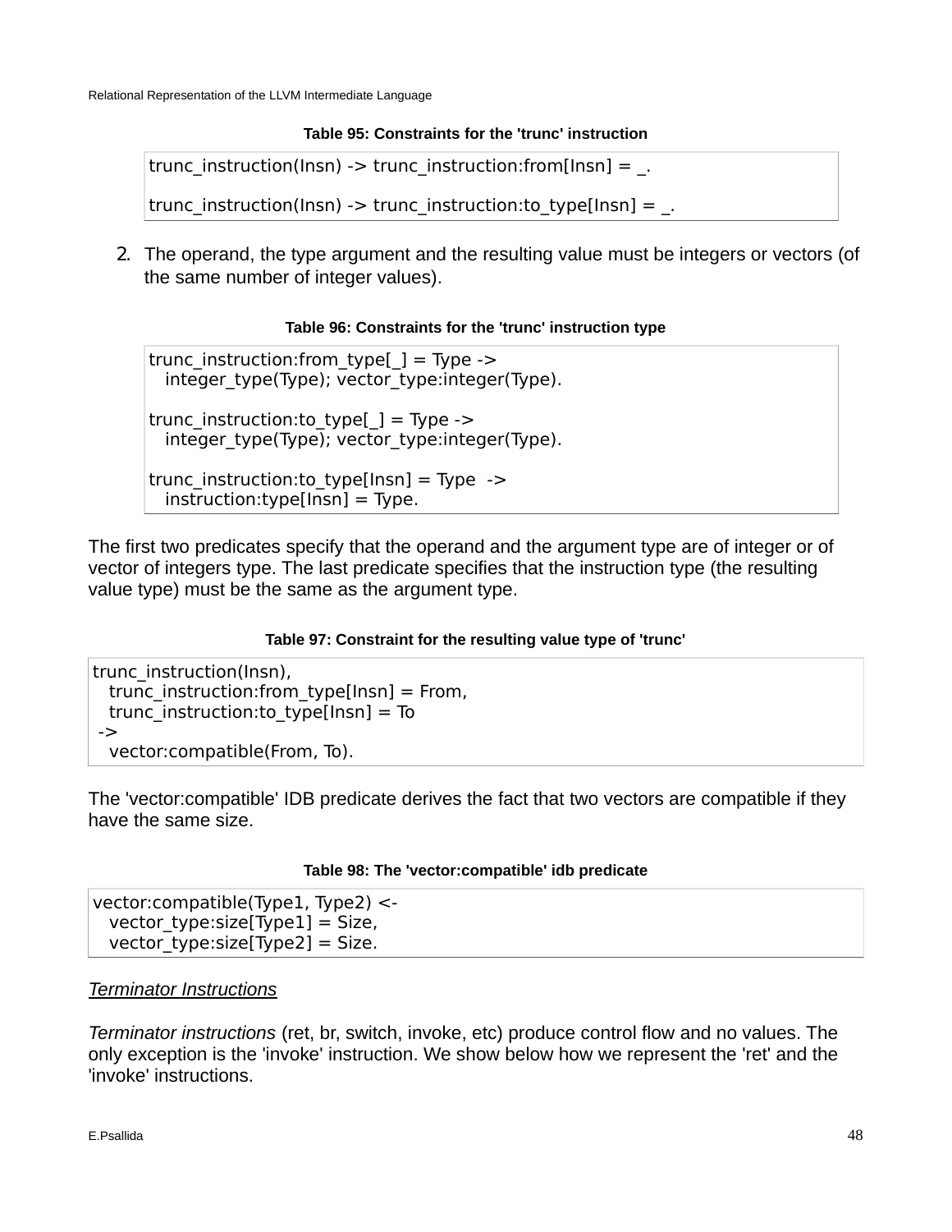**Table 95: Constraints for the 'trunc' instruction**

```
trunc_instruction(Insn) -> trunc_instruction:from[Insn] = _.

trunc_instruction(Insn) -> trunc_instruction:to_type[Insn] = _.
```

2. The operand, the type argument and the resulting value must be integers or vectors (of the same number of integer values).

**Table 96: Constraints for the 'trunc' instruction type**

```
trunc_instruction:from_type[_] = Type ->
   integer_type(Type); vector_type:integer(Type).

trunc_instruction:to_type[_] = Type ->
   integer_type(Type); vector_type:integer(Type).

trunc_instruction:to_type[Insn] = Type  ->
   instruction:type[Insn] = Type.
```

The first two predicates specify that the operand and the argument type are of integer or of vector of integers type. The last predicate specifies that the instruction type (the resulting value type) must be the same as the argument type.

**Table 97: Constraint for the resulting value type of 'trunc'**

```
trunc_instruction(Insn),
   trunc_instruction:from_type[Insn] = From,
   trunc_instruction:to_type[Insn] = To
 ->
   vector:compatible(From, To).
```

The 'vector:compatible' IDB predicate derives the fact that two vectors are compatible if they have the same size.

**Table 98: The 'vector:compatible' idb predicate**

```
vector:compatible(Type1, Type2) <-
   vector_type:size[Type1] = Size,
   vector_type:size[Type2] = Size.
```

*Terminator Instructions*

*Terminator instructions* (ret, br, switch, invoke, etc) produce control flow and no values. The only exception is the 'invoke' instruction. We show below how we represent the 'ret' and the 'invoke' instructions.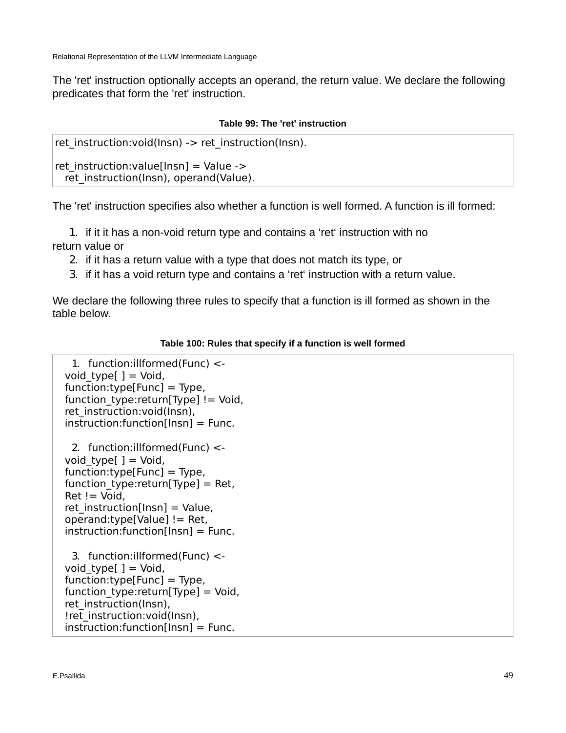The 'ret' instruction optionally accepts an operand, the return value. We declare the following predicates that form the 'ret' instruction.

**Table 99: The 'ret' instruction**

```
ret_instruction:void(Insn) -> ret_instruction(Insn).

ret_instruction:value[Insn] = Value ->
  ret_instruction(Insn), operand(Value).
```

The 'ret' instruction specifies also whether a function is well formed. A function is ill formed:

1. if it it has a non-void return type and contains a 'ret' instruction with no return value or
2. if it has a return value with a type that does not match its type, or
3. if it has a void return type and contains a 'ret' instruction with a return value.

We declare the following three rules to specify that a function is ill formed as shown in the table below.

**Table 100: Rules that specify if a function is well formed**

```
1. function:illformed(Func) <-
  void_type[ ] = Void,
  function:type[Func] = Type,
  function_type:return[Type] != Void,
  ret_instruction:void(Insn),
  instruction:function[Insn] = Func.

2. function:illformed(Func) <-
  void_type[ ] = Void,
  function:type[Func] = Type,
  function_type:return[Type] = Ret,
  Ret != Void,
  ret_instruction[Insn] = Value,
  operand:type[Value] != Ret,
  instruction:function[Insn] = Func.

3. function:illformed(Func) <-
  void_type[ ] = Void,
  function:type[Func] = Type,
  function_type:return[Type] = Void,
  ret_instruction(Insn),
  !ret_instruction:void(Insn),
  instruction:function[Insn] = Func.
```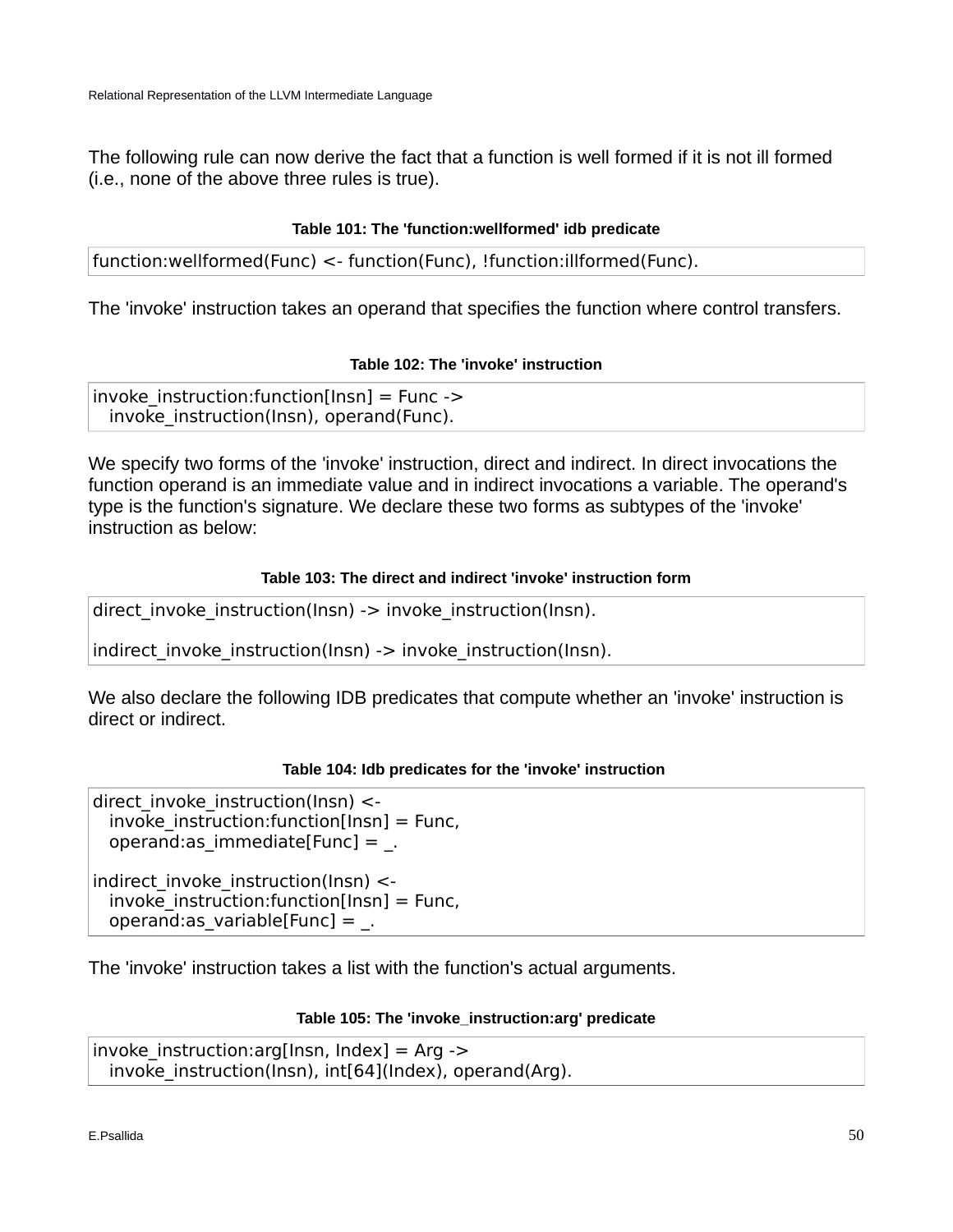The following rule can now derive the fact that a function is well formed if it is not ill formed (i.e., none of the above three rules is true).

**Table 101: The 'function:wellformed' idb predicate**

```
function:wellformed(Func) <- function(Func), !function:illformed(Func).
```

The 'invoke' instruction takes an operand that specifies the function where control transfers.

**Table 102: The 'invoke' instruction**

```
invoke_instruction:function[Insn] = Func ->
   invoke_instruction(Insn), operand(Func).
```

We specify two forms of the 'invoke' instruction, direct and indirect. In direct invocations the function operand is an immediate value and in indirect invocations a variable. The operand's type is the function's signature. We declare these two forms as subtypes of the 'invoke' instruction as below:

**Table 103: The direct and indirect 'invoke' instruction form**

```
direct_invoke_instruction(Insn) -> invoke_instruction(Insn).

indirect_invoke_instruction(Insn) -> invoke_instruction(Insn).
```

We also declare the following IDB predicates that compute whether an 'invoke' instruction is direct or indirect.

**Table 104: Idb predicates for the 'invoke' instruction**

```
direct_invoke_instruction(Insn) <-
   invoke_instruction:function[Insn] = Func,
   operand:as_immediate[Func] = _.

indirect_invoke_instruction(Insn) <-
   invoke_instruction:function[Insn] = Func,
   operand:as_variable[Func] = _.
```

The 'invoke' instruction takes a list with the function's actual arguments.

**Table 105: The 'invoke_instruction:arg' predicate**

```
invoke_instruction:arg[Insn, Index] = Arg ->
   invoke_instruction(Insn), int[64](Index), operand(Arg).
```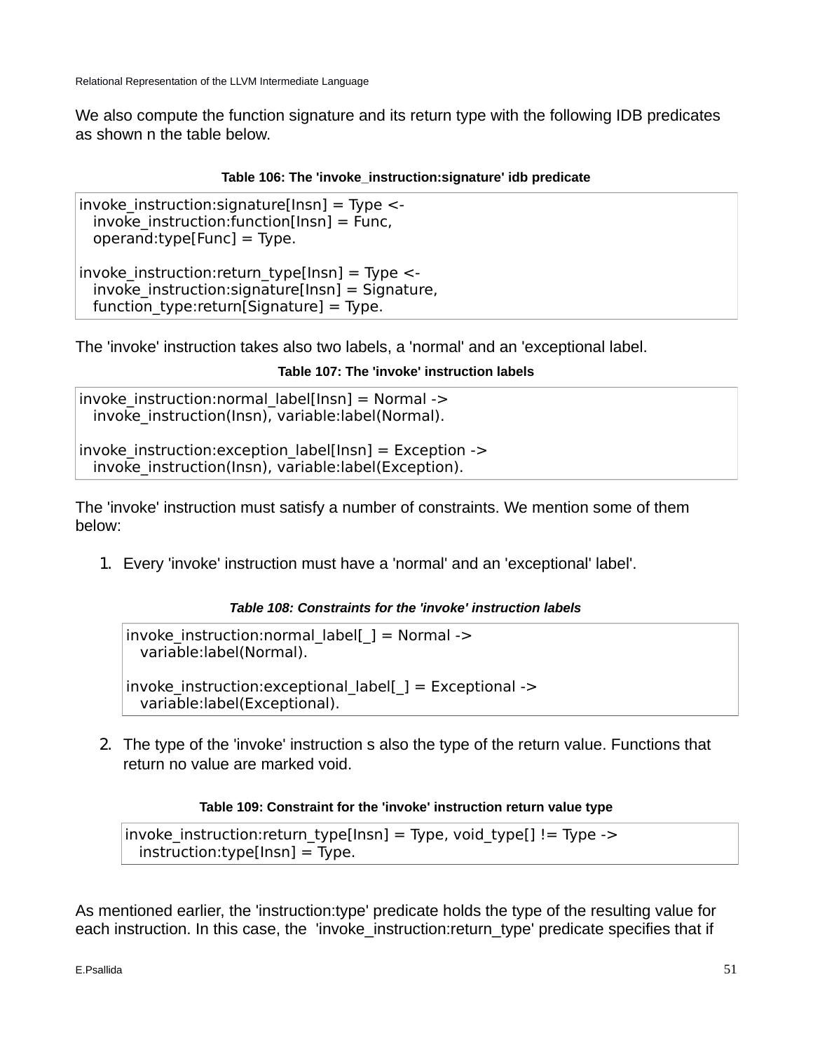We also compute the function signature and its return type with the following IDB predicates as shown n the table below.

**Table 106: The 'invoke_instruction:signature' idb predicate**

```
invoke_instruction:signature[Insn] = Type <-
   invoke_instruction:function[Insn] = Func,
   operand:type[Func] = Type.

invoke_instruction:return_type[Insn] = Type <-
   invoke_instruction:signature[Insn] = Signature,
   function_type:return[Signature] = Type.
```

The 'invoke' instruction takes also two labels, a 'normal' and an 'exceptional label.

**Table 107: The 'invoke' instruction labels**

```
invoke_instruction:normal_label[Insn] = Normal ->
   invoke_instruction(Insn), variable:label(Normal).

invoke_instruction:exception_label[Insn] = Exception ->
   invoke_instruction(Insn), variable:label(Exception).
```

The 'invoke' instruction must satisfy a number of constraints. We mention some of them below:

1. Every 'invoke' instruction must have a 'normal' and an 'exceptional' label'.

***Table 108: Constraints for the 'invoke' instruction labels***

```
invoke_instruction:normal_label[_] = Normal ->
   variable:label(Normal).

invoke_instruction:exceptional_label[_] = Exceptional ->
   variable:label(Exceptional).
```

2. The type of the 'invoke' instruction s also the type of the return value. Functions that return no value are marked void.

**Table 109: Constraint for the 'invoke' instruction return value type**

```
invoke_instruction:return_type[Insn] = Type, void_type[] != Type ->
   instruction:type[Insn] = Type.
```

As mentioned earlier, the 'instruction:type' predicate holds the type of the resulting value for each instruction. In this case, the 'invoke_instruction:return_type' predicate specifies that if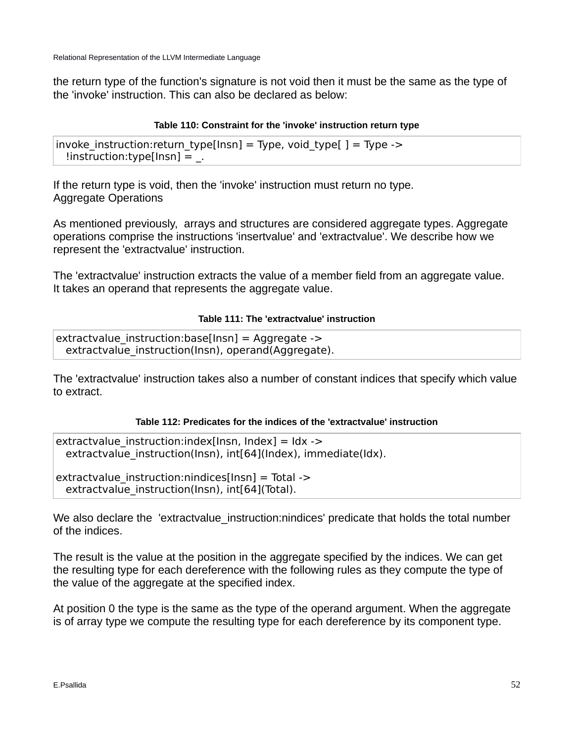the return type of the function's signature is not void then it must be the same as the type of the 'invoke' instruction. This can also be declared as below:

**Table 110: Constraint for the 'invoke' instruction return type**

```
invoke_instruction:return_type[Insn] = Type, void_type[ ] = Type ->
  !instruction:type[Insn] = _.
```

If the return type is void, then the 'invoke' instruction must return no type.

Aggregate Operations

As mentioned previously, arrays and structures are considered aggregate types. Aggregate operations comprise the instructions 'insertvalue' and 'extractvalue'. We describe how we represent the 'extractvalue' instruction.

The 'extractvalue' instruction extracts the value of a member field from an aggregate value. It takes an operand that represents the aggregate value.

**Table 111: The 'extractvalue' instruction**

```
extractvalue_instruction:base[Insn] = Aggregate ->
  extractvalue_instruction(Insn), operand(Aggregate).
```

The 'extractvalue' instruction takes also a number of constant indices that specify which value to extract.

**Table 112: Predicates for the indices of the 'extractvalue' instruction**

```
extractvalue_instruction:index[Insn, Index] = Idx ->
  extractvalue_instruction(Insn), int[64](Index), immediate(Idx).

extractvalue_instruction:nindices[Insn] = Total ->
  extractvalue_instruction(Insn), int[64](Total).
```

We also declare the 'extractvalue_instruction:nindices' predicate that holds the total number of the indices.

The result is the value at the position in the aggregate specified by the indices. We can get the resulting type for each dereference with the following rules as they compute the type of the value of the aggregate at the specified index.

At position 0 the type is the same as the type of the operand argument. When the aggregate is of array type we compute the resulting type for each dereference by its component type.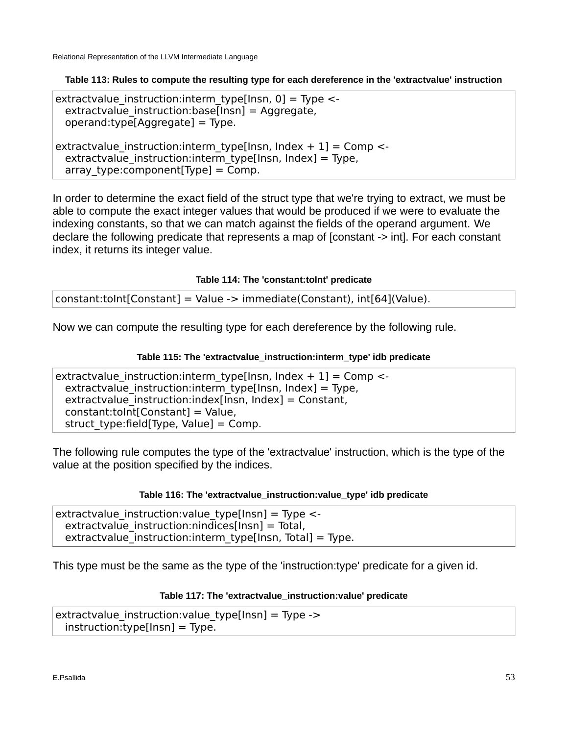**Table 113: Rules to compute the resulting type for each dereference in the 'extractvalue' instruction**

```
extractvalue_instruction:interm_type[Insn, 0] = Type <-
  extractvalue_instruction:base[Insn] = Aggregate,
  operand:type[Aggregate] = Type.

extractvalue_instruction:interm_type[Insn, Index + 1] = Comp <-
  extractvalue_instruction:interm_type[Insn, Index] = Type,
  array_type:component[Type] = Comp.
```

In order to determine the exact field of the struct type that we're trying to extract, we must be able to compute the exact integer values that would be produced if we were to evaluate the indexing constants, so that we can match against the fields of the operand argument. We declare the following predicate that represents a map of [constant -> int]. For each constant index, it returns its integer value.

**Table 114: The 'constant:toInt' predicate**

```
constant:toInt[Constant] = Value -> immediate(Constant), int[64](Value).
```

Now we can compute the resulting type for each dereference by the following rule.

**Table 115: The 'extractvalue_instruction:interm_type' idb predicate**

```
extractvalue_instruction:interm_type[Insn, Index + 1] = Comp <-
  extractvalue_instruction:interm_type[Insn, Index] = Type,
  extractvalue_instruction:index[Insn, Index] = Constant,
  constant:toInt[Constant] = Value,
  struct_type:field[Type, Value] = Comp.
```

The following rule computes the type of the 'extractvalue' instruction, which is the type of the value at the position specified by the indices.

**Table 116: The 'extractvalue_instruction:value_type' idb predicate**

```
extractvalue_instruction:value_type[Insn] = Type <-
  extractvalue_instruction:nindices[Insn] = Total,
  extractvalue_instruction:interm_type[Insn, Total] = Type.
```

This type must be the same as the type of the 'instruction:type' predicate for a given id.

**Table 117: The 'extractvalue_instruction:value' predicate**

```
extractvalue_instruction:value_type[Insn] = Type ->
  instruction:type[Insn] = Type.
```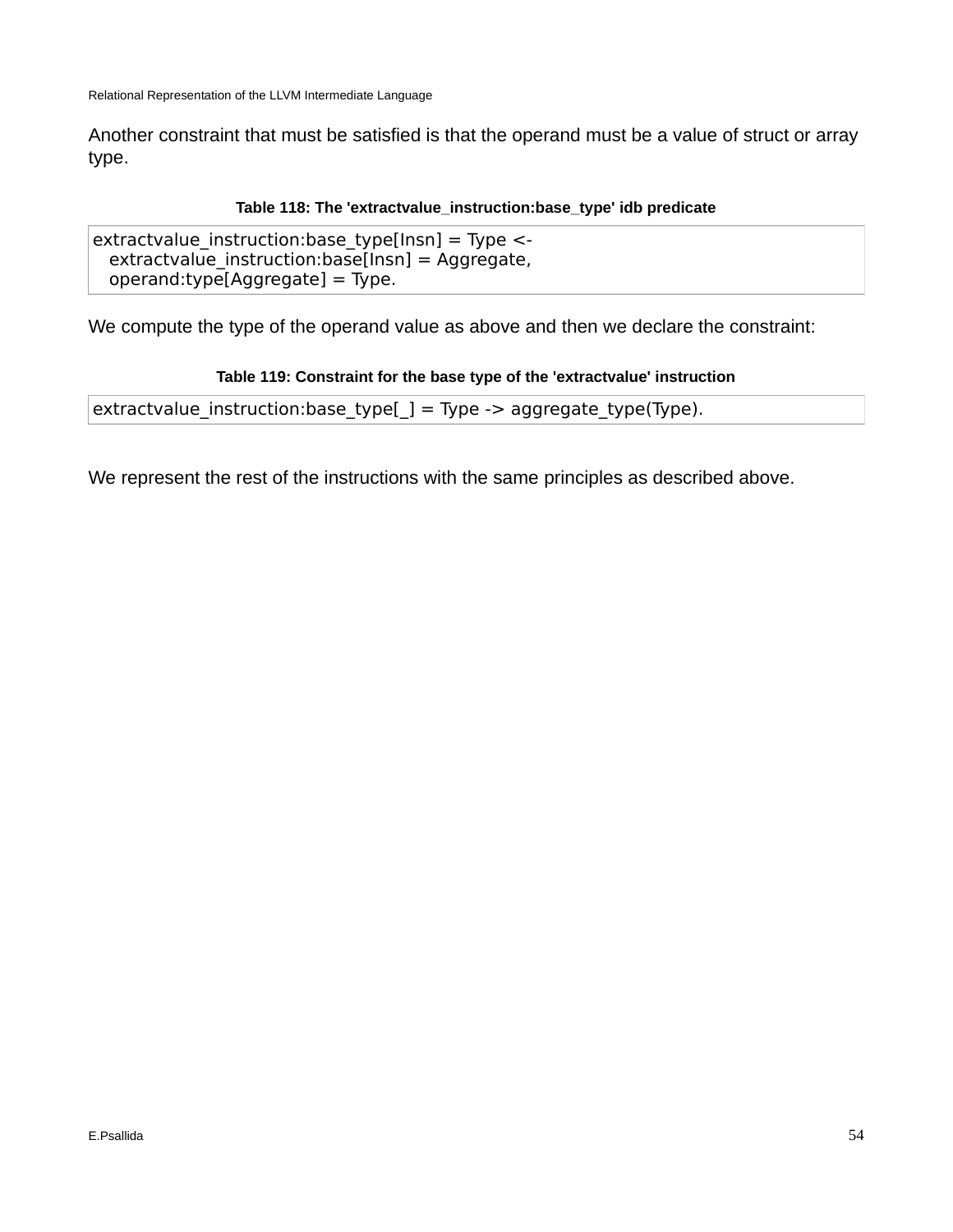Another constraint that must be satisfied is that the operand must be a value of struct or array type.

**Table 118: The 'extractvalue_instruction:base_type' idb predicate**

```
extractvalue_instruction:base_type[Insn] = Type <-
  extractvalue_instruction:base[Insn] = Aggregate,
  operand:type[Aggregate] = Type.
```

We compute the type of the operand value as above and then we declare the constraint:

**Table 119: Constraint for the base type of the 'extractvalue' instruction**

```
extractvalue_instruction:base_type[_] = Type -> aggregate_type(Type).
```

We represent the rest of the instructions with the same principles as described above.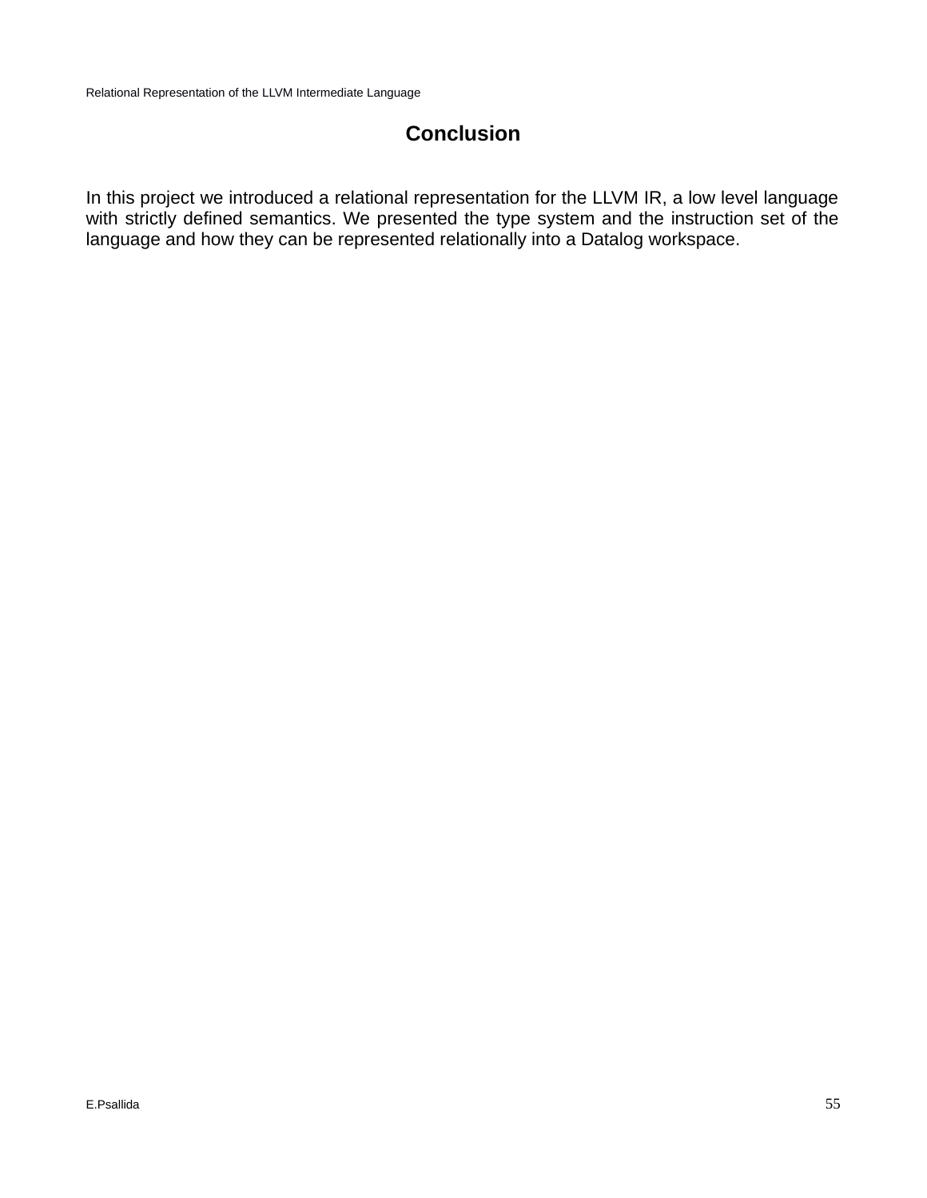# Conclusion

In this project we introduced a relational representation for the LLVM IR, a low level language with strictly defined semantics. We presented the type system and the instruction set of the language and how they can be represented relationally into a Datalog workspace.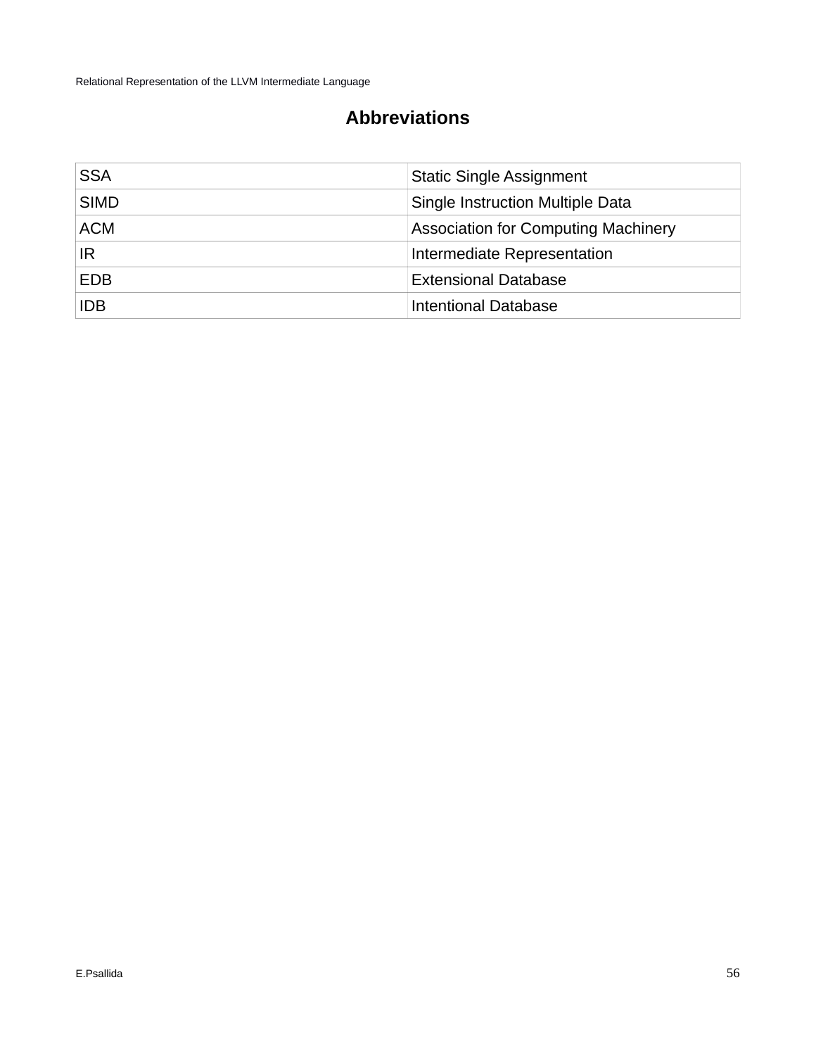# Abbreviations

| | |
|---|---|
| SSA | Static Single Assignment |
| SIMD | Single Instruction Multiple Data |
| ACM | Association for Computing Machinery |
| IR | Intermediate Representation |
| EDB | Extensional Database |
| IDB | Intentional Database |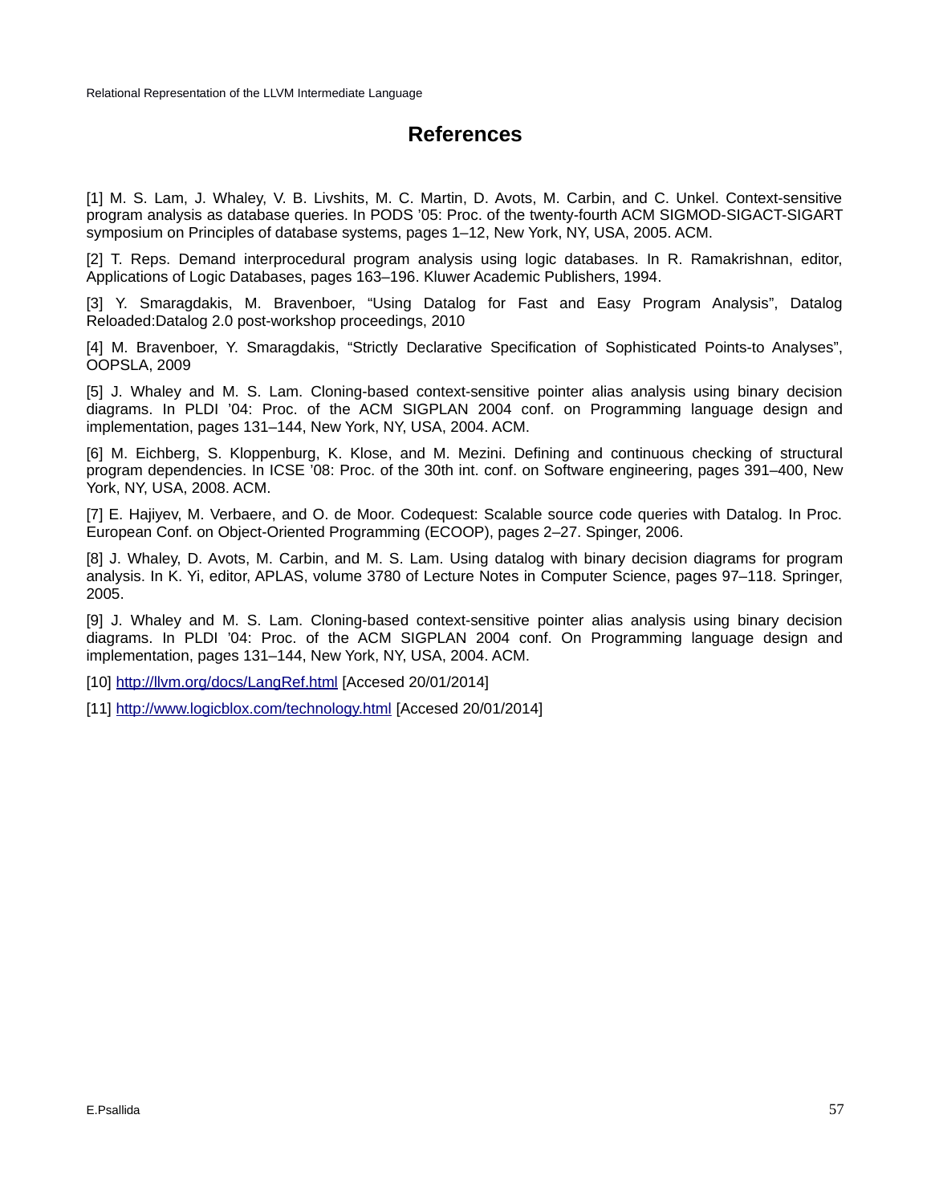# References

[1] M. S. Lam, J. Whaley, V. B. Livshits, M. C. Martin, D. Avots, M. Carbin, and C. Unkel. Context-sensitive program analysis as database queries. In PODS '05: Proc. of the twenty-fourth ACM SIGMOD-SIGACT-SIGART symposium on Principles of database systems, pages 1–12, New York, NY, USA, 2005. ACM.

[2] T. Reps. Demand interprocedural program analysis using logic databases. In R. Ramakrishnan, editor, Applications of Logic Databases, pages 163–196. Kluwer Academic Publishers, 1994.

[3] Y. Smaragdakis, M. Bravenboer, "Using Datalog for Fast and Easy Program Analysis", Datalog Reloaded:Datalog 2.0 post-workshop proceedings, 2010

[4] M. Bravenboer, Y. Smaragdakis, "Strictly Declarative Specification of Sophisticated Points-to Analyses", OOPSLA, 2009

[5] J. Whaley and M. S. Lam. Cloning-based context-sensitive pointer alias analysis using binary decision diagrams. In PLDI '04: Proc. of the ACM SIGPLAN 2004 conf. on Programming language design and implementation, pages 131–144, New York, NY, USA, 2004. ACM.

[6] M. Eichberg, S. Kloppenburg, K. Klose, and M. Mezini. Defining and continuous checking of structural program dependencies. In ICSE '08: Proc. of the 30th int. conf. on Software engineering, pages 391–400, New York, NY, USA, 2008. ACM.

[7] E. Hajiyev, M. Verbaere, and O. de Moor. Codequest: Scalable source code queries with Datalog. In Proc. European Conf. on Object-Oriented Programming (ECOOP), pages 2–27. Spinger, 2006.

[8] J. Whaley, D. Avots, M. Carbin, and M. S. Lam. Using datalog with binary decision diagrams for program analysis. In K. Yi, editor, APLAS, volume 3780 of Lecture Notes in Computer Science, pages 97–118. Springer, 2005.

[9] J. Whaley and M. S. Lam. Cloning-based context-sensitive pointer alias analysis using binary decision diagrams. In PLDI '04: Proc. of the ACM SIGPLAN 2004 conf. On Programming language design and implementation, pages 131–144, New York, NY, USA, 2004. ACM.

[10] http://llvm.org/docs/LangRef.html [Accesed 20/01/2014]

[11] http://www.logicblox.com/technology.html [Accesed 20/01/2014]